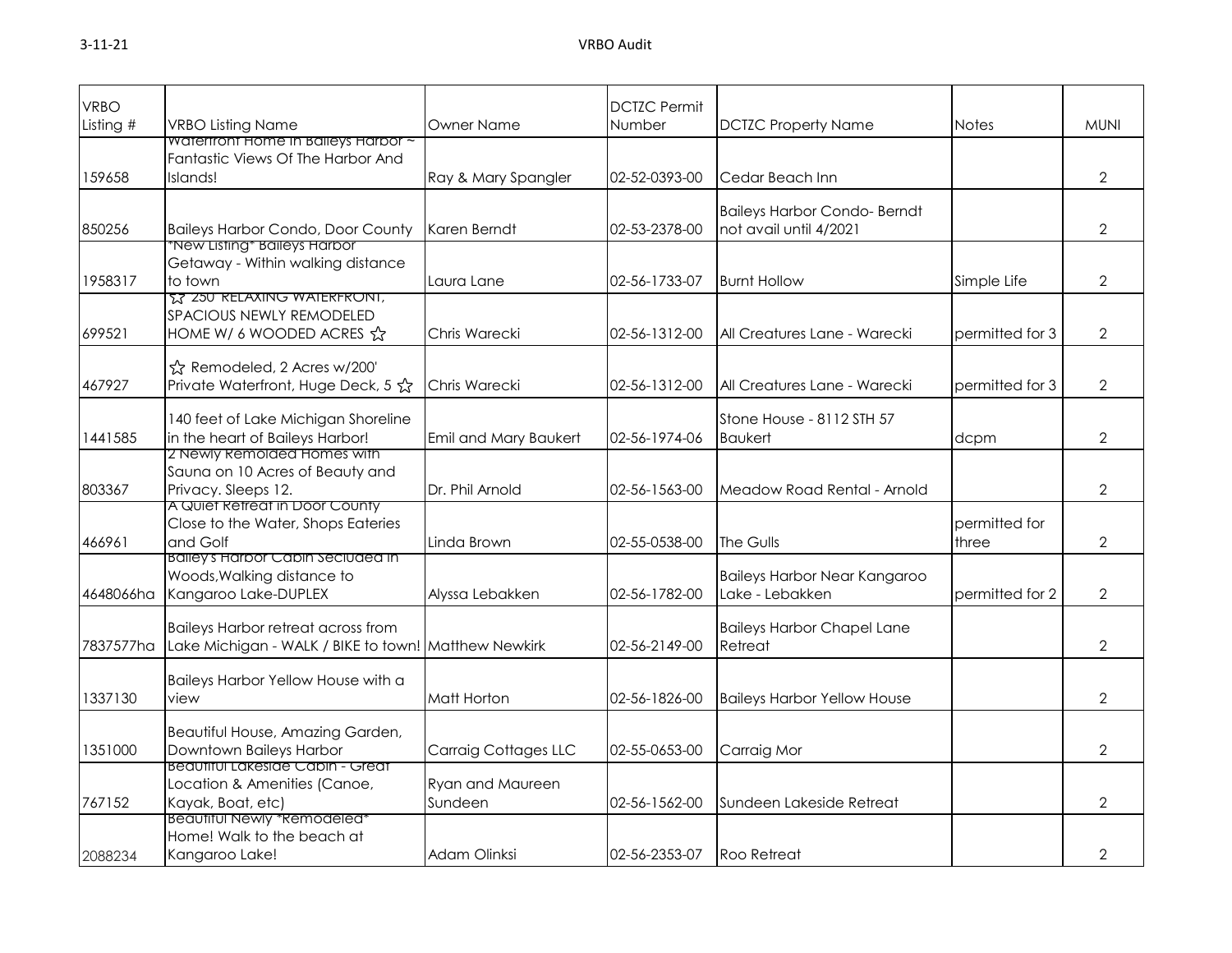| VRBO Listing # | VRBO Listing Name | Owner Name | DCTZC Permit Number | DCTZC Property Name | Notes | MUNI |
|---|---|---|---|---|---|---|
| 159658 | Waterfront Home in Baileys Harbor ~ Fantastic Views Of The Harbor And Islands! | Ray & Mary Spangler | 02-52-0393-00 | Cedar Beach Inn | | 2 |
| 850256 | Baileys Harbor Condo, Door County | Karen Berndt | 02-53-2378-00 | Baileys Harbor Condo- Berndt not avail until 4/2021 | | 2 |
| 1958317 | *New Listing* Baileys Harbor Getaway - Within walking distance to town | Laura Lane | 02-56-1733-07 | Burnt Hollow | Simple Life | 2 |
| 699521 | ☆ 250' RELAXING WATERFRONT, SPACIOUS NEWLY REMODELED HOME W/ 6 WOODED ACRES ☆ | Chris Warecki | 02-56-1312-00 | All Creatures Lane - Warecki | permitted for 3 | 2 |
| 467927 | ☆ Remodeled, 2 Acres w/200' Private Waterfront, Huge Deck, 5 ☆ | Chris Warecki | 02-56-1312-00 | All Creatures Lane - Warecki | permitted for 3 | 2 |
| 1441585 | 140 feet of Lake Michigan Shoreline in the heart of Baileys Harbor! | Emil and Mary Baukert | 02-56-1974-06 | Stone House - 8112 STH 57 Baukert | dcpm | 2 |
| 803367 | 2 Newly Remolded Homes with Sauna on 10 Acres of Beauty and Privacy. Sleeps 12. | Dr. Phil Arnold | 02-56-1563-00 | Meadow Road Rental - Arnold | | 2 |
| 466961 | A Quiet Retreat in Door County Close to the Water, Shops Eateries and Golf | Linda Brown | 02-55-0538-00 | The Gulls | permitted for three | 2 |
| 4648066ha | Bailey's Harbor Cabin Secluded in Woods,Walking distance to Kangaroo Lake-DUPLEX | Alyssa Lebakken | 02-56-1782-00 | Baileys Harbor Near Kangaroo Lake - Lebakken | permitted for 2 | 2 |
| 7837577ha | Baileys Harbor retreat across from Lake Michigan - WALK / BIKE to town! | Matthew Newkirk | 02-56-2149-00 | Baileys Harbor Chapel Lane Retreat | | 2 |
| 1337130 | Baileys Harbor Yellow House with a view | Matt Horton | 02-56-1826-00 | Baileys Harbor Yellow House | | 2 |
| 1351000 | Beautiful House, Amazing Garden, Downtown Baileys Harbor | Carraig Cottages LLC | 02-55-0653-00 | Carraig Mor | | 2 |
| 767152 | Beautiful Lakeside Cabin - Great Location & Amenities (Canoe, Kayak, Boat, etc) | Ryan and Maureen Sundeen | 02-56-1562-00 | Sundeen Lakeside Retreat | | 2 |
| 2088234 | Beautiful Newly *Remodeled* Home! Walk to the beach at Kangaroo Lake! | Adam Olinksi | 02-56-2353-07 | Roo Retreat | | 2 |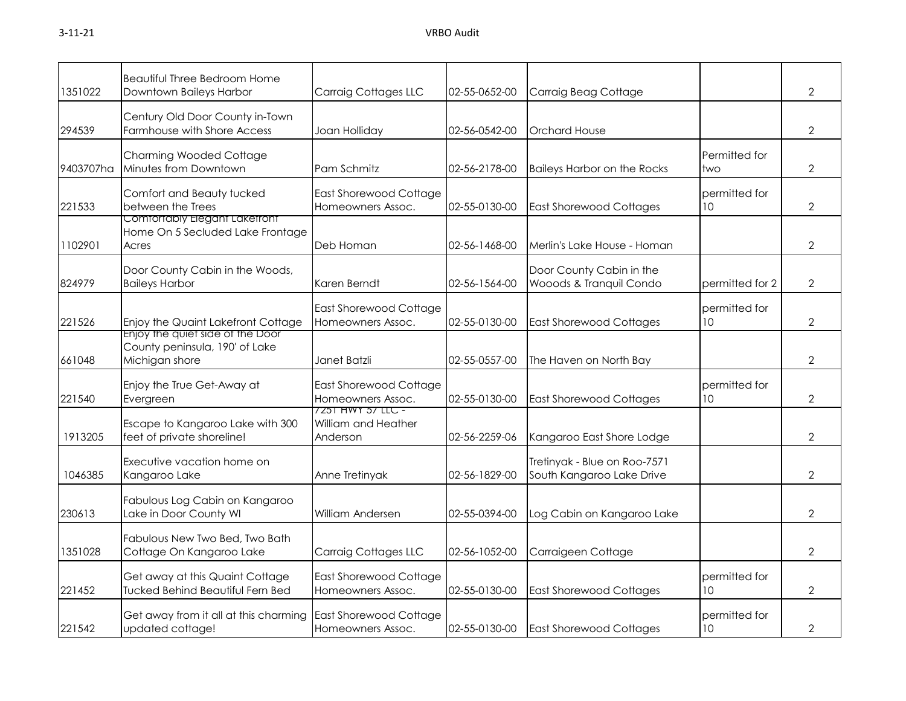| | | | | | | |
|---|---|---|---|---|---|---|
| 1351022 | Beautiful Three Bedroom Home Downtown Baileys Harbor | Carraig Cottages LLC | 02-55-0652-00 | Carraig Beag Cottage | | 2 |
| 294539 | Century Old Door County in-Town Farmhouse with Shore Access | Joan Holliday | 02-56-0542-00 | Orchard House | | 2 |
| 9403707ha | Charming Wooded Cottage Minutes from Downtown | Pam Schmitz | 02-56-2178-00 | Baileys Harbor on the Rocks | Permitted for two | 2 |
| 221533 | Comfort and Beauty tucked between the Trees | East Shorewood Cottage Homeowners Assoc. | 02-55-0130-00 | East Shorewood Cottages | permitted for 10 | 2 |
| 1102901 | Comfortably Elegant Lakefront Home On 5 Secluded Lake Frontage Acres | Deb Homan | 02-56-1468-00 | Merlin's Lake House - Homan | | 2 |
| 824979 | Door County Cabin in the Woods, Baileys Harbor | Karen Berndt | 02-56-1564-00 | Door County Cabin in the Wooods & Tranquil Condo | permitted for 2 | 2 |
| 221526 | Enjoy the Quaint Lakefront Cottage | East Shorewood Cottage Homeowners Assoc. | 02-55-0130-00 | East Shorewood Cottages | permitted for 10 | 2 |
| 661048 | Enjoy the quiet side of the Door County peninsula, 190' of Lake Michigan shore | Janet Batzli | 02-55-0557-00 | The Haven on North Bay | | 2 |
| 221540 | Enjoy the True Get-Away at Evergreen | East Shorewood Cottage Homeowners Assoc. | 02-55-0130-00 | East Shorewood Cottages | permitted for 10 | 2 |
| 1913205 | Escape to Kangaroo Lake with 300 feet of private shoreline! | 7251 HWY 57 LLC - William and Heather Anderson | 02-56-2259-06 | Kangaroo East Shore Lodge | | 2 |
| 1046385 | Executive vacation home on Kangaroo Lake | Anne Tretinyak | 02-56-1829-00 | Tretinyak - Blue on Roo-7571 South Kangaroo Lake Drive | | 2 |
| 230613 | Fabulous Log Cabin on Kangaroo Lake in Door County WI | William Andersen | 02-55-0394-00 | Log Cabin on Kangaroo Lake | | 2 |
| 1351028 | Fabulous New Two Bed, Two Bath Cottage On Kangaroo Lake | Carraig Cottages LLC | 02-56-1052-00 | Carraigeen Cottage | | 2 |
| 221452 | Get away at this Quaint Cottage Tucked Behind Beautiful Fern Bed | East Shorewood Cottage Homeowners Assoc. | 02-55-0130-00 | East Shorewood Cottages | permitted for 10 | 2 |
| 221542 | Get away from it all at this charming updated cottage! | East Shorewood Cottage Homeowners Assoc. | 02-55-0130-00 | East Shorewood Cottages | permitted for 10 | 2 |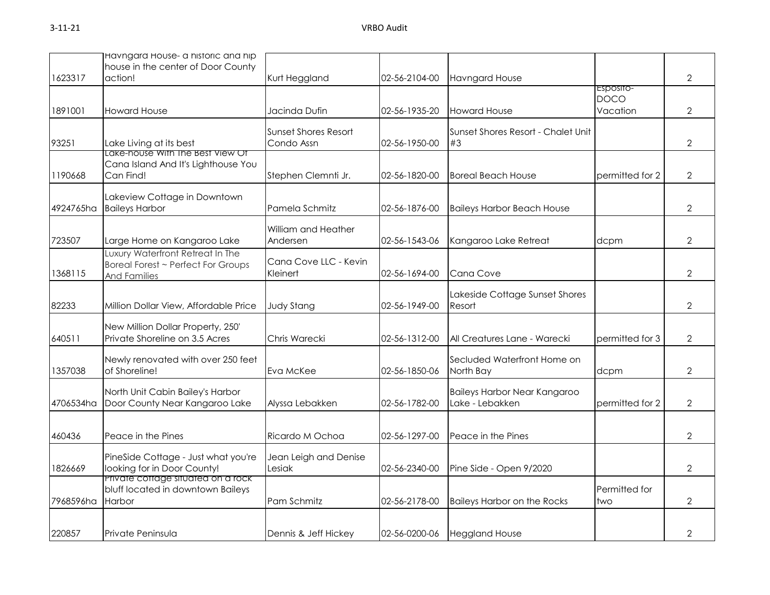| | | | | | | |
|---|---|---|---|---|---|---|
| 1623317 | Havngard House- a historic and hip house in the center of Door County action! | Kurt Heggland | 02-56-2104-00 | Havngard House | | 2 |
| 1891001 | Howard House | Jacinda Dufin | 02-56-1935-20 | Howard House | Esposito-DOCO Vacation | 2 |
| 93251 | Lake Living at its best | Sunset Shores Resort Condo Assn | 02-56-1950-00 | Sunset Shores Resort - Chalet Unit #3 | | 2 |
| 1190668 | Lake-house With The Best View Of Cana Island And It's Lighthouse You Can Find! | Stephen Clemnti Jr. | 02-56-1820-00 | Boreal Beach House | permitted for 2 | 2 |
| 4924765ha | Lakeview Cottage in Downtown Baileys Harbor | Pamela Schmitz | 02-56-1876-00 | Baileys Harbor Beach House | | 2 |
| 723507 | Large Home on Kangaroo Lake | William and Heather Andersen | 02-56-1543-06 | Kangaroo Lake Retreat | dcpm | 2 |
| 1368115 | Luxury Waterfront Retreat In The Boreal Forest ~ Perfect For Groups And Families | Cana Cove LLC - Kevin Kleinert | 02-56-1694-00 | Cana Cove | | 2 |
| 82233 | Million Dollar View, Affordable Price | Judy Stang | 02-56-1949-00 | Lakeside Cottage Sunset Shores Resort | | 2 |
| 640511 | New Million Dollar Property, 250' Private Shoreline on 3.5 Acres | Chris Warecki | 02-56-1312-00 | All Creatures Lane - Warecki | permitted for 3 | 2 |
| 1357038 | Newly renovated with over 250 feet of Shoreline! | Eva McKee | 02-56-1850-06 | Secluded Waterfront Home on North Bay | dcpm | 2 |
| 4706534ha | North Unit Cabin Bailey's Harbor Door County Near Kangaroo Lake | Alyssa Lebakken | 02-56-1782-00 | Baileys Harbor Near Kangaroo Lake - Lebakken | permitted for 2 | 2 |
| 460436 | Peace in the Pines | Ricardo M Ochoa | 02-56-1297-00 | Peace in the Pines | | 2 |
| 1826669 | PineSide Cottage - Just what you're looking for in Door County! | Jean Leigh and Denise Lesiak | 02-56-2340-00 | Pine Side - Open 9/2020 | | 2 |
| 7968596ha | Private cottage situated on a rock bluff located in downtown Baileys Harbor | Pam Schmitz | 02-56-2178-00 | Baileys Harbor on the Rocks | Permitted for two | 2 |
| 220857 | Private Peninsula | Dennis & Jeff Hickey | 02-56-0200-06 | Heggland House | | 2 |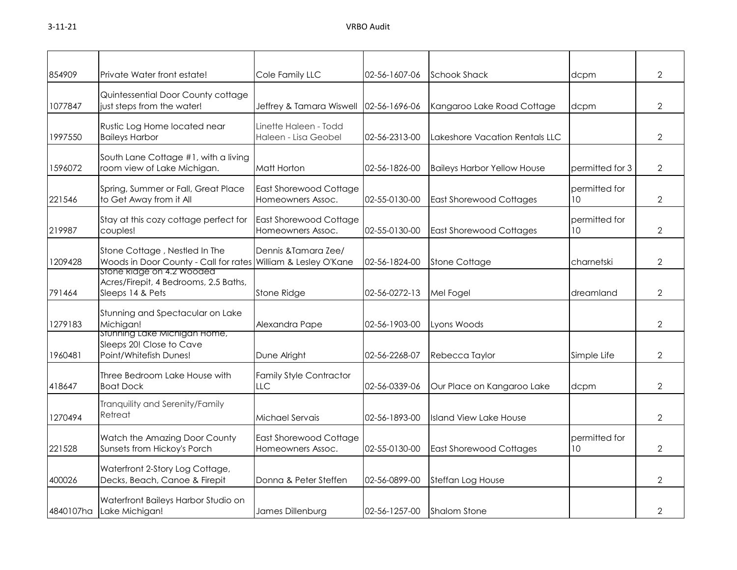| | | | | | | |
|---|---|---|---|---|---|---|
| 854909 | Private Water front estate! | Cole Family LLC | 02-56-1607-06 | Schook Shack | dcpm | 2 |
| 1077847 | Quintessential Door County cottage just steps from the water! | Jeffrey & Tamara Wiswell | 02-56-1696-06 | Kangaroo Lake Road Cottage | dcpm | 2 |
| 1997550 | Rustic Log Home located near Baileys Harbor | Linette Haleen - Todd Haleen - Lisa Geobel | 02-56-2313-00 | Lakeshore Vacation Rentals LLC | | 2 |
| 1596072 | South Lane Cottage #1, with a living room view of Lake Michigan. | Matt Horton | 02-56-1826-00 | Baileys Harbor Yellow House | permitted for 3 | 2 |
| 221546 | Spring, Summer or Fall, Great Place to Get Away from it All | East Shorewood Cottage Homeowners Assoc. | 02-55-0130-00 | East Shorewood Cottages | permitted for 10 | 2 |
| 219987 | Stay at this cozy cottage perfect for couples! | East Shorewood Cottage Homeowners Assoc. | 02-55-0130-00 | East Shorewood Cottages | permitted for 10 | 2 |
| 1209428 | Stone Cottage , Nestled In The Woods in Door County - Call for rates | Dennis &Tamara Zee/ William & Lesley O'Kane | 02-56-1824-00 | Stone Cottage | charnetski | 2 |
| 791464 | Stone Ridge on 4.2 Wooded Acres/Firepit, 4 Bedrooms, 2.5 Baths, Sleeps 14 & Pets | Stone Ridge | 02-56-0272-13 | Mel Fogel | dreamland | 2 |
| 1279183 | Stunning and Spectacular on Lake Michigan! | Alexandra Pape | 02-56-1903-00 | Lyons Woods | | 2 |
| 1960481 | Stunning Lake Michigan Home, Sleeps 20! Close to Cave Point/Whitefish Dunes! | Dune Alright | 02-56-2268-07 | Rebecca Taylor | Simple Life | 2 |
| 418647 | Three Bedroom Lake House with Boat Dock | Family Style Contractor LLC | 02-56-0339-06 | Our Place on Kangaroo Lake | dcpm | 2 |
| 1270494 | Tranquility and Serenity/Family Retreat | Michael Servais | 02-56-1893-00 | Island View Lake House | | 2 |
| 221528 | Watch the Amazing Door County Sunsets from Hickoy's Porch | East Shorewood Cottage Homeowners Assoc. | 02-55-0130-00 | East Shorewood Cottages | permitted for 10 | 2 |
| 400026 | Waterfront 2-Story Log Cottage, Decks, Beach, Canoe & Firepit | Donna & Peter Steffen | 02-56-0899-00 | Steffan Log House | | 2 |
| 4840107ha | Waterfront Baileys Harbor Studio on Lake Michigan! | James Dillenburg | 02-56-1257-00 | Shalom Stone | | 2 |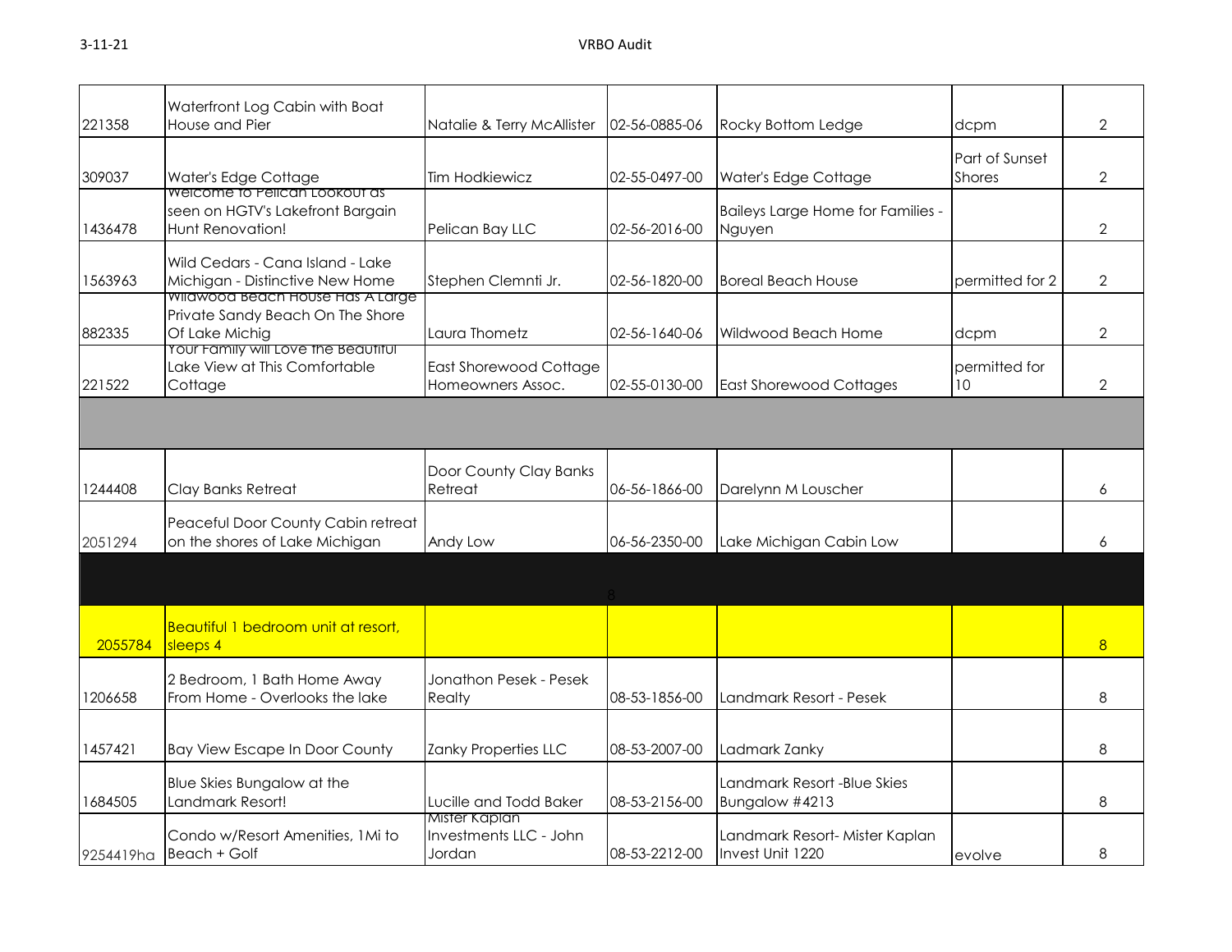| | | | | | | |
|---|---|---|---|---|---|---|
| 221358 | Waterfront Log Cabin with Boat House and Pier | Natalie & Terry McAllister | 02-56-0885-06 | Rocky Bottom Ledge | dcpm | 2 |
| 309037 | Water's Edge Cottage | Tim Hodkiewicz | 02-55-0497-00 | Water's Edge Cottage | Part of Sunset Shores | 2 |
| 1436478 | Welcome to Pelican Lookout as seen on HGTV's Lakefront Bargain Hunt Renovation! | Pelican Bay LLC | 02-56-2016-00 | Baileys Large Home for Families - Nguyen | | 2 |
| 1563963 | Wild Cedars - Cana Island - Lake Michigan - Distinctive New Home | Stephen Clemnti Jr. | 02-56-1820-00 | Boreal Beach House | permitted for 2 | 2 |
| 882335 | Wildwood Beach House Has A Large Private Sandy Beach On The Shore Of Lake Michig | Laura Thometz | 02-56-1640-06 | Wildwood Beach Home | dcpm | 2 |
| 221522 | Your Family will Love the Beautiful Lake View at This Comfortable Cottage | East Shorewood Cottage Homeowners Assoc. | 02-55-0130-00 | East Shorewood Cottages | permitted for 10 | 2 |
| | | | | | | |
| 1244408 | Clay Banks Retreat | Door County Clay Banks Retreat | 06-56-1866-00 | Darelynn M Louscher | | 6 |
| 2051294 | Peaceful Door County Cabin retreat on the shores of Lake Michigan | Andy Low | 06-56-2350-00 | Lake Michigan Cabin Low | | 6 |
| | | | 8 | | | |
| 2055784 | Beautiful 1 bedroom unit at resort, sleeps 4 | | | | | 8 |
| 1206658 | 2 Bedroom, 1 Bath Home Away From Home - Overlooks the lake | Jonathon Pesek - Pesek Realty | 08-53-1856-00 | Landmark Resort - Pesek | | 8 |
| 1457421 | Bay View Escape In Door County | Zanky Properties LLC | 08-53-2007-00 | Ladmark Zanky | | 8 |
| 1684505 | Blue Skies Bungalow at the Landmark Resort! | Lucille and Todd Baker | 08-53-2156-00 | Landmark Resort -Blue Skies Bungalow #4213 | | 8 |
| 9254419ha | Condo w/Resort Amenities, 1Mi to Beach + Golf | Mister Kaplan Investments LLC - John Jordan | 08-53-2212-00 | Landmark Resort- Mister Kaplan Invest Unit 1220 | evolve | 8 |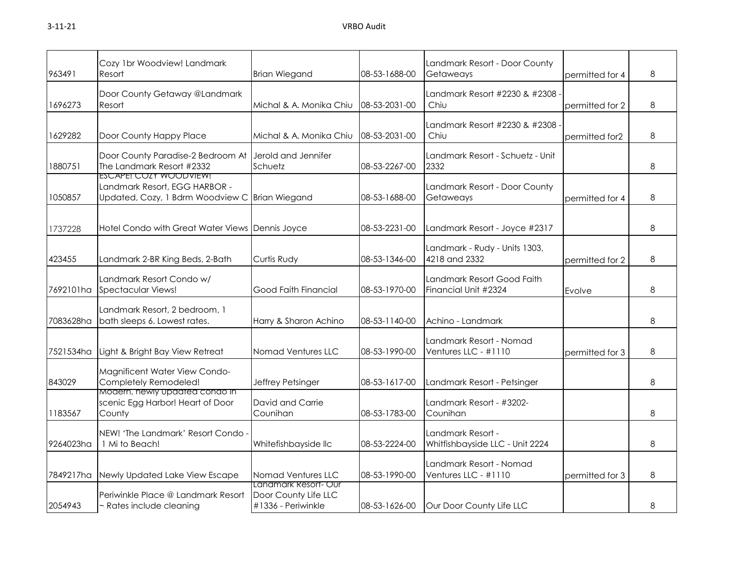| | | | | | | |
|---|---|---|---|---|---|---|
| 963491 | Cozy 1br Woodview! Landmark Resort | Brian Wiegand | 08-53-1688-00 | Landmark Resort - Door County Getaweays | permitted for 4 | 8 |
| 1696273 | Door County Getaway @Landmark Resort | Michal & A. Monika Chiu | 08-53-2031-00 | Landmark Resort #2230 & #2308 - Chiu | permitted for 2 | 8 |
| 1629282 | Door County Happy Place | Michal & A. Monika Chiu | 08-53-2031-00 | Landmark Resort #2230 & #2308 - Chiu | permitted for2 | 8 |
| 1880751 | Door County Paradise-2 Bedroom At The Landmark Resort #2332 | Jerold and Jennifer Schuetz | 08-53-2267-00 | Landmark Resort - Schuetz - Unit 2332 | | 8 |
| 1050857 | ESCAPE! COZY WOODVIEW! Landmark Resort, EGG HARBOR - Updated, Cozy, 1 Bdrm Woodview C | Brian Wiegand | 08-53-1688-00 | Landmark Resort - Door County Getaweays | permitted for 4 | 8 |
| 1737228 | Hotel Condo with Great Water Views | Dennis Joyce | 08-53-2231-00 | Landmark Resort - Joyce #2317 | | 8 |
| 423455 | Landmark 2-BR King Beds, 2-Bath | Curtis Rudy | 08-53-1346-00 | Landmark - Rudy - Units 1303, 4218 and 2332 | permitted for 2 | 8 |
| 7692101ha | Landmark Resort Condo w/ Spectacular Views! | Good Faith Financial | 08-53-1970-00 | Landmark Resort Good Faith Financial Unit #2324 | Evolve | 8 |
| 7083628ha | Landmark Resort, 2 bedroom, 1 bath sleeps 6. Lowest rates. | Harry & Sharon Achino | 08-53-1140-00 | Achino - Landmark | | 8 |
| 7521534ha | Light & Bright Bay View Retreat | Nomad Ventures LLC | 08-53-1990-00 | Landmark Resort - Nomad Ventures LLC - #1110 | permitted for 3 | 8 |
| 843029 | Magnificent Water View Condo- Completely Remodeled! | Jeffrey Petsinger | 08-53-1617-00 | Landmark Resort - Petsinger | | 8 |
| 1183567 | Modern, newly updated condo in scenic Egg Harbor! Heart of Door County | David and Carrie Counihan | 08-53-1783-00 | Landmark Resort - #3202- Counihan | | 8 |
| 9264023ha | NEW! 'The Landmark' Resort Condo - 1 Mi to Beach! | Whitefishbayside llc | 08-53-2224-00 | Landmark Resort - Whitfishbayside LLC - Unit 2224 | | 8 |
| 7849217ha | Newly Updated Lake View Escape | Nomad Ventures LLC | 08-53-1990-00 | Landmark Resort - Nomad Ventures LLC - #1110 | permitted for 3 | 8 |
| 2054943 | Periwinkle Place @ Landmark Resort ~ Rates include cleaning | Landmark Resort- Our Door County Life LLC #1336 - Periwinkle | 08-53-1626-00 | Our Door County Life LLC | | 8 |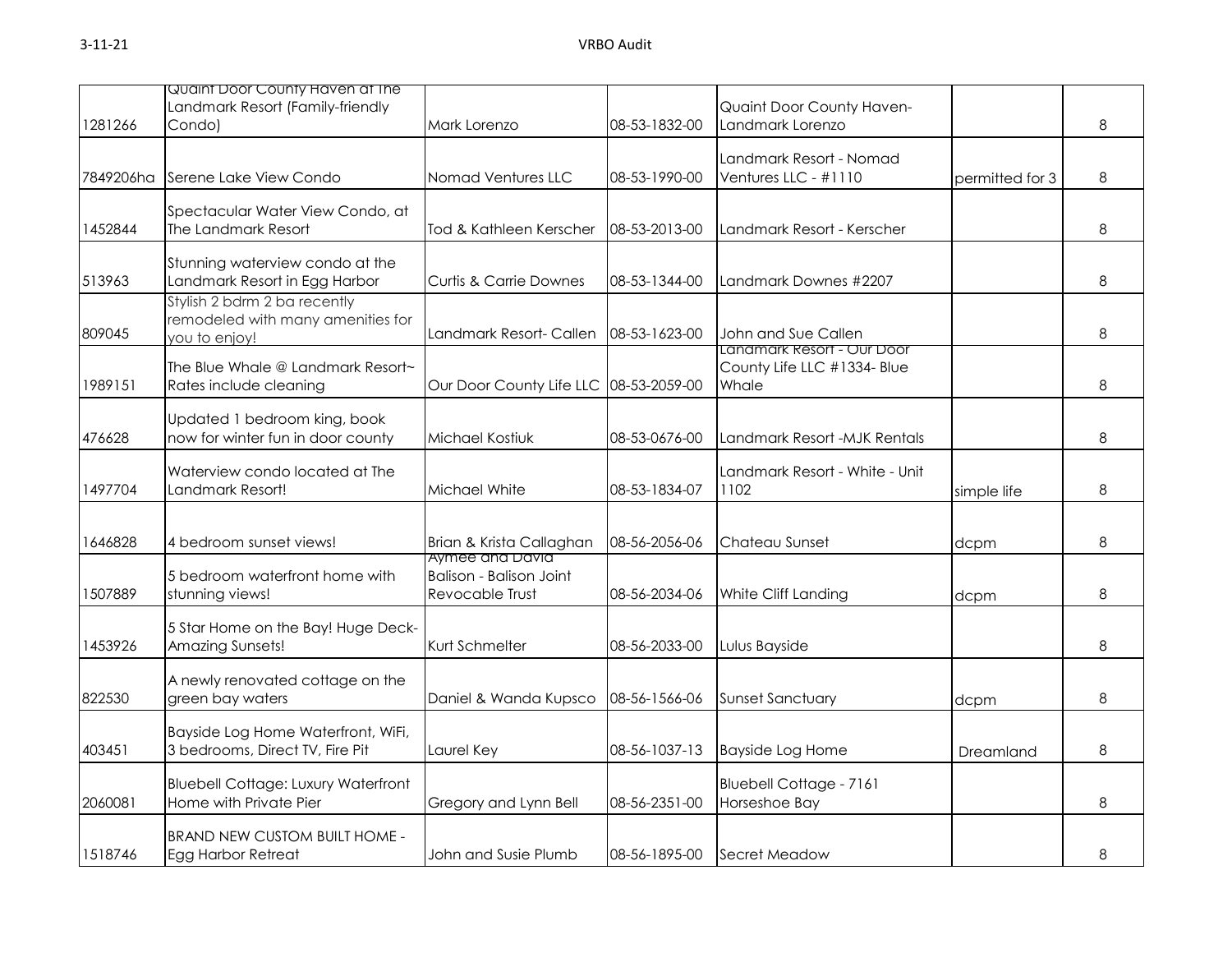| | | | | | | |
|---|---|---|---|---|---|---|
| 1281266 | Quaint Door County Haven at The Landmark Resort (Family-friendly Condo) | Mark Lorenzo | 08-53-1832-00 | Quaint Door County Haven- Landmark Lorenzo | | 8 |
| 7849206ha | Serene Lake View Condo | Nomad Ventures LLC | 08-53-1990-00 | Landmark Resort - Nomad Ventures LLC - #1110 | permitted for 3 | 8 |
| 1452844 | Spectacular Water View Condo, at The Landmark Resort | Tod & Kathleen Kerscher | 08-53-2013-00 | Landmark Resort - Kerscher | | 8 |
| 513963 | Stunning waterview condo at the Landmark Resort in Egg Harbor | Curtis & Carrie Downes | 08-53-1344-00 | Landmark Downes #2207 | | 8 |
| 809045 | Stylish 2 bdrm 2 ba recently remodeled with many amenities for you to enjoy! | Landmark Resort- Callen | 08-53-1623-00 | John and Sue Callen | | 8 |
| 1989151 | The Blue Whale @ Landmark Resort~ Rates include cleaning | Our Door County Life LLC | 08-53-2059-00 | Landmark Resort - Our Door County Life LLC #1334- Blue Whale | | 8 |
| 476628 | Updated 1 bedroom king, book now for winter fun in door county | Michael Kostiuk | 08-53-0676-00 | Landmark Resort -MJK Rentals | | 8 |
| 1497704 | Waterview condo located at The Landmark Resort! | Michael White | 08-53-1834-07 | Landmark Resort - White - Unit 1102 | simple life | 8 |
| 1646828 | 4 bedroom sunset views! | Brian & Krista Callaghan | 08-56-2056-06 | Chateau Sunset | dcpm | 8 |
| 1507889 | 5 bedroom waterfront home with stunning views! | Aymee and David Balison - Balison Joint Revocable Trust | 08-56-2034-06 | White Cliff Landing | dcpm | 8 |
| 1453926 | 5 Star Home on the Bay! Huge Deck- Amazing Sunsets! | Kurt Schmelter | 08-56-2033-00 | Lulus Bayside | | 8 |
| 822530 | A newly renovated cottage on the green bay waters | Daniel & Wanda Kupsco | 08-56-1566-06 | Sunset Sanctuary | dcpm | 8 |
| 403451 | Bayside Log Home Waterfront, WiFi, 3 bedrooms, Direct TV, Fire Pit | Laurel Key | 08-56-1037-13 | Bayside Log Home | Dreamland | 8 |
| 2060081 | Bluebell Cottage: Luxury Waterfront Home with Private Pier | Gregory and Lynn Bell | 08-56-2351-00 | Bluebell Cottage - 7161 Horseshoe Bay | | 8 |
| 1518746 | BRAND NEW CUSTOM BUILT HOME - Egg Harbor Retreat | John and Susie Plumb | 08-56-1895-00 | Secret Meadow | | 8 |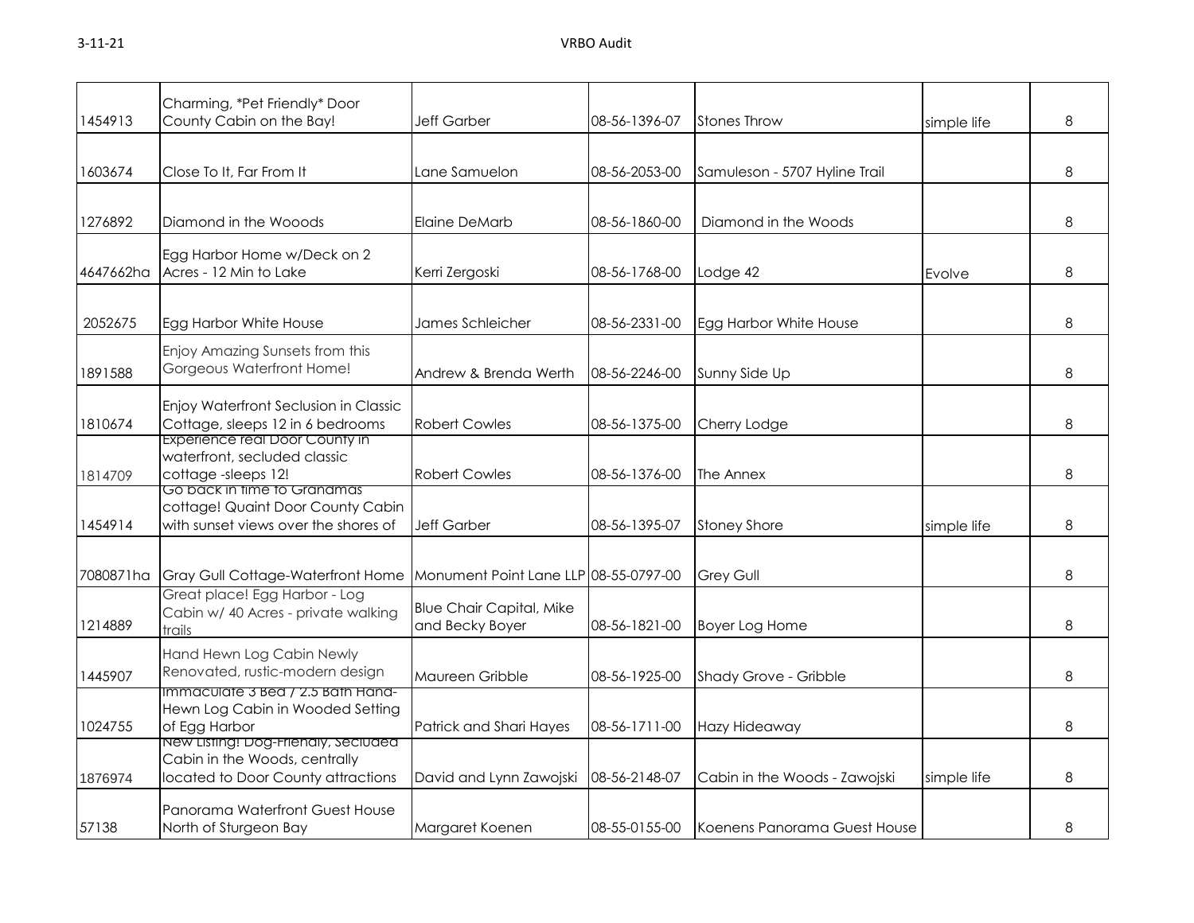| | | | | | | |
|---|---|---|---|---|---|---|
| 1454913 | Charming, *Pet Friendly* Door County Cabin on the Bay! | Jeff Garber | 08-56-1396-07 | Stones Throw | simple life | 8 |
| 1603674 | Close To It, Far From It | Lane Samuelon | 08-56-2053-00 | Samuleson - 5707 Hyline Trail | | 8 |
| 1276892 | Diamond in the Wooods | Elaine DeMarb | 08-56-1860-00 | Diamond in the Woods | | 8 |
| 4647662ha | Egg Harbor Home w/Deck on 2 Acres - 12 Min to Lake | Kerri Zergoski | 08-56-1768-00 | Lodge 42 | Evolve | 8 |
| 2052675 | Egg Harbor White House | James Schleicher | 08-56-2331-00 | Egg Harbor White House | | 8 |
| 1891588 | Enjoy Amazing Sunsets from this Gorgeous Waterfront Home! | Andrew & Brenda Werth | 08-56-2246-00 | Sunny Side Up | | 8 |
| 1810674 | Enjoy Waterfront Seclusion in Classic Cottage, sleeps 12 in 6 bedrooms | Robert Cowles | 08-56-1375-00 | Cherry Lodge | | 8 |
| 1814709 | Experience real Door County in waterfront, secluded classic cottage -sleeps 12! | Robert Cowles | 08-56-1376-00 | The Annex | | 8 |
| 1454914 | Go back in time to Grandmas cottage! Quaint Door County Cabin with sunset views over the shores of | Jeff Garber | 08-56-1395-07 | Stoney Shore | simple life | 8 |
| 7080871ha | Gray Gull Cottage-Waterfront Home | Monument Point Lane LLP | 08-55-0797-00 | Grey Gull | | 8 |
| 1214889 | Great place! Egg Harbor - Log Cabin w/ 40 Acres - private walking trails | Blue Chair Capital, Mike and Becky Boyer | 08-56-1821-00 | Boyer Log Home | | 8 |
| 1445907 | Hand Hewn Log Cabin Newly Renovated, rustic-modern design | Maureen Gribble | 08-56-1925-00 | Shady Grove - Gribble | | 8 |
| 1024755 | Immaculate 3 Bed / 2.5 Bath Hand-Hewn Log Cabin in Wooded Setting of Egg Harbor | Patrick and Shari Hayes | 08-56-1711-00 | Hazy Hideaway | | 8 |
| 1876974 | New Listing! Dog-Friendly, Secluded Cabin in the Woods, centrally located to Door County attractions | David and Lynn Zawojski | 08-56-2148-07 | Cabin in the Woods - Zawojski | simple life | 8 |
| 57138 | Panorama Waterfront Guest House North of Sturgeon Bay | Margaret Koenen | 08-55-0155-00 | Koenens Panorama Guest House | | 8 |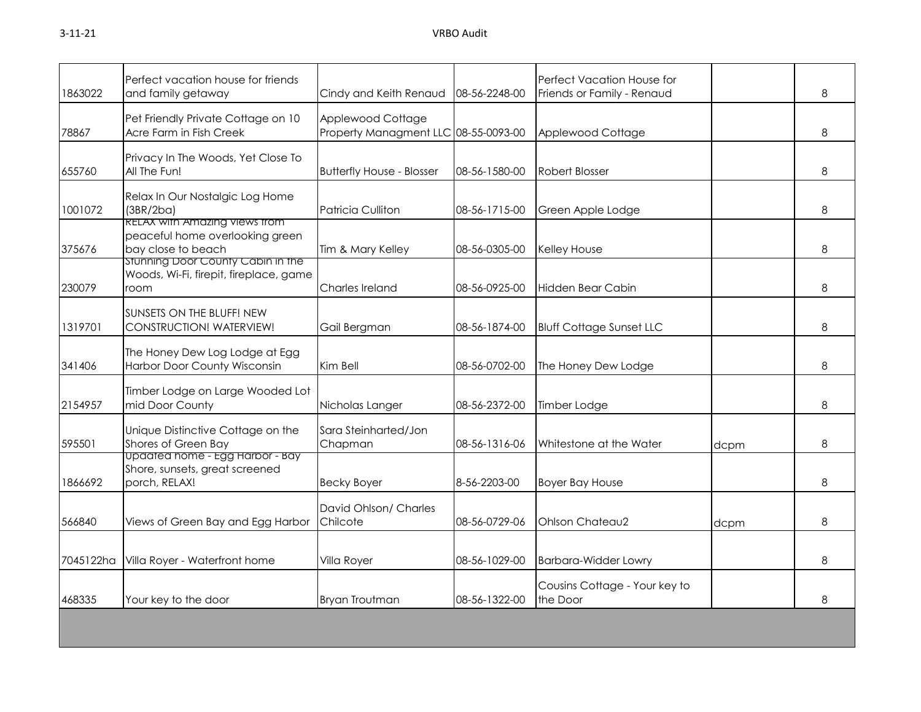| | | | | | | |
|---|---|---|---|---|---|---|
| 1863022 | Perfect vacation house for friends and family getaway | Cindy and Keith Renaud | 08-56-2248-00 | Perfect Vacation House for Friends or Family - Renaud | | 8 |
| 78867 | Pet Friendly Private Cottage on 10 Acre Farm in Fish Creek | Applewood Cottage Property Managment LLC | 08-55-0093-00 | Applewood Cottage | | 8 |
| 655760 | Privacy In The Woods, Yet Close To All The Fun! | Butterfly House - Blosser | 08-56-1580-00 | Robert Blosser | | 8 |
| 1001072 | Relax In Our Nostalgic Log Home (3BR/2ba) | Patricia Culliton | 08-56-1715-00 | Green Apple Lodge | | 8 |
| 375676 | RELAX with Amazing views from peaceful home overlooking green bay close to beach | Tim & Mary Kelley | 08-56-0305-00 | Kelley House | | 8 |
| 230079 | Stunning Door County Cabin in the Woods, Wi-Fi, firepit, fireplace, game room | Charles Ireland | 08-56-0925-00 | Hidden Bear Cabin | | 8 |
| 1319701 | SUNSETS ON THE BLUFF! NEW CONSTRUCTION! WATERVIEW! | Gail Bergman | 08-56-1874-00 | Bluff Cottage Sunset LLC | | 8 |
| 341406 | The Honey Dew Log Lodge at Egg Harbor Door County Wisconsin | Kim Bell | 08-56-0702-00 | The Honey Dew Lodge | | 8 |
| 2154957 | Timber Lodge on Large Wooded Lot mid Door County | Nicholas Langer | 08-56-2372-00 | Timber Lodge | | 8 |
| 595501 | Unique Distinctive Cottage on the Shores of Green Bay | Sara Steinharted/Jon Chapman | 08-56-1316-06 | Whitestone at the Water | dcpm | 8 |
| 1866692 | Updated home - Egg Harbor - Bay Shore, sunsets, great screened porch, RELAX! | Becky Boyer | 8-56-2203-00 | Boyer Bay House | | 8 |
| 566840 | Views of Green Bay and Egg Harbor | David Ohlson/ Charles Chilcote | 08-56-0729-06 | Ohlson Chateau2 | dcpm | 8 |
| 7045122ha | Villa Royer - Waterfront home | Villa Royer | 08-56-1029-00 | Barbara-Widder Lowry | | 8 |
| 468335 | Your key to the door | Bryan Troutman | 08-56-1322-00 | Cousins Cottage - Your key to the Door | | 8 |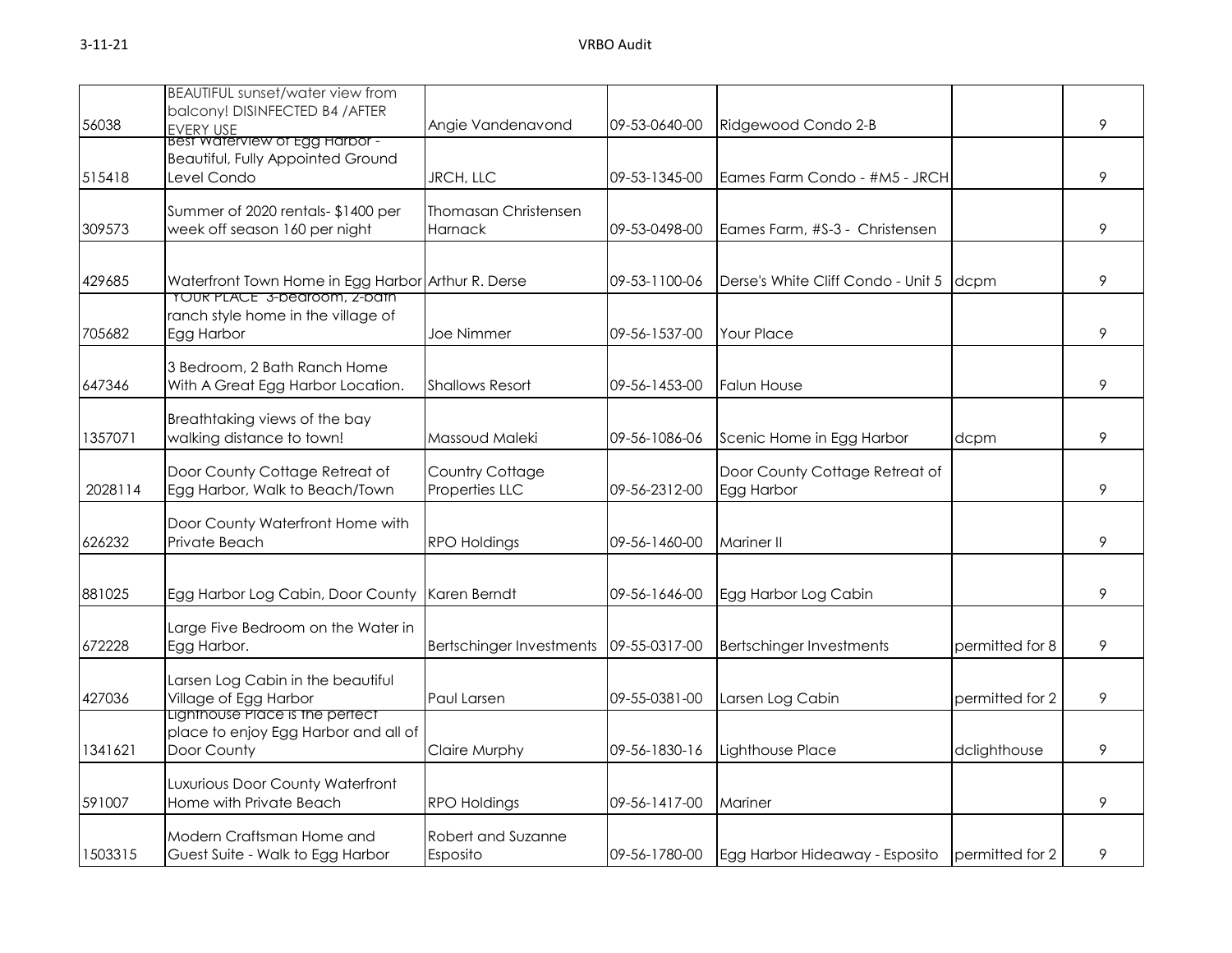| | | | | | | |
|---|---|---|---|---|---|---|
| 56038 | BEAUTIFUL sunset/water view from balcony! DISINFECTED B4 /AFTER EVERY USE | Angie Vandenavond | 09-53-0640-00 | Ridgewood Condo 2-B | | 9 |
| 515418 | Best Waterview of Egg Harbor - Beautiful, Fully Appointed Ground Level Condo | JRCH, LLC | 09-53-1345-00 | Eames Farm Condo - #M5 - JRCH | | 9 |
| 309573 | Summer of 2020 rentals- $1400 per week off season 160 per night | Thomasan Christensen Harnack | 09-53-0498-00 | Eames Farm, #S-3 - Christensen | | 9 |
| 429685 | Waterfront Town Home in Egg Harbor | Arthur R. Derse | 09-53-1100-06 | Derse's White Cliff Condo - Unit 5 | dcpm | 9 |
| 705682 | "YOUR PLACE" 3-bedroom, 2-bath ranch style home in the village of Egg Harbor | Joe Nimmer | 09-56-1537-00 | Your Place | | 9 |
| 647346 | 3 Bedroom, 2 Bath Ranch Home With A Great Egg Harbor Location. | Shallows Resort | 09-56-1453-00 | Falun House | | 9 |
| 1357071 | Breathtaking views of the bay walking distance to town! | Massoud Maleki | 09-56-1086-06 | Scenic Home in Egg Harbor | dcpm | 9 |
| 2028114 | Door County Cottage Retreat of Egg Harbor, Walk to Beach/Town | Country Cottage Properties LLC | 09-56-2312-00 | Door County Cottage Retreat of Egg Harbor | | 9 |
| 626232 | Door County Waterfront Home with Private Beach | RPO Holdings | 09-56-1460-00 | Mariner II | | 9 |
| 881025 | Egg Harbor Log Cabin, Door County | Karen Berndt | 09-56-1646-00 | Egg Harbor Log Cabin | | 9 |
| 672228 | Large Five Bedroom on the Water in Egg Harbor. | Bertschinger Investments | 09-55-0317-00 | Bertschinger Investments | permitted for 8 | 9 |
| 427036 | Larsen Log Cabin in the beautiful Village of Egg Harbor | Paul Larsen | 09-55-0381-00 | Larsen Log Cabin | permitted for 2 | 9 |
| 1341621 | Lighthouse Place is the perfect place to enjoy Egg Harbor and all of Door County | Claire Murphy | 09-56-1830-16 | Lighthouse Place | dclighthouse | 9 |
| 591007 | Luxurious Door County Waterfront Home with Private Beach | RPO Holdings | 09-56-1417-00 | Mariner | | 9 |
| 1503315 | Modern Craftsman Home and Guest Suite - Walk to Egg Harbor | Robert and Suzanne Esposito | 09-56-1780-00 | Egg Harbor Hideaway - Esposito | permitted for 2 | 9 |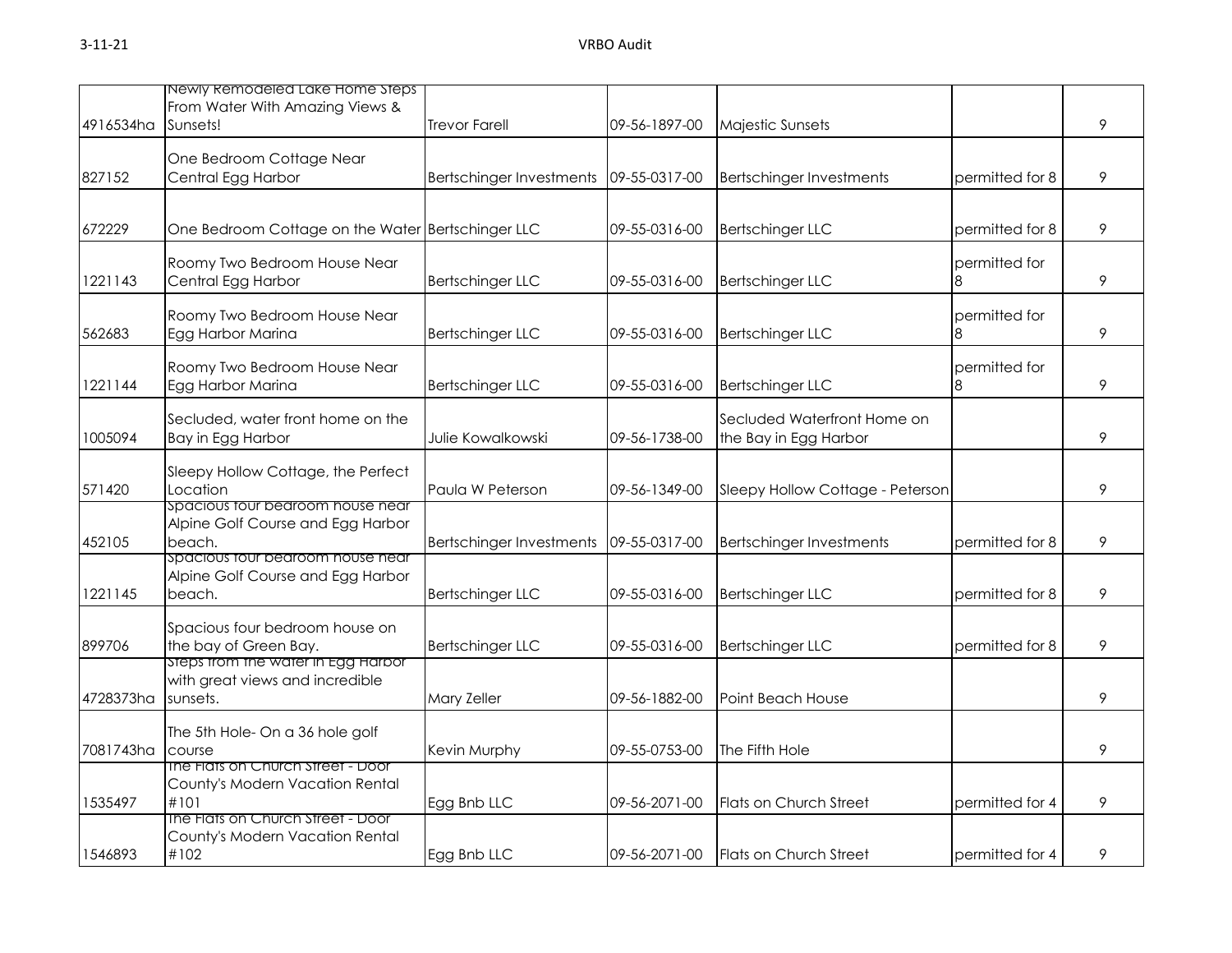| | | | | | | |
|---|---|---|---|---|---|---|
| 4916534ha | Newly Remodeled Lake Home Steps From Water With Amazing Views & Sunsets! | Trevor Farell | 09-56-1897-00 | Majestic Sunsets | | 9 |
| 827152 | One Bedroom Cottage Near Central Egg Harbor | Bertschinger Investments | 09-55-0317-00 | Bertschinger Investments | permitted for 8 | 9 |
| 672229 | One Bedroom Cottage on the Water | Bertschinger LLC | 09-55-0316-00 | Bertschinger LLC | permitted for 8 | 9 |
| 1221143 | Roomy Two Bedroom House Near Central Egg Harbor | Bertschinger LLC | 09-55-0316-00 | Bertschinger LLC | permitted for 8 | 9 |
| 562683 | Roomy Two Bedroom House Near Egg Harbor Marina | Bertschinger LLC | 09-55-0316-00 | Bertschinger LLC | permitted for 8 | 9 |
| 1221144 | Roomy Two Bedroom House Near Egg Harbor Marina | Bertschinger LLC | 09-55-0316-00 | Bertschinger LLC | permitted for 8 | 9 |
| 1005094 | Secluded, water front home on the Bay in Egg Harbor | Julie Kowalkowski | 09-56-1738-00 | Secluded Waterfront Home on the Bay in Egg Harbor | | 9 |
| 571420 | Sleepy Hollow Cottage, the Perfect Location | Paula W Peterson | 09-56-1349-00 | Sleepy Hollow Cottage - Peterson | | 9 |
| 452105 | Spacious four bedroom house near Alpine Golf Course and Egg Harbor beach. | Bertschinger Investments | 09-55-0317-00 | Bertschinger Investments | permitted for 8 | 9 |
| 1221145 | Spacious four bedroom house near Alpine Golf Course and Egg Harbor beach. | Bertschinger LLC | 09-55-0316-00 | Bertschinger LLC | permitted for 8 | 9 |
| 899706 | Spacious four bedroom house on the bay of Green Bay. | Bertschinger LLC | 09-55-0316-00 | Bertschinger LLC | permitted for 8 | 9 |
| 4728373ha | Steps from the water in Egg Harbor with great views and incredible sunsets. | Mary Zeller | 09-56-1882-00 | Point Beach House | | 9 |
| 7081743ha | The 5th Hole- On a 36 hole golf course | Kevin Murphy | 09-55-0753-00 | The Fifth Hole | | 9 |
| 1535497 | The Flats on Church Street - Door County's Modern Vacation Rental #101 | Egg Bnb LLC | 09-56-2071-00 | Flats on Church Street | permitted for 4 | 9 |
| 1546893 | The Flats on Church Street - Door County's Modern Vacation Rental #102 | Egg Bnb LLC | 09-56-2071-00 | Flats on Church Street | permitted for 4 | 9 |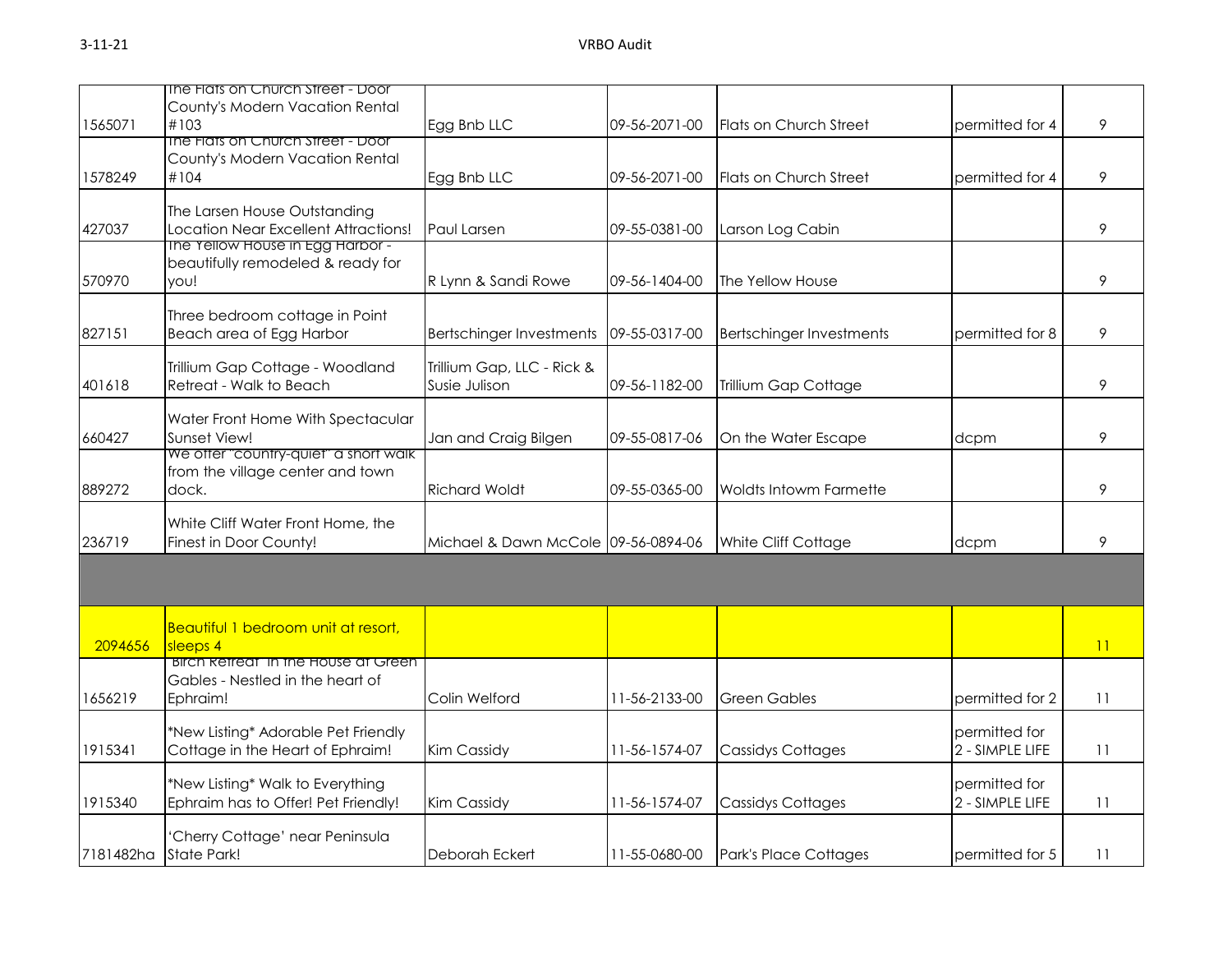| | | | | | | |
|---|---|---|---|---|---|---|
| 1565071 | The Flats on Church Street - Door County's Modern Vacation Rental #103 | Egg Bnb LLC | 09-56-2071-00 | Flats on Church Street | permitted for 4 | 9 |
| 1578249 | The Flats on Church Street - Door County's Modern Vacation Rental #104 | Egg Bnb LLC | 09-56-2071-00 | Flats on Church Street | permitted for 4 | 9 |
| 427037 | The Larsen House Outstanding Location Near Excellent Attractions! | Paul Larsen | 09-55-0381-00 | Larson Log Cabin | | 9 |
| 570970 | The Yellow House in Egg Harbor - beautifully remodeled & ready for you! | R Lynn & Sandi Rowe | 09-56-1404-00 | The Yellow House | | 9 |
| 827151 | Three bedroom cottage in Point Beach area of Egg Harbor | Bertschinger Investments | 09-55-0317-00 | Bertschinger Investments | permitted for 8 | 9 |
| 401618 | Trillium Gap Cottage - Woodland Retreat - Walk to Beach | Trillium Gap, LLC - Rick & Susie Julison | 09-56-1182-00 | Trillium Gap Cottage | | 9 |
| 660427 | Water Front Home With Spectacular Sunset View! | Jan and Craig Bilgen | 09-55-0817-06 | On the Water Escape | dcpm | 9 |
| 889272 | We offer "country-quiet" a short walk from the village center and town dock. | Richard Woldt | 09-55-0365-00 | Woldts Intowm Farmette | | 9 |
| 236719 | White Cliff Water Front Home, the Finest in Door County! | Michael & Dawn McCole | 09-56-0894-06 | White Cliff Cottage | dcpm | 9 |
| | | | | | | |
| 2094656 | Beautiful 1 bedroom unit at resort, sleeps 4 | | | | | 11 |
| 1656219 | "Birch Retreat" in the House at Green Gables - Nestled in the heart of Ephraim! | Colin Welford | 11-56-2133-00 | Green Gables | permitted for 2 | 11 |
| 1915341 | *New Listing* Adorable Pet Friendly Cottage in the Heart of Ephraim! | Kim Cassidy | 11-56-1574-07 | Cassidys Cottages | permitted for 2 - SIMPLE LIFE | 11 |
| 1915340 | *New Listing* Walk to Everything Ephraim has to Offer! Pet Friendly! | Kim Cassidy | 11-56-1574-07 | Cassidys Cottages | permitted for 2 - SIMPLE LIFE | 11 |
| 7181482ha | 'Cherry Cottage' near Peninsula State Park! | Deborah Eckert | 11-55-0680-00 | Park's Place Cottages | permitted for 5 | 11 |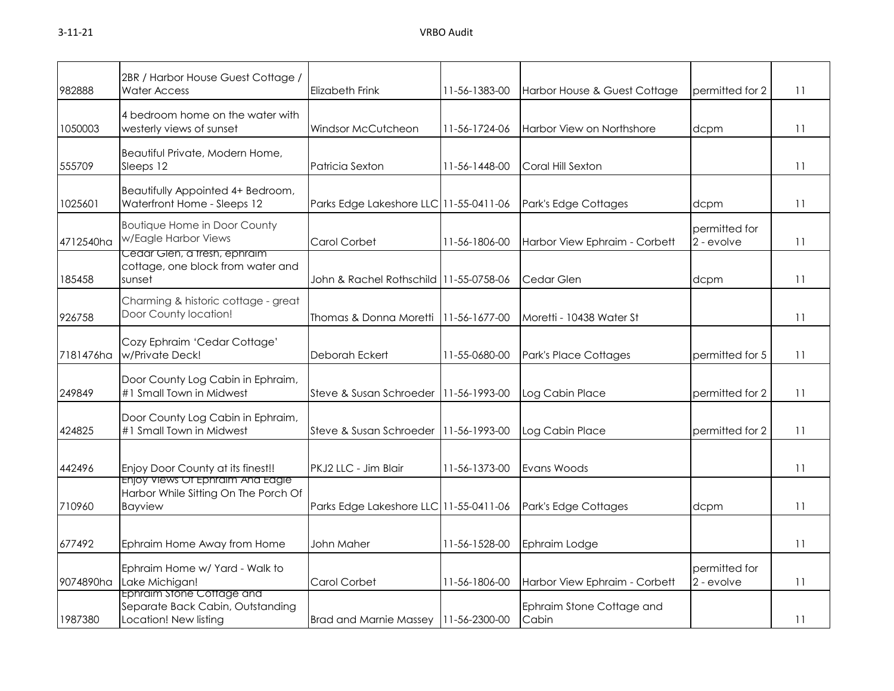| | | | | | | |
|---|---|---|---|---|---|---|
| 982888 | 2BR / Harbor House Guest Cottage / Water Access | Elizabeth Frink | 11-56-1383-00 | Harbor House & Guest Cottage | permitted for 2 | 11 |
| 1050003 | 4 bedroom home on the water with westerly views of sunset | Windsor McCutcheon | 11-56-1724-06 | Harbor View on Northshore | dcpm | 11 |
| 555709 | Beautiful Private, Modern Home, Sleeps 12 | Patricia Sexton | 11-56-1448-00 | Coral Hill Sexton | | 11 |
| 1025601 | Beautifully Appointed 4+ Bedroom, Waterfront Home - Sleeps 12 | Parks Edge Lakeshore LLC | 11-55-0411-06 | Park's Edge Cottages | dcpm | 11 |
| 4712540ha | Boutique Home in Door County w/Eagle Harbor Views | Carol Corbet | 11-56-1806-00 | Harbor View Ephraim - Corbett | permitted for 2 - evolve | 11 |
| 185458 | Cedar Glen, a fresh, ephraim cottage, one block from water and sunset | John & Rachel Rothschild | 11-55-0758-06 | Cedar Glen | dcpm | 11 |
| 926758 | Charming & historic cottage - great Door County location! | Thomas & Donna Moretti | 11-56-1677-00 | Moretti - 10438 Water St | | 11 |
| 7181476ha | Cozy Ephraim 'Cedar Cottage' w/Private Deck! | Deborah Eckert | 11-55-0680-00 | Park's Place Cottages | permitted for 5 | 11 |
| 249849 | Door County Log Cabin in Ephraim, #1 Small Town in Midwest | Steve & Susan Schroeder | 11-56-1993-00 | Log Cabin Place | permitted for 2 | 11 |
| 424825 | Door County Log Cabin in Ephraim, #1 Small Town in Midwest | Steve & Susan Schroeder | 11-56-1993-00 | Log Cabin Place | permitted for 2 | 11 |
| 442496 | Enjoy Door County at its finest!! | PKJ2 LLC - Jim Blair | 11-56-1373-00 | Evans Woods | | 11 |
| 710960 | Enjoy Views Of Ephraim And Eagle Harbor While Sitting On The Porch Of Bayview | Parks Edge Lakeshore LLC | 11-55-0411-06 | Park's Edge Cottages | dcpm | 11 |
| 677492 | Ephraim Home Away from Home | John Maher | 11-56-1528-00 | Ephraim Lodge | | 11 |
| 9074890ha | Ephraim Home w/ Yard - Walk to Lake Michigan! | Carol Corbet | 11-56-1806-00 | Harbor View Ephraim - Corbett | permitted for 2 - evolve | 11 |
| 1987380 | Ephraim Stone Cottage and Separate Back Cabin, Outstanding Location! New listing | Brad and Marnie Massey | 11-56-2300-00 | Ephraim Stone Cottage and Cabin | | 11 |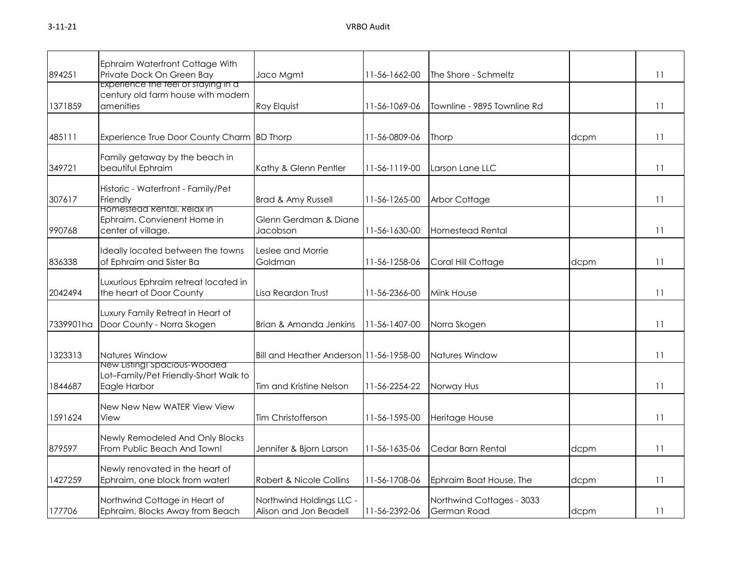| | | | | | | |
|---|---|---|---|---|---|---|
| 894251 | Ephraim Waterfront Cottage With Private Dock On Green Bay | Jaco Mgmt | 11-56-1662-00 | The Shore - Schmeltz | | 11 |
| 1371859 | Experience the feel of staying in a century old farm house with modern amenities | Roy Elquist | 11-56-1069-06 | Townline - 9895 Townline Rd | | 11 |
| 485111 | Experience True Door County Charm | BD Thorp | 11-56-0809-06 | Thorp | dcpm | 11 |
| 349721 | Family getaway by the beach in beautiful Ephraim | Kathy & Glenn Pentler | 11-56-1119-00 | Larson Lane LLC | | 11 |
| 307617 | Historic - Waterfront - Family/Pet Friendly | Brad & Amy Russell | 11-56-1265-00 | Arbor Cottage | | 11 |
| 990768 | Homestead Rental. Relax in Ephraim. Convienent Home in center of village. | Glenn Gerdman & Diane Jacobson | 11-56-1630-00 | Homestead Rental | | 11 |
| 836338 | Ideally located between the towns of Ephraim and Sister Ba | Leslee and Morrie Goldman | 11-56-1258-06 | Coral Hill Cottage | dcpm | 11 |
| 2042494 | Luxurious Ephraim retreat located in the heart of Door County | Lisa Reardon Trust | 11-56-2366-00 | Mink House | | 11 |
| 7339901ha | Luxury Family Retreat in Heart of Door County - Norra Skogen | Brian & Amanda Jenkins | 11-56-1407-00 | Norra Skogen | | 11 |
| 1323313 | Natures Window | Bill and Heather Anderson | 11-56-1958-00 | Natures Window | | 11 |
| 1844687 | New Listing! Spacious-Wooded Lot–Family/Pet Friendly-Short Walk to Eagle Harbor | Tim and Kristine Nelson | 11-56-2254-22 | Norway Hus | | 11 |
| 1591624 | New New New WATER View View View | Tim Christofferson | 11-56-1595-00 | Heritage House | | 11 |
| 879597 | Newly Remodeled And Only Blocks From Public Beach And Town! | Jennifer & Bjorn Larson | 11-56-1635-06 | Cedar Barn Rental | dcpm | 11 |
| 1427259 | Newly renovated in the heart of Ephraim, one block from water! | Robert & Nicole Collins | 11-56-1708-06 | Ephraim Boat House, The | dcpm | 11 |
| 177706 | Northwind Cottage in Heart of Ephraim, Blocks Away from Beach | Northwind Holdings LLC - Alison and Jon Beadell | 11-56-2392-06 | Northwind Cottages - 3033 German Road | dcpm | 11 |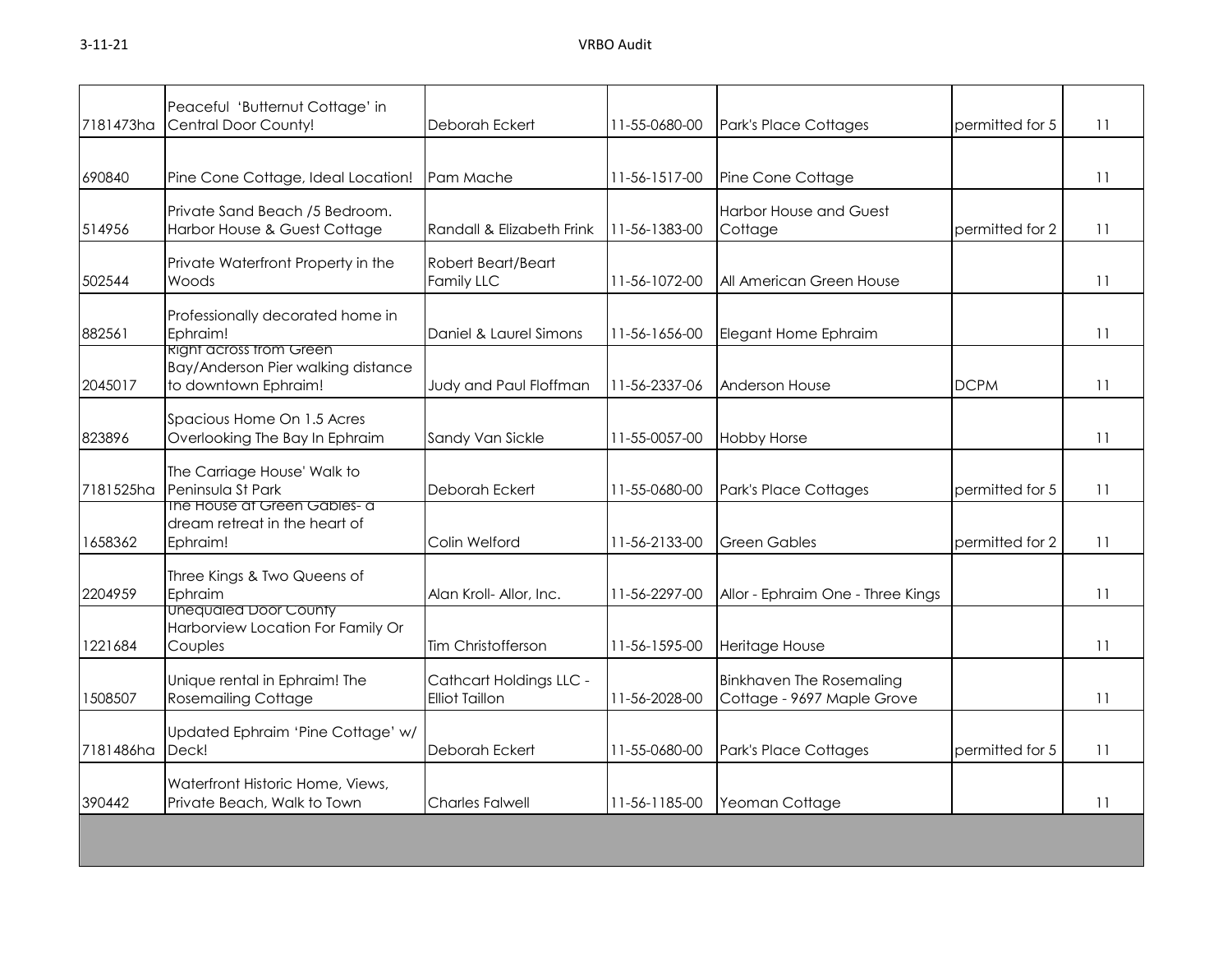| | | | | | | |
|---|---|---|---|---|---|---|
| 7181473ha | Peaceful 'Butternut Cottage' in Central Door County! | Deborah Eckert | 11-55-0680-00 | Park's Place Cottages | permitted for 5 | 11 |
| 690840 | Pine Cone Cottage, Ideal Location! | Pam Mache | 11-56-1517-00 | Pine Cone Cottage | | 11 |
| 514956 | Private Sand Beach /5 Bedroom. Harbor House & Guest Cottage | Randall & Elizabeth Frink | 11-56-1383-00 | Harbor House and Guest Cottage | permitted for 2 | 11 |
| 502544 | Private Waterfront Property in the Woods | Robert Beart/Beart Family LLC | 11-56-1072-00 | All American Green House | | 11 |
| 882561 | Professionally decorated home in Ephraim! | Daniel & Laurel Simons | 11-56-1656-00 | Elegant Home Ephraim | | 11 |
| 2045017 | Right across from Green Bay/Anderson Pier walking distance to downtown Ephraim! | Judy and Paul Floffman | 11-56-2337-06 | Anderson House | DCPM | 11 |
| 823896 | Spacious Home On 1.5 Acres Overlooking The Bay In Ephraim | Sandy Van Sickle | 11-55-0057-00 | Hobby Horse | | 11 |
| 7181525ha | The Carriage House' Walk to Peninsula St Park | Deborah Eckert | 11-55-0680-00 | Park's Place Cottages | permitted for 5 | 11 |
| 1658362 | The House at Green Gables- a dream retreat in the heart of Ephraim! | Colin Welford | 11-56-2133-00 | Green Gables | permitted for 2 | 11 |
| 2204959 | Three Kings & Two Queens of Ephraim | Alan Kroll- Allor, Inc. | 11-56-2297-00 | Allor - Ephraim One - Three Kings | | 11 |
| 1221684 | Unequaled Door County Harborview Location For Family Or Couples | Tim Christofferson | 11-56-1595-00 | Heritage House | | 11 |
| 1508507 | Unique rental in Ephraim! The Rosemailing Cottage | Cathcart Holdings LLC - Elliot Taillon | 11-56-2028-00 | Binkhaven The Rosemaling Cottage - 9697 Maple Grove | | 11 |
| 7181486ha | Updated Ephraim 'Pine Cottage' w/ Deck! | Deborah Eckert | 11-55-0680-00 | Park's Place Cottages | permitted for 5 | 11 |
| 390442 | Waterfront Historic Home, Views, Private Beach, Walk to Town | Charles Falwell | 11-56-1185-00 | Yeoman Cottage | | 11 |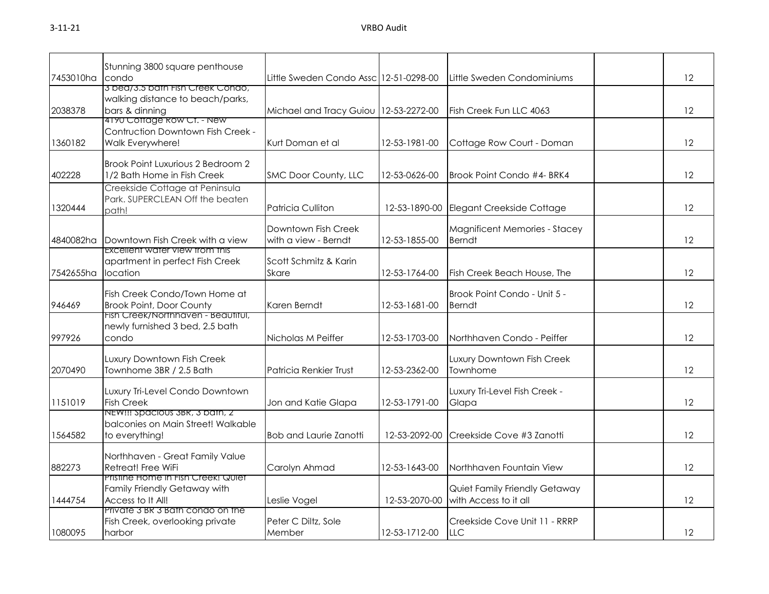| | | | | | | |
|---|---|---|---|---|---|---|
| 7453010ha | Stunning 3800 square penthouse condo | Little Sweden Condo Assc | 12-51-0298-00 | Little Sweden Condominiums | | 12 |
| 2038378 | 3 bed/3.5 bath Fish Creek Condo, walking distance to beach/parks, bars & dinning | Michael and Tracy Guiou | 12-53-2272-00 | Fish Creek Fun LLC 4063 | | 12 |
| 1360182 | 4190 Cottage Row Ct. - New Contruction Downtown Fish Creek - Walk Everywhere! | Kurt Doman et al | 12-53-1981-00 | Cottage Row Court - Doman | | 12 |
| 402228 | Brook Point Luxurious 2 Bedroom 2 1/2 Bath Home in Fish Creek | SMC Door County, LLC | 12-53-0626-00 | Brook Point Condo #4- BRK4 | | 12 |
| 1320444 | Creekside Cottage at Peninsula Park. SUPERCLEAN Off the beaten path! | Patricia Culliton | 12-53-1890-00 | Elegant Creekside Cottage | | 12 |
| 4840082ha | Downtown Fish Creek with a view | Downtown Fish Creek with a view - Berndt | 12-53-1855-00 | Magnificent Memories - Stacey Berndt | | 12 |
| 7542655ha | Excellent water view from this apartment in perfect Fish Creek location | Scott Schmitz & Karin Skare | 12-53-1764-00 | Fish Creek Beach House, The | | 12 |
| 946469 | Fish Creek Condo/Town Home at Brook Point, Door County | Karen Berndt | 12-53-1681-00 | Brook Point Condo - Unit 5 - Berndt | | 12 |
| 997926 | Fish Creek/Northhaven - Beautiful, newly furnished 3 bed, 2.5 bath condo | Nicholas M Peiffer | 12-53-1703-00 | Northhaven Condo - Peiffer | | 12 |
| 2070490 | Luxury Downtown Fish Creek Townhome 3BR / 2.5 Bath | Patricia Renkier Trust | 12-53-2362-00 | Luxury Downtown Fish Creek Townhome | | 12 |
| 1151019 | Luxury Tri-Level Condo Downtown Fish Creek | Jon and Katie Glapa | 12-53-1791-00 | Luxury Tri-Level Fish Creek - Glapa | | 12 |
| 1564582 | NEW!!! Spacious 3BR, 3 bath, 2 balconies on Main Street! Walkable to everything! | Bob and Laurie Zanotti | 12-53-2092-00 | Creekside Cove #3 Zanotti | | 12 |
| 882273 | Northhaven - Great Family Value Retreat! Free WiFi | Carolyn Ahmad | 12-53-1643-00 | Northhaven Fountain View | | 12 |
| 1444754 | Pristine Home in Fish Creek! Quiet Family Friendly Getaway with Access to It All! | Leslie Vogel | 12-53-2070-00 | Quiet Family Friendly Getaway with Access to it all | | 12 |
| 1080095 | Private 3 BR 3 Bath condo on the Fish Creek, overlooking private harbor | Peter C Diltz, Sole Member | 12-53-1712-00 | Creekside Cove Unit 11 - RRRP LLC | | 12 |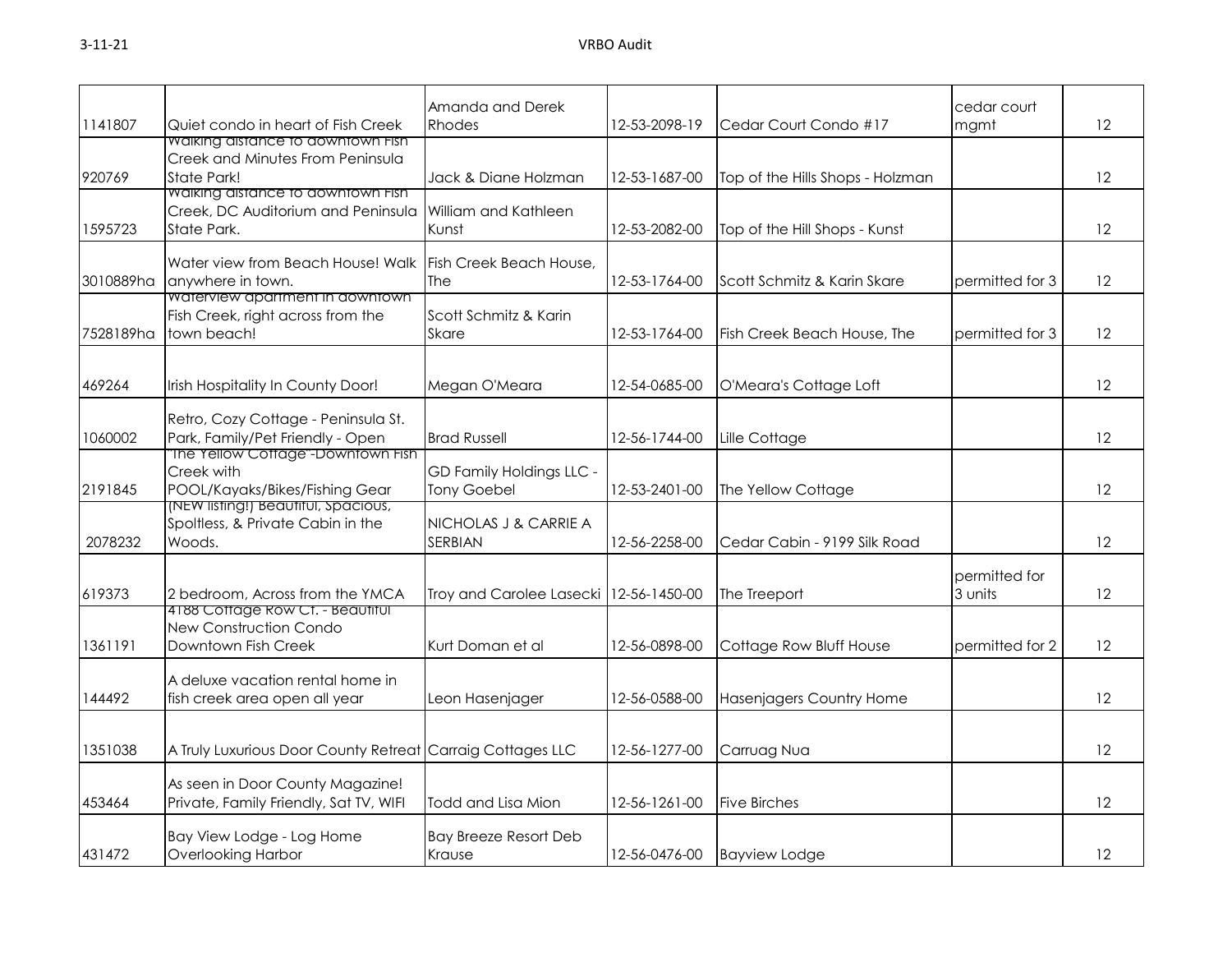| | | | | | | |
|---|---|---|---|---|---|---|
| 1141807 | Quiet condo in heart of Fish Creek | Amanda and Derek Rhodes | 12-53-2098-19 | Cedar Court Condo #17 | cedar court mgmt | 12 |
| 920769 | Walking distance to downtown Fish Creek and Minutes From Peninsula State Park! | Jack & Diane Holzman | 12-53-1687-00 | Top of the Hills Shops - Holzman | | 12 |
| 1595723 | Walking distance to downtown Fish Creek, DC Auditorium and Peninsula State Park. | William and Kathleen Kunst | 12-53-2082-00 | Top of the Hill Shops - Kunst | | 12 |
| 3010889ha | Water view from Beach House! Walk anywhere in town. | Fish Creek Beach House, The | 12-53-1764-00 | Scott Schmitz & Karin Skare | permitted for 3 | 12 |
| 7528189ha | Waterview apartment in downtown Fish Creek, right across from the town beach! | Scott Schmitz & Karin Skare | 12-53-1764-00 | Fish Creek Beach House, The | permitted for 3 | 12 |
| 469264 | Irish Hospitality In County Door! | Megan O'Meara | 12-54-0685-00 | O'Meara's Cottage Loft | | 12 |
| 1060002 | Retro, Cozy Cottage - Peninsula St. Park, Family/Pet Friendly - Open | Brad Russell | 12-56-1744-00 | Lille Cottage | | 12 |
| 2191845 | "The Yellow Cottage"-Downtown Fish Creek with POOL/Kayaks/Bikes/Fishing Gear | GD Family Holdings LLC - Tony Goebel | 12-53-2401-00 | The Yellow Cottage | | 12 |
| 2078232 | (NEW listing!) Beautiful, Spacious, Spotless, & Private Cabin in the Woods. | NICHOLAS J & CARRIE A SERBIAN | 12-56-2258-00 | Cedar Cabin - 9199 Silk Road | | 12 |
| 619373 | 2 bedroom, Across from the YMCA | Troy and Carolee Lasecki | 12-56-1450-00 | The Treeport | permitted for 3 units | 12 |
| 1361191 | 4188 Cottage Row Ct. - Beautiful New Construction Condo Downtown Fish Creek | Kurt Doman et al | 12-56-0898-00 | Cottage Row Bluff House | permitted for 2 | 12 |
| 144492 | A deluxe vacation rental home in fish creek area open all year | Leon Hasenjager | 12-56-0588-00 | Hasenjagers Country Home | | 12 |
| 1351038 | A Truly Luxurious Door County Retreat | Carraig Cottages LLC | 12-56-1277-00 | Carruag Nua | | 12 |
| 453464 | As seen in Door County Magazine! Private, Family Friendly, Sat TV, WIFI | Todd and Lisa Mion | 12-56-1261-00 | Five Birches | | 12 |
| 431472 | Bay View Lodge - Log Home Overlooking Harbor | Bay Breeze Resort Deb Krause | 12-56-0476-00 | Bayview Lodge | | 12 |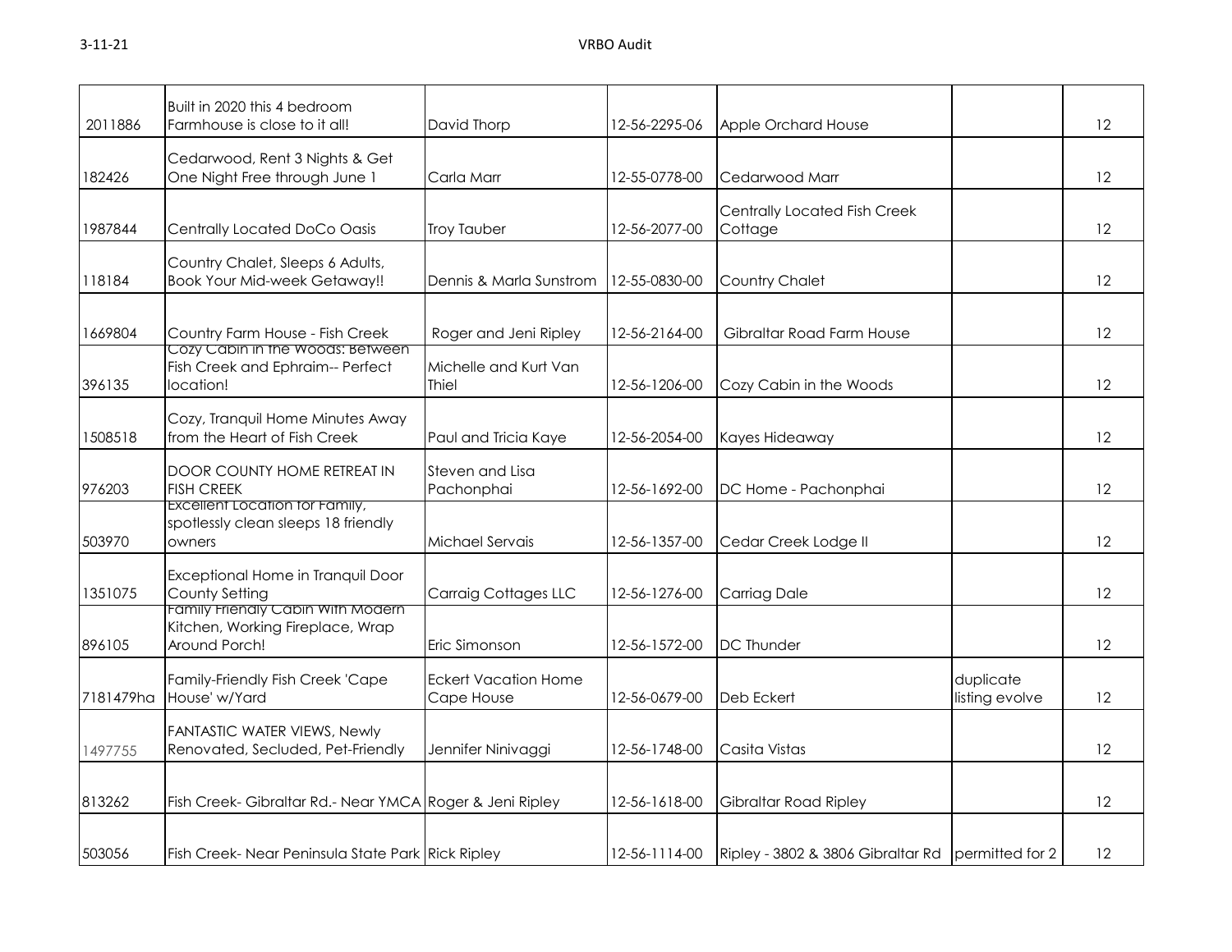| | | | | | | |
|---|---|---|---|---|---|---|
| 2011886 | Built in 2020 this 4 bedroom Farmhouse is close to it all! | David Thorp | 12-56-2295-06 | Apple Orchard House | | 12 |
| 182426 | Cedarwood, Rent 3 Nights & Get One Night Free through June 1 | Carla Marr | 12-55-0778-00 | Cedarwood Marr | | 12 |
| 1987844 | Centrally Located DoCo Oasis | Troy Tauber | 12-56-2077-00 | Centrally Located Fish Creek Cottage | | 12 |
| 118184 | Country Chalet, Sleeps 6 Adults, Book Your Mid-week Getaway!! | Dennis & Marla Sunstrom | 12-55-0830-00 | Country Chalet | | 12 |
| 1669804 | Country Farm House - Fish Creek | Roger and Jeni Ripley | 12-56-2164-00 | Gibraltar Road Farm House | | 12 |
| 396135 | Cozy Cabin in the Woods: Between Fish Creek and Ephraim-- Perfect location! | Michelle and Kurt Van Thiel | 12-56-1206-00 | Cozy Cabin in the Woods | | 12 |
| 1508518 | Cozy, Tranquil Home Minutes Away from the Heart of Fish Creek | Paul and Tricia Kaye | 12-56-2054-00 | Kayes Hideaway | | 12 |
| 976203 | DOOR COUNTY HOME RETREAT IN FISH CREEK | Steven and Lisa Pachonphai | 12-56-1692-00 | DC Home - Pachonphai | | 12 |
| 503970 | Excellent Location for Family, spotlessly clean sleeps 18 friendly owners | Michael Servais | 12-56-1357-00 | Cedar Creek Lodge II | | 12 |
| 1351075 | Exceptional Home in Tranquil Door County Setting | Carraig Cottages LLC | 12-56-1276-00 | Carriag Dale | | 12 |
| 896105 | Family Friendly Cabin With Modern Kitchen, Working Fireplace, Wrap Around Porch! | Eric Simonson | 12-56-1572-00 | DC Thunder | | 12 |
| 7181479ha | Family-Friendly Fish Creek 'Cape House' w/Yard | Eckert Vacation Home Cape House | 12-56-0679-00 | Deb Eckert | duplicate listing evolve | 12 |
| 1497755 | FANTASTIC WATER VIEWS, Newly Renovated, Secluded, Pet-Friendly | Jennifer Ninivaggi | 12-56-1748-00 | Casita Vistas | | 12 |
| 813262 | Fish Creek- Gibraltar Rd.- Near YMCA | Roger & Jeni Ripley | 12-56-1618-00 | Gibraltar Road Ripley | | 12 |
| 503056 | Fish Creek- Near Peninsula State Park | Rick Ripley | 12-56-1114-00 | Ripley - 3802 & 3806 Gibraltar Rd | permitted for 2 | 12 |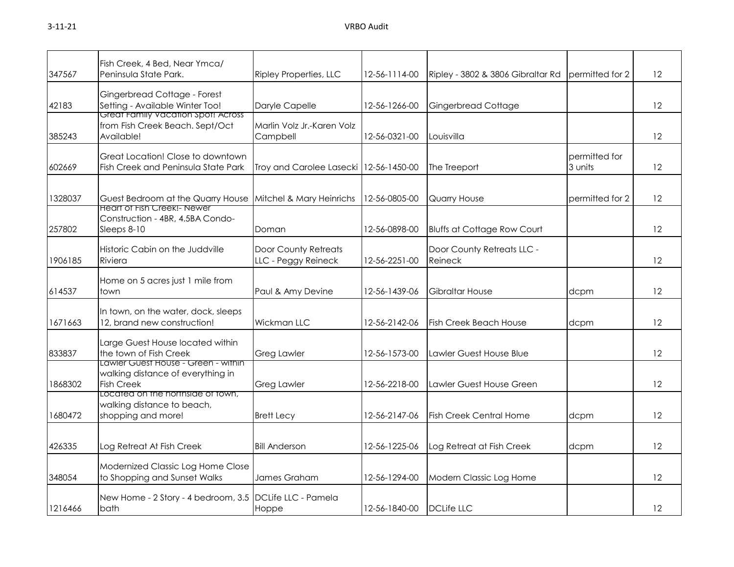| 347567 | Fish Creek, 4 Bed, Near Ymca/ Peninsula State Park. | Ripley Properties, LLC | 12-56-1114-00 | Ripley - 3802 & 3806 Gibraltar Rd | permitted for 2 | 12 |
|---|---|---|---|---|---|---|
| 42183 | Gingerbread Cottage - Forest Setting - Available Winter Too! | Daryle Capelle | 12-56-1266-00 | Gingerbread Cottage | | 12 |
| 385243 | Great Family Vacation Spot! Across from Fish Creek Beach. Sept/Oct Available! | Marlin Volz Jr.-Karen Volz Campbell | 12-56-0321-00 | Louisvilla | | 12 |
| 602669 | Great Location! Close to downtown Fish Creek and Peninsula State Park | Troy and Carolee Lasecki | 12-56-1450-00 | The Treeport | permitted for 3 units | 12 |
| 1328037 | Guest Bedroom at the Quarry House | Mitchel & Mary Heinrichs | 12-56-0805-00 | Quarry House | permitted for 2 | 12 |
| 257802 | Heart of Fish Creek!- Newer Construction - 4BR, 4.5BA Condo- Sleeps 8-10 | Doman | 12-56-0898-00 | Bluffs at Cottage Row Court | | 12 |
| 1906185 | Historic Cabin on the Juddville Riviera | Door County Retreats LLC - Peggy Reineck | 12-56-2251-00 | Door County Retreats LLC - Reineck | | 12 |
| 614537 | Home on 5 acres just 1 mile from town | Paul & Amy Devine | 12-56-1439-06 | Gibraltar House | dcpm | 12 |
| 1671663 | In town, on the water, dock, sleeps 12, brand new construction! | Wickman LLC | 12-56-2142-06 | Fish Creek Beach House | dcpm | 12 |
| 833837 | Large Guest House located within the town of Fish Creek | Greg Lawler | 12-56-1573-00 | Lawler Guest House Blue | | 12 |
| 1868302 | Lawler Guest House - Green - within walking distance of everything in Fish Creek | Greg Lawler | 12-56-2218-00 | Lawler Guest House Green | | 12 |
| 1680472 | Located on the northside of town, walking distance to beach, shopping and more! | Brett Lecy | 12-56-2147-06 | Fish Creek Central Home | dcpm | 12 |
| 426335 | Log Retreat At Fish Creek | Bill Anderson | 12-56-1225-06 | Log Retreat at Fish Creek | dcpm | 12 |
| 348054 | Modernized Classic Log Home Close to Shopping and Sunset Walks | James Graham | 12-56-1294-00 | Modern Classic Log Home | | 12 |
| 1216466 | New Home - 2 Story - 4 bedroom, 3.5 bath | DCLife LLC - Pamela Hoppe | 12-56-1840-00 | DCLife LLC | | 12 |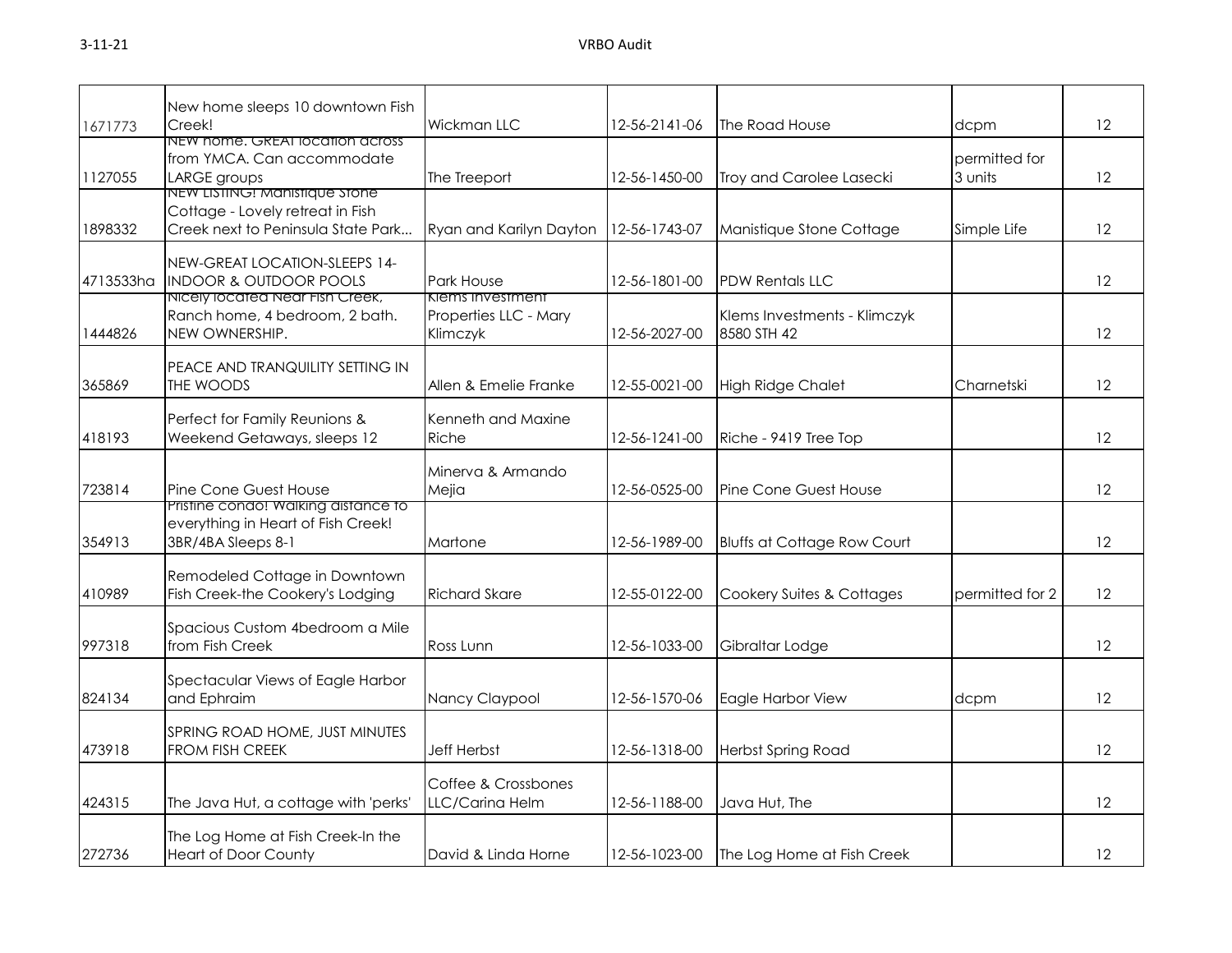| | | | | | | |
|---|---|---|---|---|---|---|
| 1671773 | New home sleeps 10 downtown Fish Creek! | Wickman LLC | 12-56-2141-06 | The Road House | dcpm | 12 |
| 1127055 | NEW home. GREAT location across from YMCA. Can accommodate LARGE groups | The Treeport | 12-56-1450-00 | Troy and Carolee Lasecki | permitted for 3 units | 12 |
| 1898332 | NEW LISTING! Manistique Stone Cottage - Lovely retreat in Fish Creek next to Peninsula State Park... | Ryan and Karilyn Dayton | 12-56-1743-07 | Manistique Stone Cottage | Simple Life | 12 |
| 4713533ha | NEW-GREAT LOCATION-SLEEPS 14-INDOOR & OUTDOOR POOLS | Park House | 12-56-1801-00 | PDW Rentals LLC | | 12 |
| 1444826 | Nicely located Near Fish Creek, Ranch home, 4 bedroom, 2 bath. NEW OWNERSHIP. | Klems Investment Properties LLC - Mary Klimczyk | 12-56-2027-00 | Klems Investments - Klimczyk 8580 STH 42 | | 12 |
| 365869 | PEACE AND TRANQUILITY SETTING IN THE WOODS | Allen & Emelie Franke | 12-55-0021-00 | High Ridge Chalet | Charnetski | 12 |
| 418193 | Perfect for Family Reunions & Weekend Getaways, sleeps 12 | Kenneth and Maxine Riche | 12-56-1241-00 | Riche - 9419 Tree Top | | 12 |
| 723814 | Pine Cone Guest House | Minerva & Armando Mejia | 12-56-0525-00 | Pine Cone Guest House | | 12 |
| 354913 | Pristine condo! Walking distance to everything in Heart of Fish Creek! 3BR/4BA Sleeps 8-1 | Martone | 12-56-1989-00 | Bluffs at Cottage Row Court | | 12 |
| 410989 | Remodeled Cottage in Downtown Fish Creek-the Cookery's Lodging | Richard Skare | 12-55-0122-00 | Cookery Suites & Cottages | permitted for 2 | 12 |
| 997318 | Spacious Custom 4bedroom a Mile from Fish Creek | Ross Lunn | 12-56-1033-00 | Gibraltar Lodge | | 12 |
| 824134 | Spectacular Views of Eagle Harbor and Ephraim | Nancy Claypool | 12-56-1570-06 | Eagle Harbor View | dcpm | 12 |
| 473918 | SPRING ROAD HOME, JUST MINUTES FROM FISH CREEK | Jeff Herbst | 12-56-1318-00 | Herbst Spring Road | | 12 |
| 424315 | The Java Hut, a cottage with 'perks' | Coffee & Crossbones LLC/Carina Helm | 12-56-1188-00 | Java Hut, The | | 12 |
| 272736 | The Log Home at Fish Creek-In the Heart of Door County | David & Linda Horne | 12-56-1023-00 | The Log Home at Fish Creek | | 12 |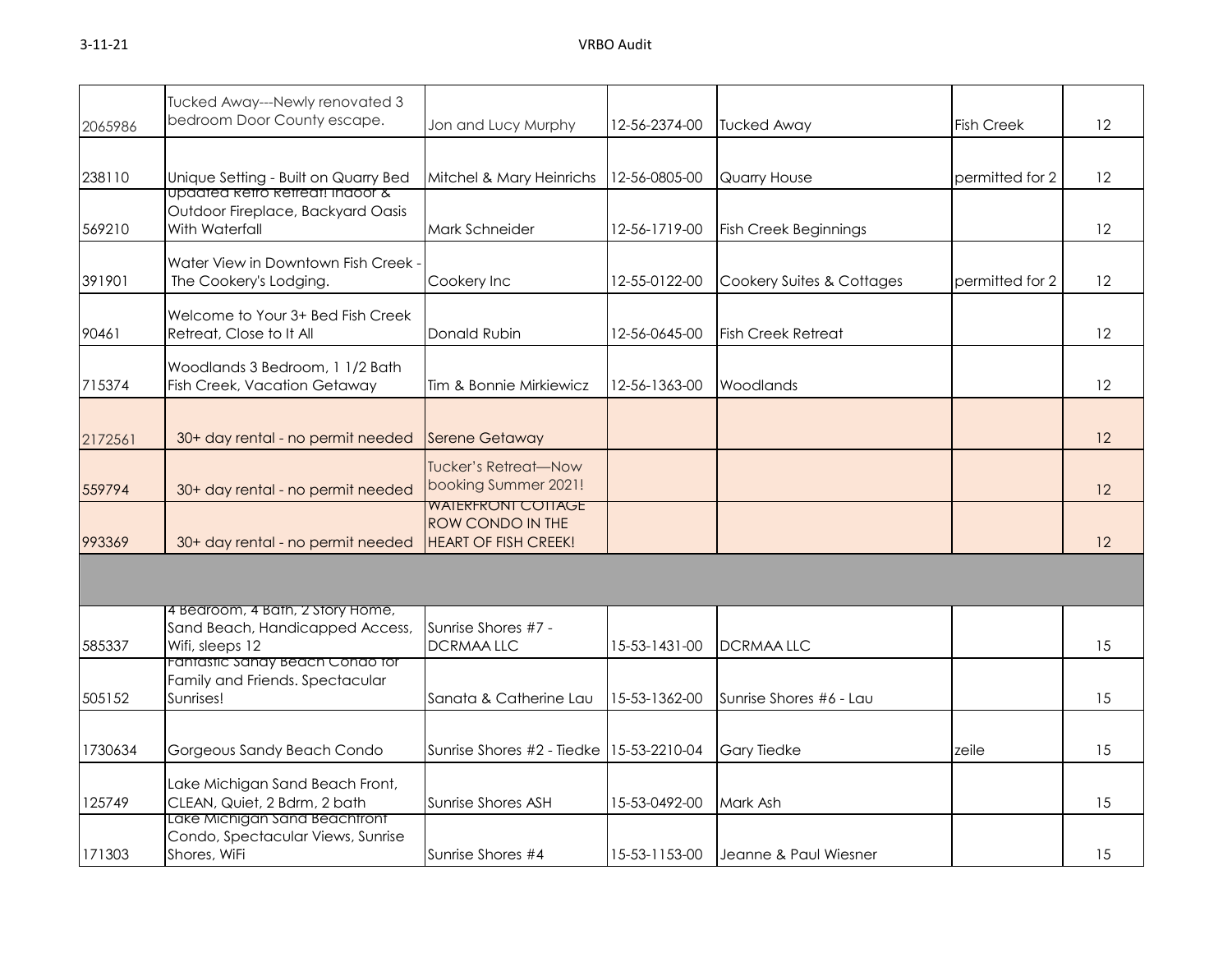| | | | | | | |
|---|---|---|---|---|---|---|
| 2065986 | Tucked Away---Newly renovated 3 bedroom Door County escape. | Jon and Lucy Murphy | 12-56-2374-00 | Tucked Away | Fish Creek | 12 |
| 238110 | Unique Setting - Built on Quarry Bed | Mitchel & Mary Heinrichs | 12-56-0805-00 | Quarry House | permitted for 2 | 12 |
| 569210 | Updated Retro Retreat! Indoor & Outdoor Fireplace, Backyard Oasis With Waterfall | Mark Schneider | 12-56-1719-00 | Fish Creek Beginnings | | 12 |
| 391901 | Water View in Downtown Fish Creek - The Cookery's Lodging. | Cookery Inc | 12-55-0122-00 | Cookery Suites & Cottages | permitted for 2 | 12 |
| 90461 | Welcome to Your 3+ Bed Fish Creek Retreat, Close to It All | Donald Rubin | 12-56-0645-00 | Fish Creek Retreat | | 12 |
| 715374 | Woodlands 3 Bedroom, 1 1/2 Bath Fish Creek, Vacation Getaway | Tim & Bonnie Mirkiewicz | 12-56-1363-00 | Woodlands | | 12 |
| 2172561 | 30+ day rental - no permit needed | Serene Getaway | | | | 12 |
| 559794 | 30+ day rental - no permit needed | Tucker's Retreat—Now booking Summer 2021! | | | | 12 |
| 993369 | 30+ day rental - no permit needed | WATERFRONT COTTAGE ROW CONDO IN THE HEART OF FISH CREEK! | | | | 12 |
| | | | | | | |
| 585337 | 4 Bedroom, 4 Bath, 2 Story Home, Sand Beach, Handicapped Access, Wifi, sleeps 12 | Sunrise Shores #7 - DCRMAA LLC | 15-53-1431-00 | DCRMAA LLC | | 15 |
| 505152 | Fantastic Sandy Beach Condo for Family and Friends. Spectacular Sunrises! | Sanata & Catherine Lau | 15-53-1362-00 | Sunrise Shores #6 - Lau | | 15 |
| 1730634 | Gorgeous Sandy Beach Condo | Sunrise Shores #2 - Tiedke | 15-53-2210-04 | Gary Tiedke | zeile | 15 |
| 125749 | Lake Michigan Sand Beach Front, CLEAN, Quiet, 2 Bdrm, 2 bath | Sunrise Shores ASH | 15-53-0492-00 | Mark Ash | | 15 |
| 171303 | Lake Michigan Sand Beachfront Condo, Spectacular Views, Sunrise Shores, WiFi | Sunrise Shores #4 | 15-53-1153-00 | Jeanne & Paul Wiesner | | 15 |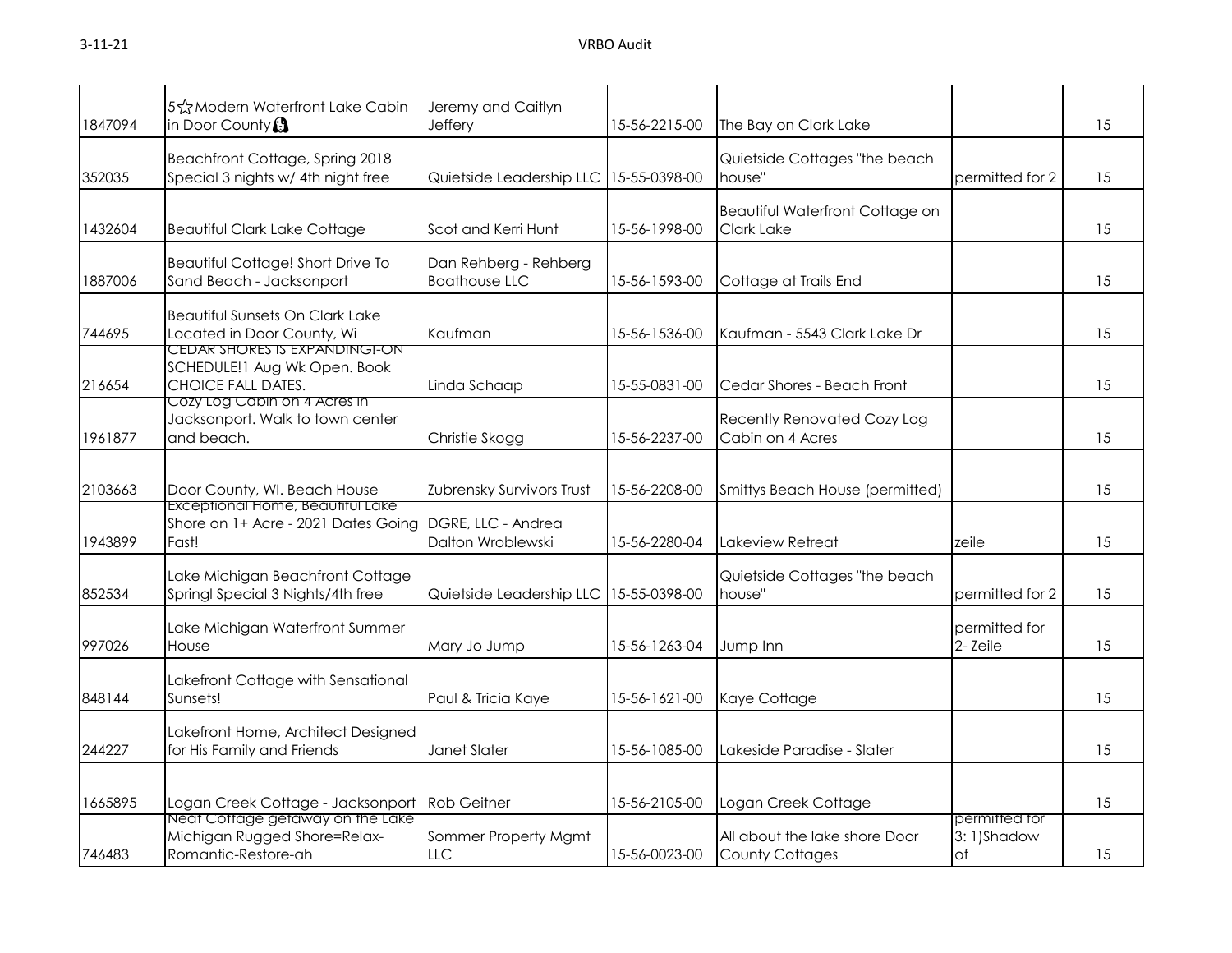| | | | | | | |
|---|---|---|---|---|---|---|
| 1847094 | 5☆ Modern Waterfront Lake Cabin in Door County | Jeremy and Caitlyn Jeffery | 15-56-2215-00 | The Bay on Clark Lake | | 15 |
| 352035 | Beachfront Cottage, Spring 2018 Special 3 nights w/ 4th night free | Quietside Leadership LLC | 15-55-0398-00 | Quietside Cottages "the beach house" | permitted for 2 | 15 |
| 1432604 | Beautiful Clark Lake Cottage | Scot and Kerri Hunt | 15-56-1998-00 | Beautiful Waterfront Cottage on Clark Lake | | 15 |
| 1887006 | Beautiful Cottage! Short Drive To Sand Beach - Jacksonport | Dan Rehberg - Rehberg Boathouse LLC | 15-56-1593-00 | Cottage at Trails End | | 15 |
| 744695 | Beautiful Sunsets On Clark Lake Located in Door County, Wi | Kaufman | 15-56-1536-00 | Kaufman - 5543 Clark Lake Dr | | 15 |
| 216654 | CEDAR SHORES IS EXPANDING!-ON SCHEDULE!1 Aug Wk Open. Book CHOICE FALL DATES. | Linda Schaap | 15-55-0831-00 | Cedar Shores - Beach Front | | 15 |
| 1961877 | Cozy Log Cabin on 4 Acres in Jacksonport. Walk to town center and beach. | Christie Skogg | 15-56-2237-00 | Recently Renovated Cozy Log Cabin on 4 Acres | | 15 |
| 2103663 | Door County, WI. Beach House | Zubrensky Survivors Trust | 15-56-2208-00 | Smittys Beach House (permitted) | | 15 |
| 1943899 | Exceptional Home, Beautiful Lake Shore on 1+ Acre - 2021 Dates Going Fast! | DGRE, LLC - Andrea Dalton Wroblewski | 15-56-2280-04 | Lakeview Retreat | zeile | 15 |
| 852534 | Lake Michigan Beachfront Cottage Springl Special 3 Nights/4th free | Quietside Leadership LLC | 15-55-0398-00 | Quietside Cottages "the beach house" | permitted for 2 | 15 |
| 997026 | Lake Michigan Waterfront Summer House | Mary Jo Jump | 15-56-1263-04 | Jump Inn | permitted for 2- Zeile | 15 |
| 848144 | Lakefront Cottage with Sensational Sunsets! | Paul & Tricia Kaye | 15-56-1621-00 | Kaye Cottage | | 15 |
| 244227 | Lakefront Home, Architect Designed for His Family and Friends | Janet Slater | 15-56-1085-00 | Lakeside Paradise - Slater | | 15 |
| 1665895 | Logan Creek Cottage - Jacksonport | Rob Geitner | 15-56-2105-00 | Logan Creek Cottage | | 15 |
| 746483 | Neat Cottage getaway on the Lake Michigan Rugged Shore=Relax-Romantic-Restore-ah | Sommer Property Mgmt LLC | 15-56-0023-00 | All about the lake shore Door County Cottages | permitted for 3: 1)Shadow of | 15 |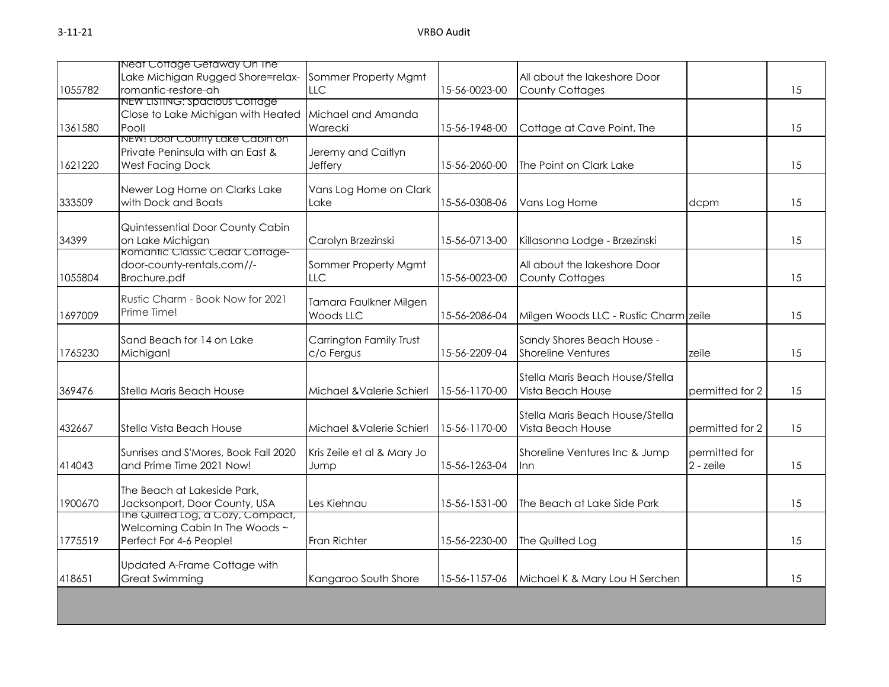| | | | | | | |
|---|---|---|---|---|---|---|
| 1055782 | Neat Cottage Getaway On The Lake Michigan Rugged Shore=relax-romantic-restore-ah | Sommer Property Mgmt LLC | 15-56-0023-00 | All about the lakeshore Door County Cottages | | 15 |
| 1361580 | NEW LISTING: Spacious Cottage Close to Lake Michigan with Heated Pool! | Michael and Amanda Warecki | 15-56-1948-00 | Cottage at Cave Point, The | | 15 |
| 1621220 | NEW! Door County Lake Cabin on Private Peninsula with an East & West Facing Dock | Jeremy and Caitlyn Jeffery | 15-56-2060-00 | The Point on Clark Lake | | 15 |
| 333509 | Newer Log Home on Clarks Lake with Dock and Boats | Vans Log Home on Clark Lake | 15-56-0308-06 | Vans Log Home | dcpm | 15 |
| 34399 | Quintessential Door County Cabin on Lake Michigan | Carolyn Brzezinski | 15-56-0713-00 | Killasonna Lodge - Brzezinski | | 15 |
| 1055804 | Romantic Classic Cedar Cottage-door-county-rentals.com//-Brochure.pdf | Sommer Property Mgmt LLC | 15-56-0023-00 | All about the lakeshore Door County Cottages | | 15 |
| 1697009 | Rustic Charm - Book Now for 2021 Prime Time! | Tamara Faulkner Milgen Woods LLC | 15-56-2086-04 | Milgen Woods LLC - Rustic Charm | zeile | 15 |
| 1765230 | Sand Beach for 14 on Lake Michigan! | Carrington Family Trust c/o Fergus | 15-56-2209-04 | Sandy Shores Beach House - Shoreline Ventures | zeile | 15 |
| 369476 | Stella Maris Beach House | Michael &Valerie Schierl | 15-56-1170-00 | Stella Maris Beach House/Stella Vista Beach House | permitted for 2 | 15 |
| 432667 | Stella Vista Beach House | Michael &Valerie Schierl | 15-56-1170-00 | Stella Maris Beach House/Stella Vista Beach House | permitted for 2 | 15 |
| 414043 | Sunrises and S'Mores, Book Fall 2020 and Prime Time 2021 Now! | Kris Zeile et al & Mary Jo Jump | 15-56-1263-04 | Shoreline Ventures Inc & Jump Inn | permitted for 2 - zeile | 15 |
| 1900670 | The Beach at Lakeside Park, Jacksonport, Door County, USA | Les Kiehnau | 15-56-1531-00 | The Beach at Lake Side Park | | 15 |
| 1775519 | The Quilted Log, a Cozy, Compact, Welcoming Cabin In The Woods ~ Perfect For 4-6 People! | Fran Richter | 15-56-2230-00 | The Quilted Log | | 15 |
| 418651 | Updated A-Frame Cottage with Great Swimming | Kangaroo South Shore | 15-56-1157-06 | Michael K & Mary Lou H Serchen | | 15 |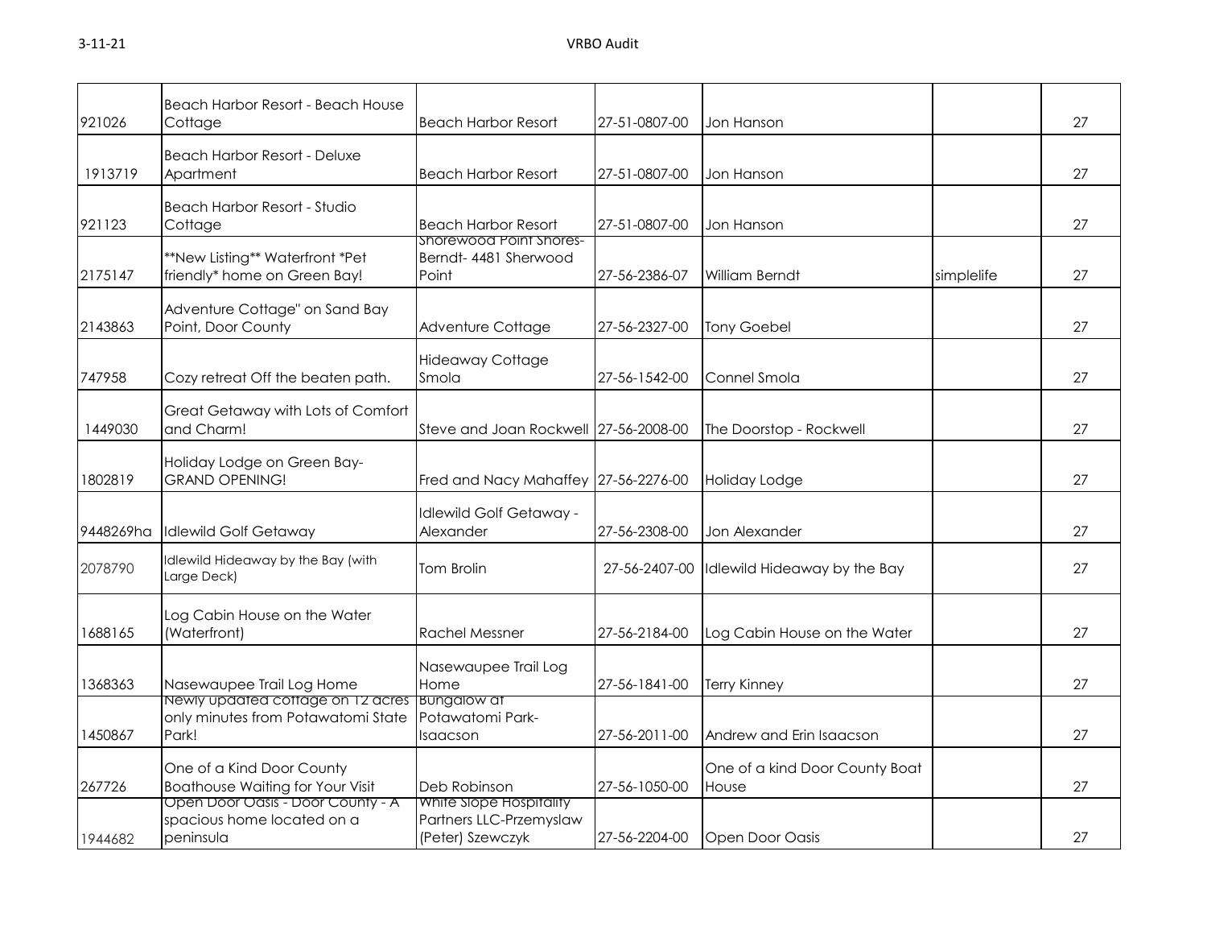| | | | | | | |
|---|---|---|---|---|---|---|
| 921026 | Beach Harbor Resort - Beach House Cottage | Beach Harbor Resort | 27-51-0807-00 | Jon Hanson | | 27 |
| 1913719 | Beach Harbor Resort - Deluxe Apartment | Beach Harbor Resort | 27-51-0807-00 | Jon Hanson | | 27 |
| 921123 | Beach Harbor Resort - Studio Cottage | Beach Harbor Resort | 27-51-0807-00 | Jon Hanson | | 27 |
| 2175147 | **New Listing** Waterfront *Pet friendly* home on Green Bay! | Shorewood Point Shores- Berndt- 4481 Sherwood Point | 27-56-2386-07 | William Berndt | simplelife | 27 |
| 2143863 | Adventure Cottage" on Sand Bay Point, Door County | Adventure Cottage | 27-56-2327-00 | Tony Goebel | | 27 |
| 747958 | Cozy retreat Off the beaten path. | Hideaway Cottage Smola | 27-56-1542-00 | Connel Smola | | 27 |
| 1449030 | Great Getaway with Lots of Comfort and Charm! | Steve and Joan Rockwell | 27-56-2008-00 | The Doorstop - Rockwell | | 27 |
| 1802819 | Holiday Lodge on Green Bay- GRAND OPENING! | Fred and Nacy Mahaffey | 27-56-2276-00 | Holiday Lodge | | 27 |
| 9448269ha | Idlewild Golf Getaway | Idlewild Golf Getaway - Alexander | 27-56-2308-00 | Jon Alexander | | 27 |
| 2078790 | Idlewild Hideaway by the Bay (with Large Deck) | Tom Brolin | 27-56-2407-00 | Idlewild Hideaway by the Bay | | 27 |
| 1688165 | Log Cabin House on the Water (Waterfront) | Rachel Messner | 27-56-2184-00 | Log Cabin House on the Water | | 27 |
| 1368363 | Nasewaupee Trail Log Home | Nasewaupee Trail Log Home | 27-56-1841-00 | Terry Kinney | | 27 |
| 1450867 | Newly updated cottage on 12 acres only minutes from Potawatomi State Park! | Bungalow at Potawatomi Park- Isaacson | 27-56-2011-00 | Andrew and Erin Isaacson | | 27 |
| 267726 | One of a Kind Door County Boathouse Waiting for Your Visit | Deb Robinson | 27-56-1050-00 | One of a kind Door County Boat House | | 27 |
| 1944682 | Open Door Oasis - Door County - A spacious home located on a peninsula | White Slope Hospitality Partners LLC-Przemyslaw (Peter) Szewczyk | 27-56-2204-00 | Open Door Oasis | | 27 |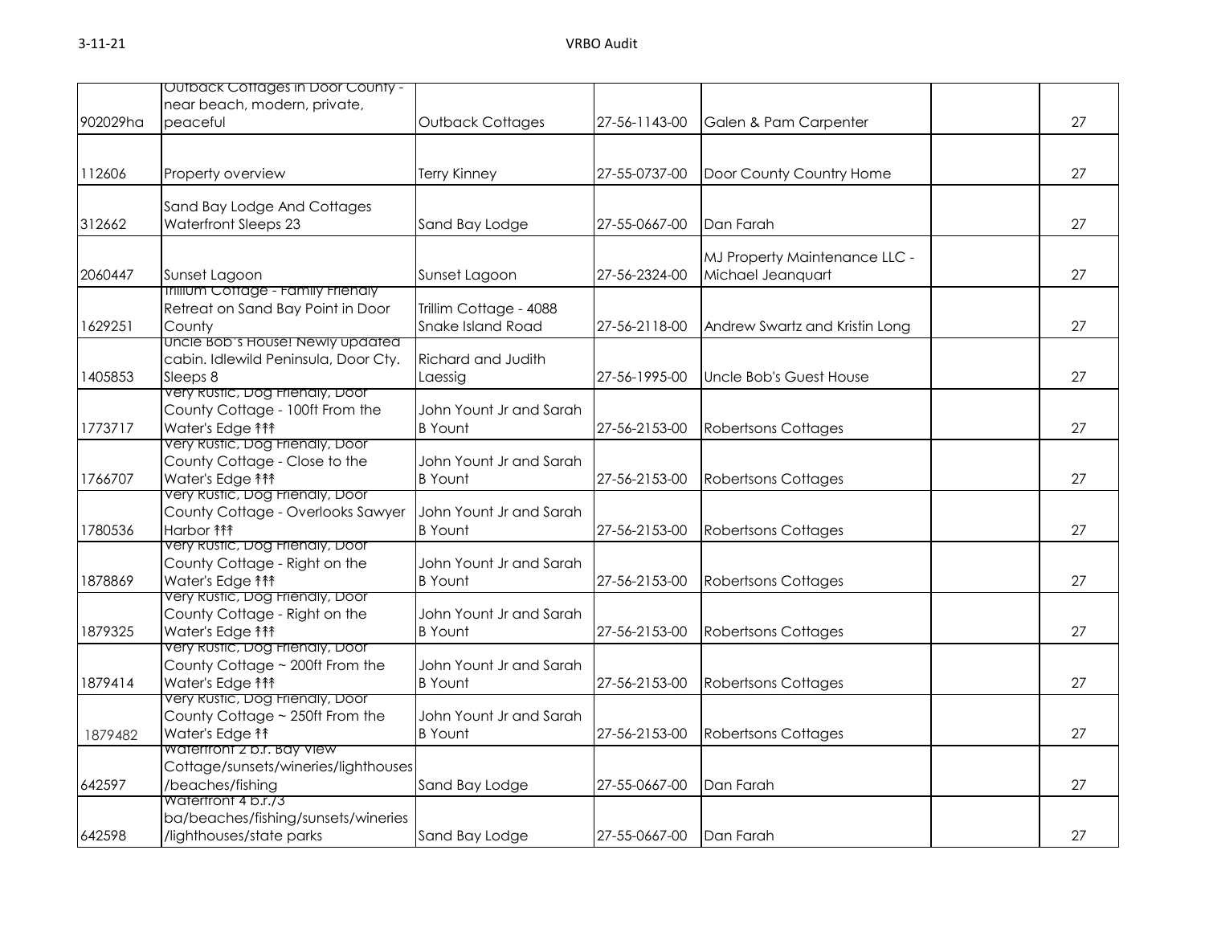| | | | | | | |
|---|---|---|---|---|---|---|
| 902029ha | Outback Cottages in Door County - near beach, modern, private, peaceful | Outback Cottages | 27-56-1143-00 | Galen & Pam Carpenter | | 27 |
| 112606 | Property overview | Terry Kinney | 27-55-0737-00 | Door County Country Home | | 27 |
| 312662 | Sand Bay Lodge And Cottages Waterfront Sleeps 23 | Sand Bay Lodge | 27-55-0667-00 | Dan Farah | | 27 |
| 2060447 | Sunset Lagoon | Sunset Lagoon | 27-56-2324-00 | MJ Property Maintenance LLC - Michael Jeanquart | | 27 |
| 1629251 | Trillium Cottage - Family Friendly Retreat on Sand Bay Point in Door County | Trillim Cottage - 4088 Snake Island Road | 27-56-2118-00 | Andrew Swartz and Kristin Long | | 27 |
| 1405853 | Uncle Bob's House! Newly updated cabin. Idlewild Peninsula, Door Cty. Sleeps 8 | Richard and Judith Laessig | 27-56-1995-00 | Uncle Bob's Guest House | | 27 |
| 1773717 | Very Rustic, Dog Friendly, Door County Cottage - 100ft From the Water's Edge ↟↟↟ | John Yount Jr and Sarah B Yount | 27-56-2153-00 | Robertsons Cottages | | 27 |
| 1766707 | Very Rustic, Dog Friendly, Door County Cottage - Close to the Water's Edge ↟↟↟ | John Yount Jr and Sarah B Yount | 27-56-2153-00 | Robertsons Cottages | | 27 |
| 1780536 | Very Rustic, Dog Friendly, Door County Cottage - Overlooks Sawyer Harbor ↟↟↟ | John Yount Jr and Sarah B Yount | 27-56-2153-00 | Robertsons Cottages | | 27 |
| 1878869 | Very Rustic, Dog Friendly, Door County Cottage - Right on the Water's Edge ↟↟↟ | John Yount Jr and Sarah B Yount | 27-56-2153-00 | Robertsons Cottages | | 27 |
| 1879325 | Very Rustic, Dog Friendly, Door County Cottage - Right on the Water's Edge ↟↟↟ | John Yount Jr and Sarah B Yount | 27-56-2153-00 | Robertsons Cottages | | 27 |
| 1879414 | Very Rustic, Dog Friendly, Door County Cottage ~ 200ft From the Water's Edge ↟↟↟ | John Yount Jr and Sarah B Yount | 27-56-2153-00 | Robertsons Cottages | | 27 |
| 1879482 | Very Rustic, Dog Friendly, Door County Cottage ~ 250ft From the Water's Edge ↟↟ | John Yount Jr and Sarah B Yount | 27-56-2153-00 | Robertsons Cottages | | 27 |
| 642597 | Waterfront 2 b.r. Bay View Cottage/sunsets/wineries/lighthouses/beaches/fishing | Sand Bay Lodge | 27-55-0667-00 | Dan Farah | | 27 |
| 642598 | Waterfront 4 b.r./3 ba/beaches/fishing/sunsets/wineries/lighthouses/state parks | Sand Bay Lodge | 27-55-0667-00 | Dan Farah | | 27 |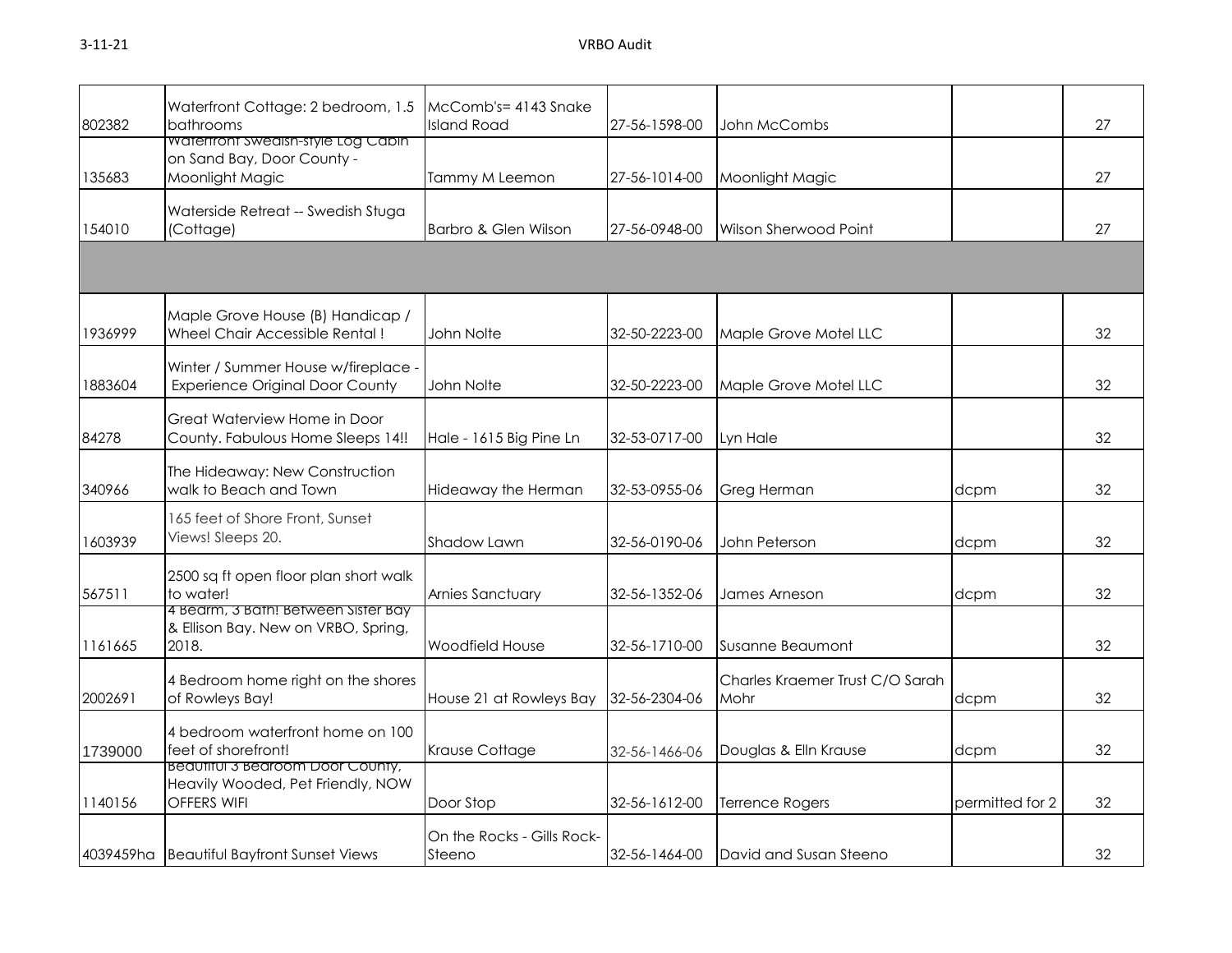| | | | | | | |
|---|---|---|---|---|---|---|
| 802382 | Waterfront Cottage: 2 bedroom, 1.5 bathrooms | McComb's= 4143 Snake Island Road | 27-56-1598-00 | John McCombs | | 27 |
| 135683 | Waterfront Swedish-style Log Cabin on Sand Bay, Door County - Moonlight Magic | Tammy M Leemon | 27-56-1014-00 | Moonlight Magic | | 27 |
| 154010 | Waterside Retreat -- Swedish Stuga (Cottage) | Barbro & Glen Wilson | 27-56-0948-00 | Wilson Sherwood Point | | 27 |
| | | | | | | |
| 1936999 | Maple Grove House (B) Handicap / Wheel Chair Accessible Rental ! | John Nolte | 32-50-2223-00 | Maple Grove Motel LLC | | 32 |
| 1883604 | Winter / Summer House w/fireplace - Experience Original Door County | John Nolte | 32-50-2223-00 | Maple Grove Motel LLC | | 32 |
| 84278 | Great Waterview Home in Door County. Fabulous Home Sleeps 14!! | Hale - 1615 Big Pine Ln | 32-53-0717-00 | Lyn Hale | | 32 |
| 340966 | The Hideaway: New Construction walk to Beach and Town | Hideaway the Herman | 32-53-0955-06 | Greg Herman | dcpm | 32 |
| 1603939 | 165 feet of Shore Front, Sunset Views! Sleeps 20. | Shadow Lawn | 32-56-0190-06 | John Peterson | dcpm | 32 |
| 567511 | 2500 sq ft open floor plan short walk to water! | Arnies Sanctuary | 32-56-1352-06 | James Arneson | dcpm | 32 |
| 1161665 | 4 Bedrm, 3 Bath! Between Sister Bay & Ellison Bay. New on VRBO, Spring, 2018. | Woodfield House | 32-56-1710-00 | Susanne Beaumont | | 32 |
| 2002691 | 4 Bedroom home right on the shores of Rowleys Bay! | House 21 at Rowleys Bay | 32-56-2304-06 | Charles Kraemer Trust C/O Sarah Mohr | dcpm | 32 |
| 1739000 | 4 bedroom waterfront home on 100 feet of shorefront! | Krause Cottage | 32-56-1466-06 | Douglas & Elln Krause | dcpm | 32 |
| 1140156 | Beautiful 3 Bedroom Door County, Heavily Wooded, Pet Friendly, NOW OFFERS WIFI | Door Stop | 32-56-1612-00 | Terrence Rogers | permitted for 2 | 32 |
| 4039459ha | Beautiful Bayfront Sunset Views | On the Rocks - Gills Rock-Steeno | 32-56-1464-00 | David and Susan Steeno | | 32 |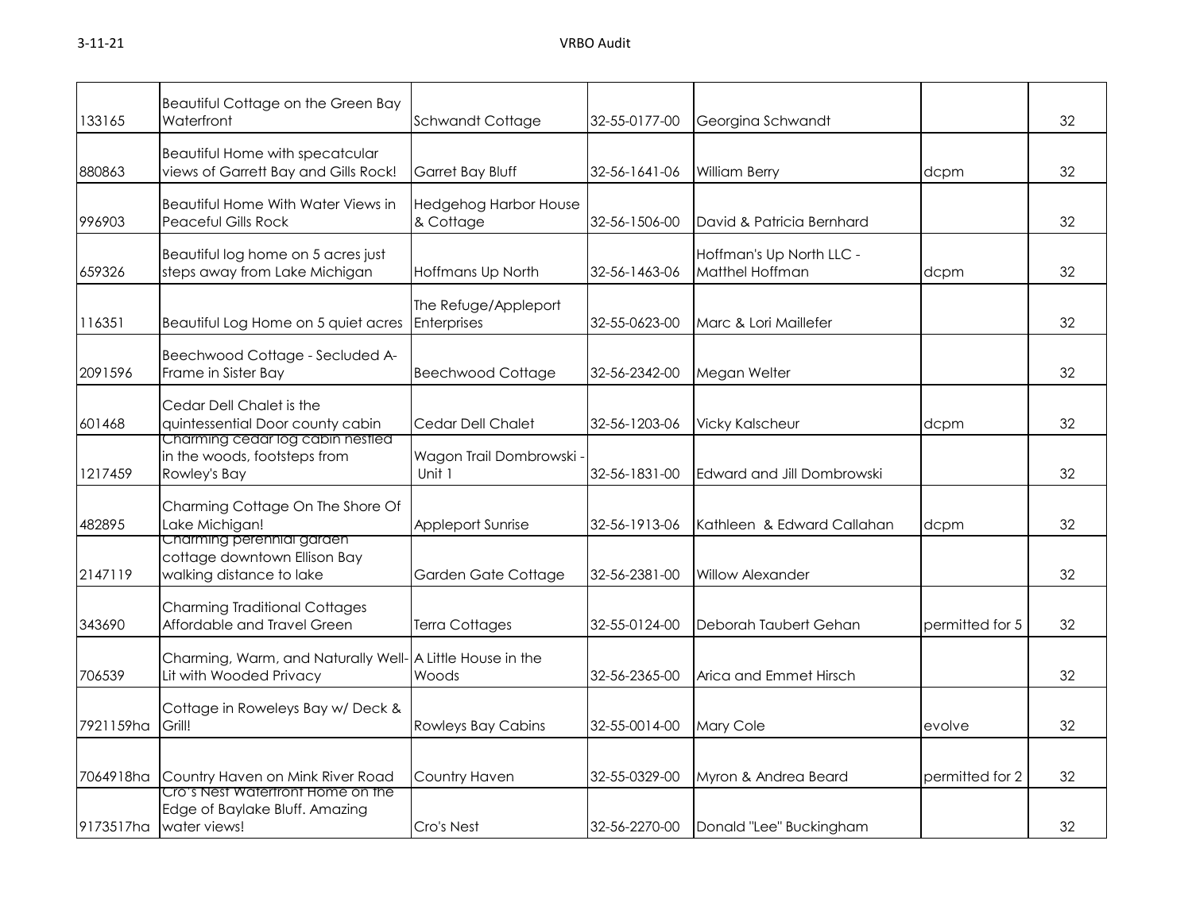| | | | | | | |
|---|---|---|---|---|---|---|
| 133165 | Beautiful Cottage on the Green Bay Waterfront | Schwandt Cottage | 32-55-0177-00 | Georgina Schwandt | | 32 |
| 880863 | Beautiful Home with specatcular views of Garrett Bay and Gills Rock! | Garret Bay Bluff | 32-56-1641-06 | William Berry | dcpm | 32 |
| 996903 | Beautiful Home With Water Views in Peaceful Gills Rock | Hedgehog Harbor House & Cottage | 32-56-1506-00 | David & Patricia Bernhard | | 32 |
| 659326 | Beautiful log home on 5 acres just steps away from Lake Michigan | Hoffmans Up North | 32-56-1463-06 | Hoffman's Up North LLC - Matthel Hoffman | dcpm | 32 |
| 116351 | Beautiful Log Home on 5 quiet acres | The Refuge/Appleport Enterprises | 32-55-0623-00 | Marc & Lori Maillefer | | 32 |
| 2091596 | Beechwood Cottage - Secluded A-Frame in Sister Bay | Beechwood Cottage | 32-56-2342-00 | Megan Welter | | 32 |
| 601468 | Cedar Dell Chalet is the quintessential Door county cabin | Cedar Dell Chalet | 32-56-1203-06 | Vicky Kalscheur | dcpm | 32 |
| 1217459 | Charming cedar log cabin nestled in the woods, footsteps from Rowley's Bay | Wagon Trail Dombrowski - Unit 1 | 32-56-1831-00 | Edward and Jill Dombrowski | | 32 |
| 482895 | Charming Cottage On The Shore Of Lake Michigan! | Appleport Sunrise | 32-56-1913-06 | Kathleen & Edward Callahan | dcpm | 32 |
| 2147119 | Charming perennial garden cottage downtown Ellison Bay walking distance to lake | Garden Gate Cottage | 32-56-2381-00 | Willow Alexander | | 32 |
| 343690 | Charming Traditional Cottages Affordable and Travel Green | Terra Cottages | 32-55-0124-00 | Deborah Taubert Gehan | permitted for 5 | 32 |
| 706539 | Charming, Warm, and Naturally Well-Lit with Wooded Privacy | A Little House in the Woods | 32-56-2365-00 | Arica and Emmet Hirsch | | 32 |
| 7921159ha | Cottage in Roweleys Bay w/ Deck & Grill! | Rowleys Bay Cabins | 32-55-0014-00 | Mary Cole | evolve | 32 |
| 7064918ha | Country Haven on Mink River Road | Country Haven | 32-55-0329-00 | Myron & Andrea Beard | permitted for 2 | 32 |
| 9173517ha | Cro's Nest Waterfront Home on the Edge of Baylake Bluff. Amazing water views! | Cro's Nest | 32-56-2270-00 | Donald "Lee" Buckingham | | 32 |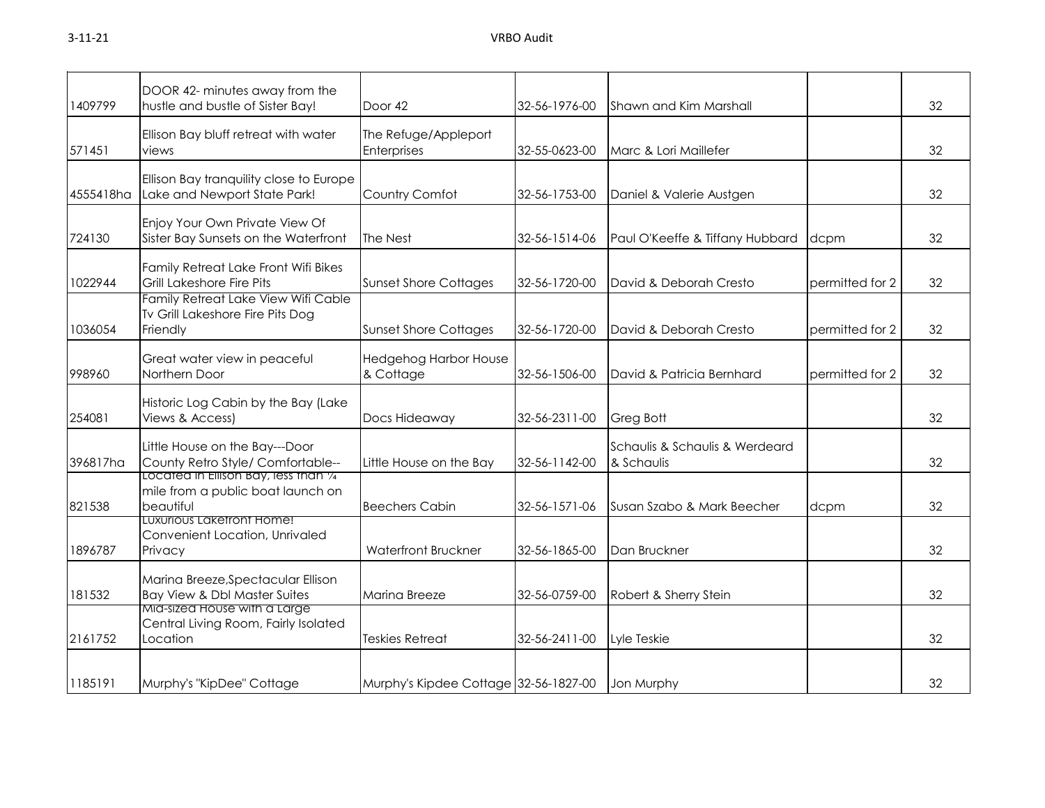| | | | | | | |
|---|---|---|---|---|---|---|
| 1409799 | DOOR 42- minutes away from the hustle and bustle of Sister Bay! | Door 42 | 32-56-1976-00 | Shawn and Kim Marshall | | 32 |
| 571451 | Ellison Bay bluff retreat with water views | The Refuge/Appleport Enterprises | 32-55-0623-00 | Marc & Lori Maillefer | | 32 |
| 4555418ha | Ellison Bay tranquility close to Europe Lake and Newport State Park! | Country Comfot | 32-56-1753-00 | Daniel & Valerie Austgen | | 32 |
| 724130 | Enjoy Your Own Private View Of Sister Bay Sunsets on the Waterfront | The Nest | 32-56-1514-06 | Paul O'Keeffe & Tiffany Hubbard | dcpm | 32 |
| 1022944 | Family Retreat Lake Front Wifi Bikes Grill Lakeshore Fire Pits | Sunset Shore Cottages | 32-56-1720-00 | David & Deborah Cresto | permitted for 2 | 32 |
| 1036054 | Family Retreat Lake View Wifi Cable Tv Grill Lakeshore Fire Pits Dog Friendly | Sunset Shore Cottages | 32-56-1720-00 | David & Deborah Cresto | permitted for 2 | 32 |
| 998960 | Great water view in peaceful Northern Door | Hedgehog Harbor House & Cottage | 32-56-1506-00 | David & Patricia Bernhard | permitted for 2 | 32 |
| 254081 | Historic Log Cabin by the Bay (Lake Views & Access) | Docs Hideaway | 32-56-2311-00 | Greg Bott | | 32 |
| 396817ha | Little House on the Bay---Door County Retro Style/ Comfortable-- | Little House on the Bay | 32-56-1142-00 | Schaulis & Schaulis & Werdeard & Schaulis | | 32 |
| 821538 | Located in Ellison Bay, less than ¼ mile from a public boat launch on beautiful | Beechers Cabin | 32-56-1571-06 | Susan Szabo & Mark Beecher | dcpm | 32 |
| 1896787 | Luxurious Lakefront Home! Convenient Location, Unrivaled Privacy | Waterfront Bruckner | 32-56-1865-00 | Dan Bruckner | | 32 |
| 181532 | Marina Breeze,Spectacular Ellison Bay View & Dbl Master Suites | Marina Breeze | 32-56-0759-00 | Robert & Sherry Stein | | 32 |
| 2161752 | Mid-sized House with a Large Central Living Room, Fairly Isolated Location | Teskies Retreat | 32-56-2411-00 | Lyle Teskie | | 32 |
| 1185191 | Murphy's "KipDee" Cottage | Murphy's Kipdee Cottage | 32-56-1827-00 | Jon Murphy | | 32 |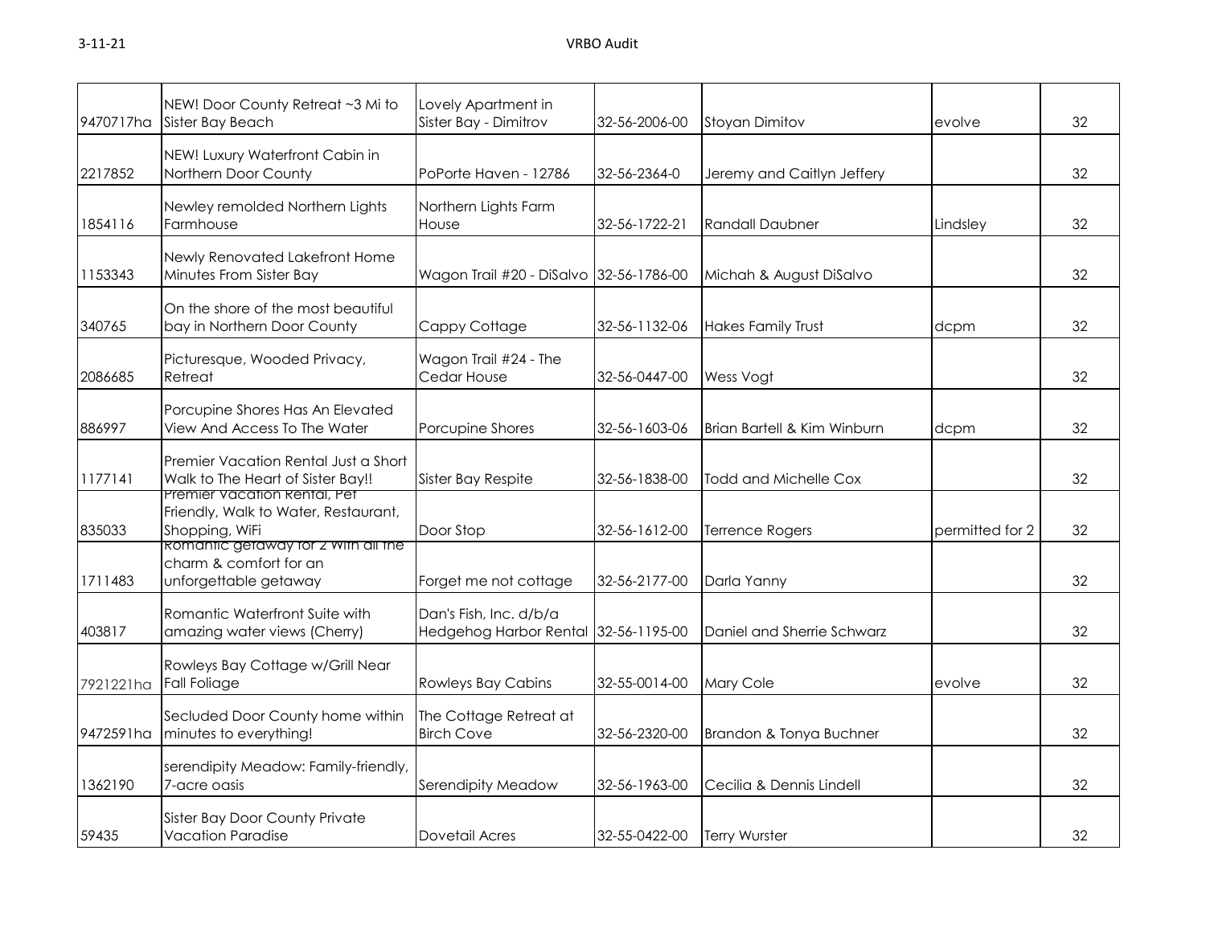| | | | | | | |
|---|---|---|---|---|---|---|
| 9470717ha | NEW! Door County Retreat ~3 Mi to Sister Bay Beach | Lovely Apartment in Sister Bay - Dimitrov | 32-56-2006-00 | Stoyan Dimitov | evolve | 32 |
| 2217852 | NEW! Luxury Waterfront Cabin in Northern Door County | PoPorte Haven - 12786 | 32-56-2364-0 | Jeremy and Caitlyn Jeffery | | 32 |
| 1854116 | Newley remolded Northern Lights Farmhouse | Northern Lights Farm House | 32-56-1722-21 | Randall Daubner | Lindsley | 32 |
| 1153343 | Newly Renovated Lakefront Home Minutes From Sister Bay | Wagon Trail #20 - DiSalvo | 32-56-1786-00 | Michah & August DiSalvo | | 32 |
| 340765 | On the shore of the most beautiful bay in Northern Door County | Cappy Cottage | 32-56-1132-06 | Hakes Family Trust | dcpm | 32 |
| 2086685 | Picturesque, Wooded Privacy, Retreat | Wagon Trail #24 - The Cedar House | 32-56-0447-00 | Wess Vogt | | 32 |
| 886997 | Porcupine Shores Has An Elevated View And Access To The Water | Porcupine Shores | 32-56-1603-06 | Brian Bartell & Kim Winburn | dcpm | 32 |
| 1177141 | Premier Vacation Rental Just a Short Walk to The Heart of Sister Bay!! | Sister Bay Respite | 32-56-1838-00 | Todd and Michelle Cox | | 32 |
| 835033 | Premier Vacation Rental, Pet Friendly, Walk to Water, Restaurant, Shopping, WiFi | Door Stop | 32-56-1612-00 | Terrence Rogers | permitted for 2 | 32 |
| 1711483 | Romantic getaway for 2 with all the charm & comfort for an unforgettable getaway | Forget me not cottage | 32-56-2177-00 | Darla Yanny | | 32 |
| 403817 | Romantic Waterfront Suite with amazing water views (Cherry) | Dan's Fish, Inc. d/b/a Hedgehog Harbor Rental | 32-56-1195-00 | Daniel and Sherrie Schwarz | | 32 |
| 7921221ha | Rowleys Bay Cottage w/Grill Near Fall Foliage | Rowleys Bay Cabins | 32-55-0014-00 | Mary Cole | evolve | 32 |
| 9472591ha | Secluded Door County home within minutes to everything! | The Cottage Retreat at Birch Cove | 32-56-2320-00 | Brandon & Tonya Buchner | | 32 |
| 1362190 | serendipity Meadow: Family-friendly, 7-acre oasis | Serendipity Meadow | 32-56-1963-00 | Cecilia & Dennis Lindell | | 32 |
| 59435 | Sister Bay Door County Private Vacation Paradise | Dovetail Acres | 32-55-0422-00 | Terry Wurster | | 32 |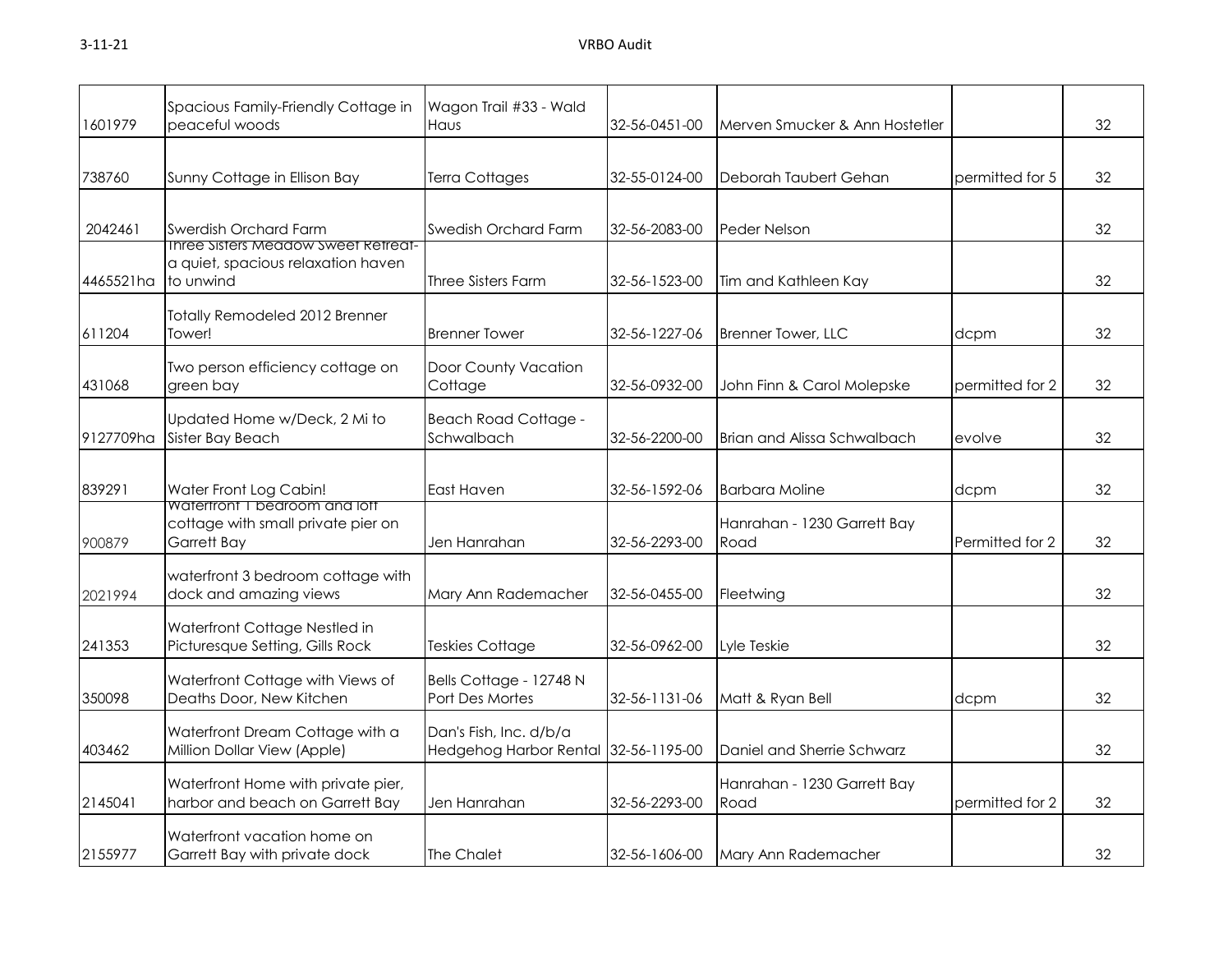| | | | | | | |
|---|---|---|---|---|---|---|
| 1601979 | Spacious Family-Friendly Cottage in peaceful woods | Wagon Trail #33 - Wald Haus | 32-56-0451-00 | Merven Smucker & Ann Hostetler | | 32 |
| 738760 | Sunny Cottage in Ellison Bay | Terra Cottages | 32-55-0124-00 | Deborah Taubert Gehan | permitted for 5 | 32 |
| 2042461 | Swerdish Orchard Farm | Swedish Orchard Farm | 32-56-2083-00 | Peder Nelson | | 32 |
| 4465521ha | Three Sisters Meadow Sweet Retreat- a quiet, spacious relaxation haven to unwind | Three Sisters Farm | 32-56-1523-00 | Tim and Kathleen Kay | | 32 |
| 611204 | Totally Remodeled 2012 Brenner Tower! | Brenner Tower | 32-56-1227-06 | Brenner Tower, LLC | dcpm | 32 |
| 431068 | Two person efficiency cottage on green bay | Door County Vacation Cottage | 32-56-0932-00 | John Finn & Carol Molepske | permitted for 2 | 32 |
| 9127709ha | Updated Home w/Deck, 2 Mi to Sister Bay Beach | Beach Road Cottage - Schwalbach | 32-56-2200-00 | Brian and Alissa Schwalbach | evolve | 32 |
| 839291 | Water Front Log Cabin! | East Haven | 32-56-1592-06 | Barbara Moline | dcpm | 32 |
| 900879 | Waterfront 1 bedroom and loft cottage with small private pier on Garrett Bay | Jen Hanrahan | 32-56-2293-00 | Hanrahan - 1230 Garrett Bay Road | Permitted for 2 | 32 |
| 2021994 | waterfront 3 bedroom cottage with dock and amazing views | Mary Ann Rademacher | 32-56-0455-00 | Fleetwing | | 32 |
| 241353 | Waterfront Cottage Nestled in Picturesque Setting, Gills Rock | Teskies Cottage | 32-56-0962-00 | Lyle Teskie | | 32 |
| 350098 | Waterfront Cottage with Views of Deaths Door, New Kitchen | Bells Cottage - 12748 N Port Des Mortes | 32-56-1131-06 | Matt & Ryan Bell | dcpm | 32 |
| 403462 | Waterfront Dream Cottage with a Million Dollar View (Apple) | Dan's Fish, Inc. d/b/a Hedgehog Harbor Rental | 32-56-1195-00 | Daniel and Sherrie Schwarz | | 32 |
| 2145041 | Waterfront Home with private pier, harbor and beach on Garrett Bay | Jen Hanrahan | 32-56-2293-00 | Hanrahan - 1230 Garrett Bay Road | permitted for 2 | 32 |
| 2155977 | Waterfront vacation home on Garrett Bay with private dock | The Chalet | 32-56-1606-00 | Mary Ann Rademacher | | 32 |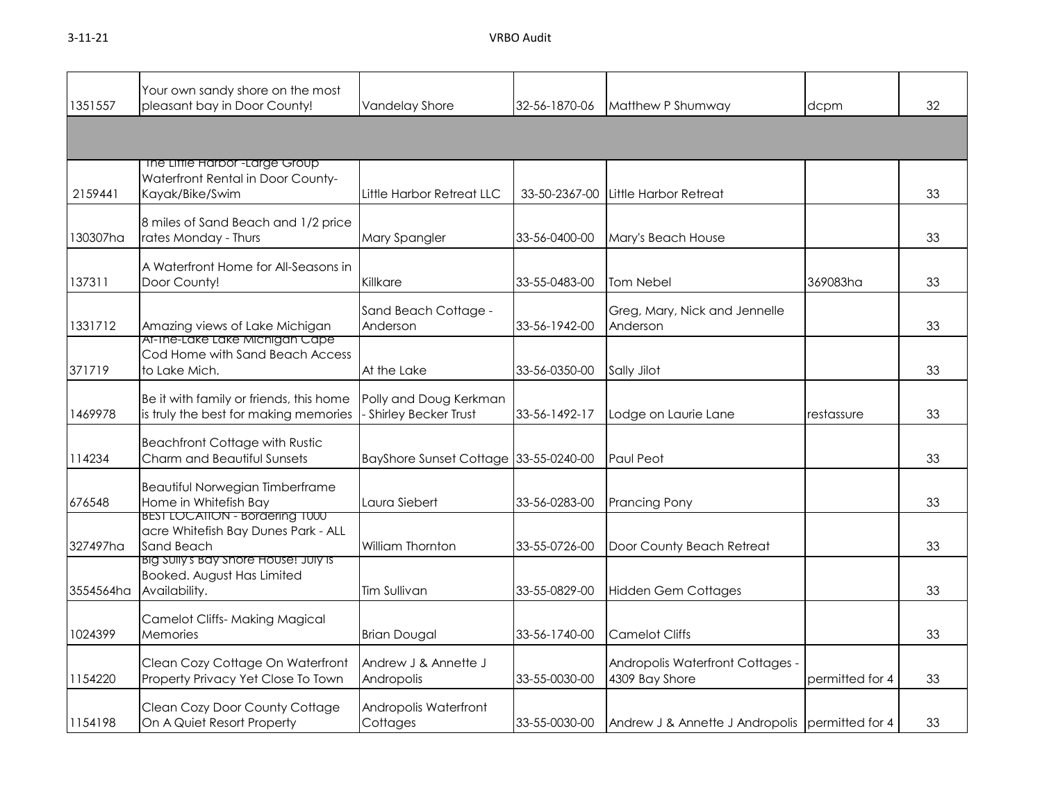| | | | | | | |
|---|---|---|---|---|---|---|
| 1351557 | Your own sandy shore on the most pleasant bay in Door County! | Vandelay Shore | 32-56-1870-06 | Matthew P Shumway | dcpm | 32 |
| | | | | | | |
| 2159441 | The Little Harbor -Large Group Waterfront Rental in Door County-Kayak/Bike/Swim | Little Harbor Retreat LLC | 33-50-2367-00 | Little Harbor Retreat | | 33 |
| 130307ha | 8 miles of Sand Beach and 1/2 price rates Monday - Thurs | Mary Spangler | 33-56-0400-00 | Mary's Beach House | | 33 |
| 137311 | A Waterfront Home for All-Seasons in Door County! | Killkare | 33-55-0483-00 | Tom Nebel | 369083ha | 33 |
| 1331712 | Amazing views of Lake Michigan | Sand Beach Cottage - Anderson | 33-56-1942-00 | Greg, Mary, Nick and Jennelle Anderson | | 33 |
| 371719 | At-The-Lake Lake Michigan Cape Cod Home with Sand Beach Access to Lake Mich. | At the Lake | 33-56-0350-00 | Sally Jilot | | 33 |
| 1469978 | Be it with family or friends, this home is truly the best for making memories | Polly and Doug Kerkman - Shirley Becker Trust | 33-56-1492-17 | Lodge on Laurie Lane | restassure | 33 |
| 114234 | Beachfront Cottage with Rustic Charm and Beautiful Sunsets | BayShore Sunset Cottage | 33-55-0240-00 | Paul Peot | | 33 |
| 676548 | Beautiful Norwegian Timberframe Home in Whitefish Bay | Laura Siebert | 33-56-0283-00 | Prancing Pony | | 33 |
| 327497ha | BEST LOCATION - Bordering 1000 acre Whitefish Bay Dunes Park - ALL Sand Beach | William Thornton | 33-55-0726-00 | Door County Beach Retreat | | 33 |
| 3554564ha | Big Sully's Bay Shore House! July is Booked. August Has Limited Availability. | Tim Sullivan | 33-55-0829-00 | Hidden Gem Cottages | | 33 |
| 1024399 | Camelot Cliffs- Making Magical Memories | Brian Dougal | 33-56-1740-00 | Camelot Cliffs | | 33 |
| 1154220 | Clean Cozy Cottage On Waterfront Property Privacy Yet Close To Town | Andrew J & Annette J Andropolis | 33-55-0030-00 | Andropolis Waterfront Cottages - 4309 Bay Shore | permitted for 4 | 33 |
| 1154198 | Clean Cozy Door County Cottage On A Quiet Resort Property | Andropolis Waterfront Cottages | 33-55-0030-00 | Andrew J & Annette J Andropolis | permitted for 4 | 33 |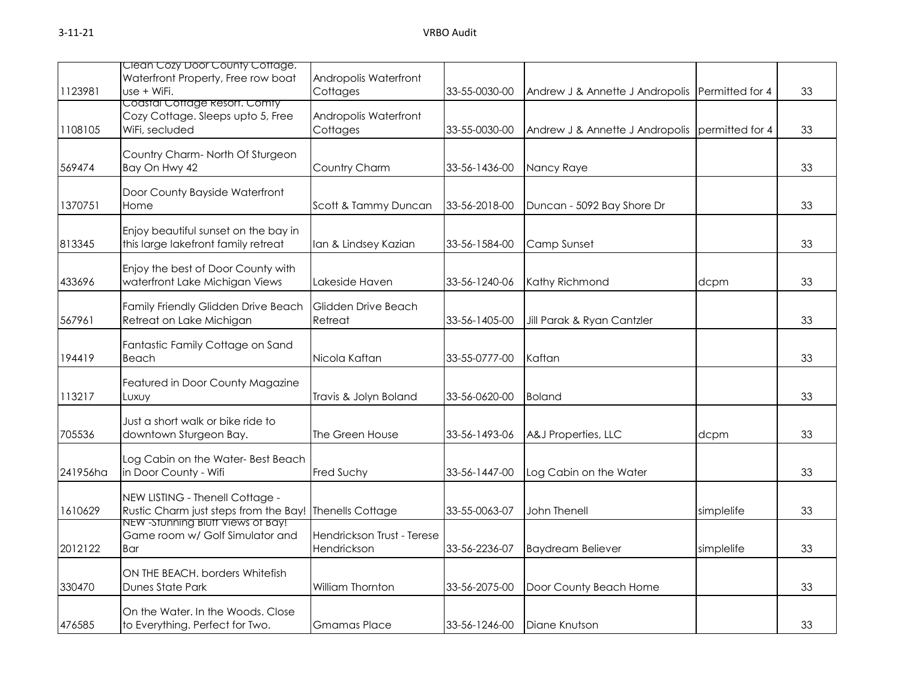| | | | | | | |
|---|---|---|---|---|---|---|
| 1123981 | Clean Cozy Door County Cottage. Waterfront Property, Free row boat use + WiFi. | Andropolis Waterfront Cottages | 33-55-0030-00 | Andrew J & Annette J Andropolis | Permitted for 4 | 33 |
| 1108105 | Coastal Cottage Resort. Comfy Cozy Cottage. Sleeps upto 5, Free WiFi, secluded | Andropolis Waterfront Cottages | 33-55-0030-00 | Andrew J & Annette J Andropolis | permitted for 4 | 33 |
| 569474 | Country Charm- North Of Sturgeon Bay On Hwy 42 | Country Charm | 33-56-1436-00 | Nancy Raye | | 33 |
| 1370751 | Door County Bayside Waterfront Home | Scott & Tammy Duncan | 33-56-2018-00 | Duncan - 5092 Bay Shore Dr | | 33 |
| 813345 | Enjoy beautiful sunset on the bay in this large lakefront family retreat | Ian & Lindsey Kazian | 33-56-1584-00 | Camp Sunset | | 33 |
| 433696 | Enjoy the best of Door County with waterfront Lake Michigan Views | Lakeside Haven | 33-56-1240-06 | Kathy Richmond | dcpm | 33 |
| 567961 | Family Friendly Glidden Drive Beach Retreat on Lake Michigan | Glidden Drive Beach Retreat | 33-56-1405-00 | Jill Parak & Ryan Cantzler | | 33 |
| 194419 | Fantastic Family Cottage on Sand Beach | Nicola Kaftan | 33-55-0777-00 | Kaftan | | 33 |
| 113217 | Featured in Door County Magazine Luxuy | Travis & Jolyn Boland | 33-56-0620-00 | Boland | | 33 |
| 705536 | Just a short walk or bike ride to downtown Sturgeon Bay. | The Green House | 33-56-1493-06 | A&J Properties, LLC | dcpm | 33 |
| 241956ha | Log Cabin on the Water- Best Beach in Door County - Wifi | Fred Suchy | 33-56-1447-00 | Log Cabin on the Water | | 33 |
| 1610629 | NEW LISTING - Thenell Cottage - Rustic Charm just steps from the Bay! | Thenells Cottage | 33-55-0063-07 | John Thenell | simplelife | 33 |
| 2012122 | NEW -Stunning Bluff Views of Bay! Game room w/ Golf Simulator and Bar | Hendrickson Trust - Terese Hendrickson | 33-56-2236-07 | Baydream Believer | simplelife | 33 |
| 330470 | ON THE BEACH. borders Whitefish Dunes State Park | William Thornton | 33-56-2075-00 | Door County Beach Home | | 33 |
| 476585 | On the Water. In the Woods. Close to Everything. Perfect for Two. | Gmamas Place | 33-56-1246-00 | Diane Knutson | | 33 |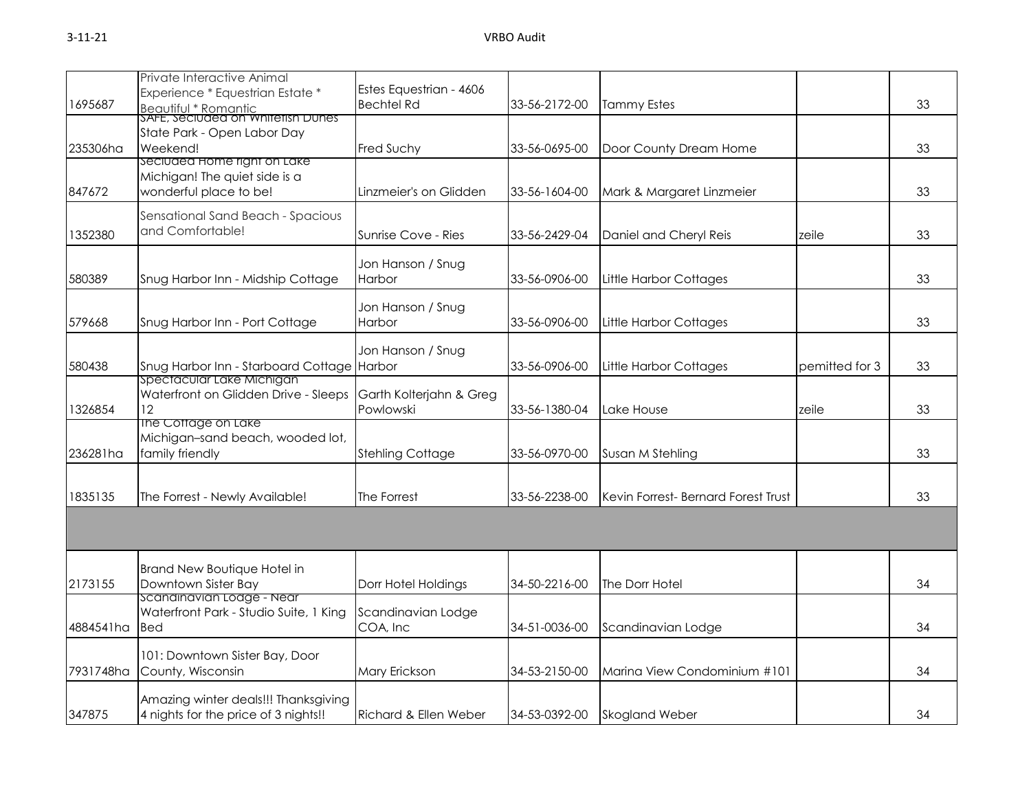| | | | | | | |
|---|---|---|---|---|---|---|
| 1695687 | Private Interactive Animal Experience * Equestrian Estate * Beautiful * Romantic | Estes Equestrian - 4606 Bechtel Rd | 33-56-2172-00 | Tammy Estes | | 33 |
| 235306ha | SAFE, Secluded on Whitefish Dunes State Park - Open Labor Day Weekend! | Fred Suchy | 33-56-0695-00 | Door County Dream Home | | 33 |
| 847672 | Secluded Home right on Lake Michigan! The quiet side is a wonderful place to be! | Linzmeier's on Glidden | 33-56-1604-00 | Mark & Margaret Linzmeier | | 33 |
| 1352380 | Sensational Sand Beach - Spacious and Comfortable! | Sunrise Cove - Ries | 33-56-2429-04 | Daniel and Cheryl Reis | zeile | 33 |
| 580389 | Snug Harbor Inn - Midship Cottage | Jon Hanson / Snug Harbor | 33-56-0906-00 | Little Harbor Cottages | | 33 |
| 579668 | Snug Harbor Inn - Port Cottage | Jon Hanson / Snug Harbor | 33-56-0906-00 | Little Harbor Cottages | | 33 |
| 580438 | Snug Harbor Inn - Starboard Cottage | Jon Hanson / Snug Harbor | 33-56-0906-00 | Little Harbor Cottages | pemitted for 3 | 33 |
| 1326854 | Spectacular Lake Michigan Waterfront on Glidden Drive - Sleeps 12 | Garth Kolterjahn & Greg Powlowski | 33-56-1380-04 | Lake House | zeile | 33 |
| 236281ha | The Cottage on Lake Michigan–sand beach, wooded lot, family friendly | Stehling Cottage | 33-56-0970-00 | Susan M Stehling | | 33 |
| 1835135 | The Forrest - Newly Available! | The Forrest | 33-56-2238-00 | Kevin Forrest- Bernard Forest Trust | | 33 |
| | | | | | | |
| 2173155 | Brand New Boutique Hotel in Downtown Sister Bay | Dorr Hotel Holdings | 34-50-2216-00 | The Dorr Hotel | | 34 |
| 4884541ha | Scandinavian Lodge - Near Waterfront Park - Studio Suite, 1 King Bed | Scandinavian Lodge COA, Inc | 34-51-0036-00 | Scandinavian Lodge | | 34 |
| 7931748ha | 101: Downtown Sister Bay, Door County, Wisconsin | Mary Erickson | 34-53-2150-00 | Marina View Condominium #101 | | 34 |
| 347875 | Amazing winter deals!!! Thanksgiving 4 nights for the price of 3 nights!! | Richard & Ellen Weber | 34-53-0392-00 | Skogland Weber | | 34 |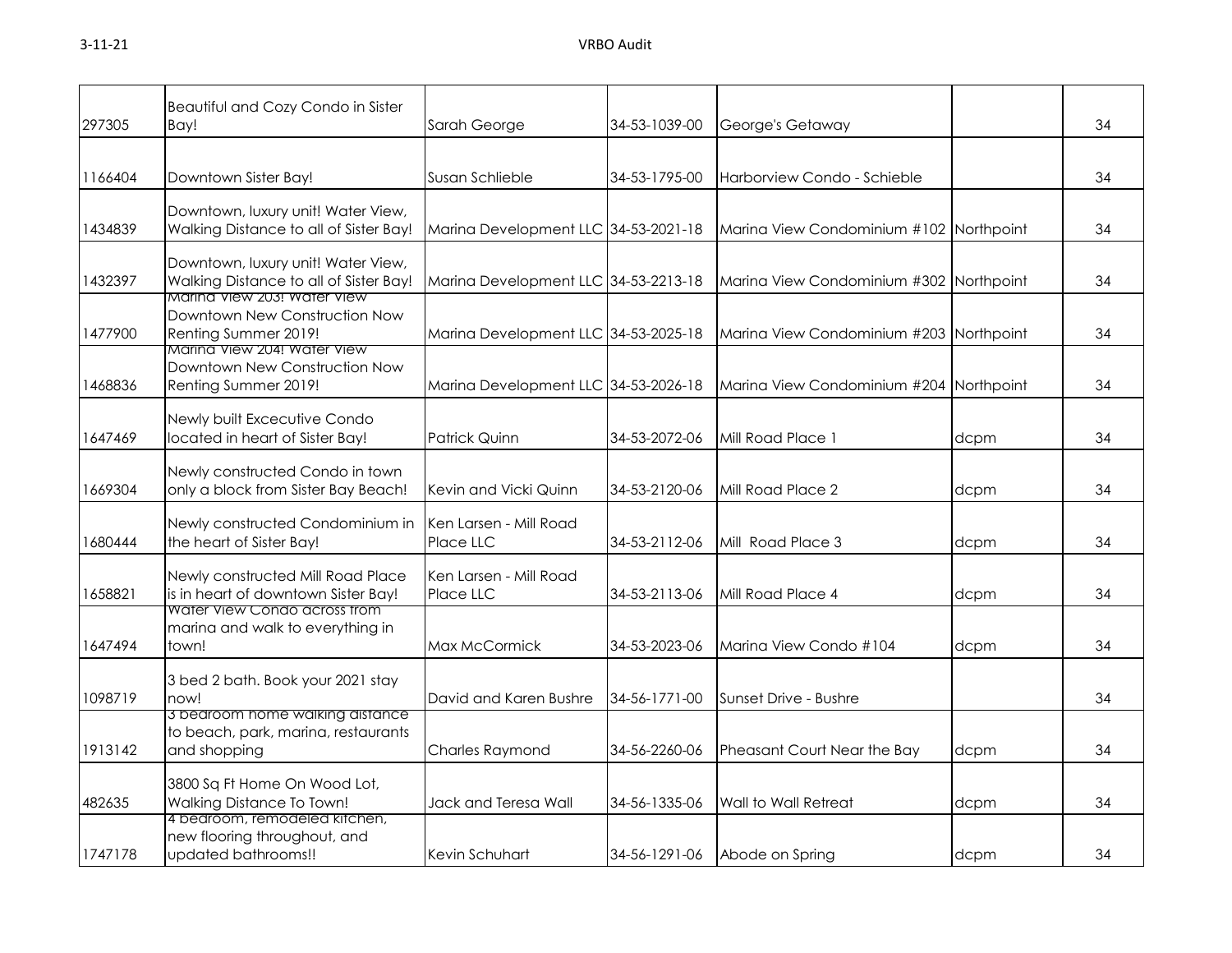| | | | | | | |
|---|---|---|---|---|---|---|
| 297305 | Beautiful and Cozy Condo in Sister Bay! | Sarah George | 34-53-1039-00 | George's Getaway | | 34 |
| 1166404 | Downtown Sister Bay! | Susan Schlieble | 34-53-1795-00 | Harborview Condo - Schieble | | 34 |
| 1434839 | Downtown, luxury unit! Water View, Walking Distance to all of Sister Bay! | Marina Development LLC | 34-53-2021-18 | Marina View Condominium #102 | Northpoint | 34 |
| 1432397 | Downtown, luxury unit! Water View, Walking Distance to all of Sister Bay! | Marina Development LLC | 34-53-2213-18 | Marina View Condominium #302 | Northpoint | 34 |
| 1477900 | Marina View 203! Water View Downtown New Construction Now Renting Summer 2019! | Marina Development LLC | 34-53-2025-18 | Marina View Condominium #203 | Northpoint | 34 |
| 1468836 | Marina View 204! Water View Downtown New Construction Now Renting Summer 2019! | Marina Development LLC | 34-53-2026-18 | Marina View Condominium #204 | Northpoint | 34 |
| 1647469 | Newly built Excecutive Condo located in heart of Sister Bay! | Patrick Quinn | 34-53-2072-06 | Mill Road Place 1 | dcpm | 34 |
| 1669304 | Newly constructed Condo in town only a block from Sister Bay Beach! | Kevin and Vicki Quinn | 34-53-2120-06 | Mill Road Place 2 | dcpm | 34 |
| 1680444 | Newly constructed Condominium in the heart of Sister Bay! | Ken Larsen - Mill Road Place LLC | 34-53-2112-06 | Mill Road Place 3 | dcpm | 34 |
| 1658821 | Newly constructed Mill Road Place is in heart of downtown Sister Bay! | Ken Larsen - Mill Road Place LLC | 34-53-2113-06 | Mill Road Place 4 | dcpm | 34 |
| 1647494 | Water View Condo across from marina and walk to everything in town! | Max McCormick | 34-53-2023-06 | Marina View Condo #104 | dcpm | 34 |
| 1098719 | 3 bed 2 bath. Book your 2021 stay now! | David and Karen Bushre | 34-56-1771-00 | Sunset Drive - Bushre | | 34 |
| 1913142 | 3 bedroom home walking distance to beach, park, marina, restaurants and shopping | Charles Raymond | 34-56-2260-06 | Pheasant Court Near the Bay | dcpm | 34 |
| 482635 | 3800 Sq Ft Home On Wood Lot, Walking Distance To Town! | Jack and Teresa Wall | 34-56-1335-06 | Wall to Wall Retreat | dcpm | 34 |
| 1747178 | 4 bedroom, remodeled kitchen, new flooring throughout, and updated bathrooms!! | Kevin Schuhart | 34-56-1291-06 | Abode on Spring | dcpm | 34 |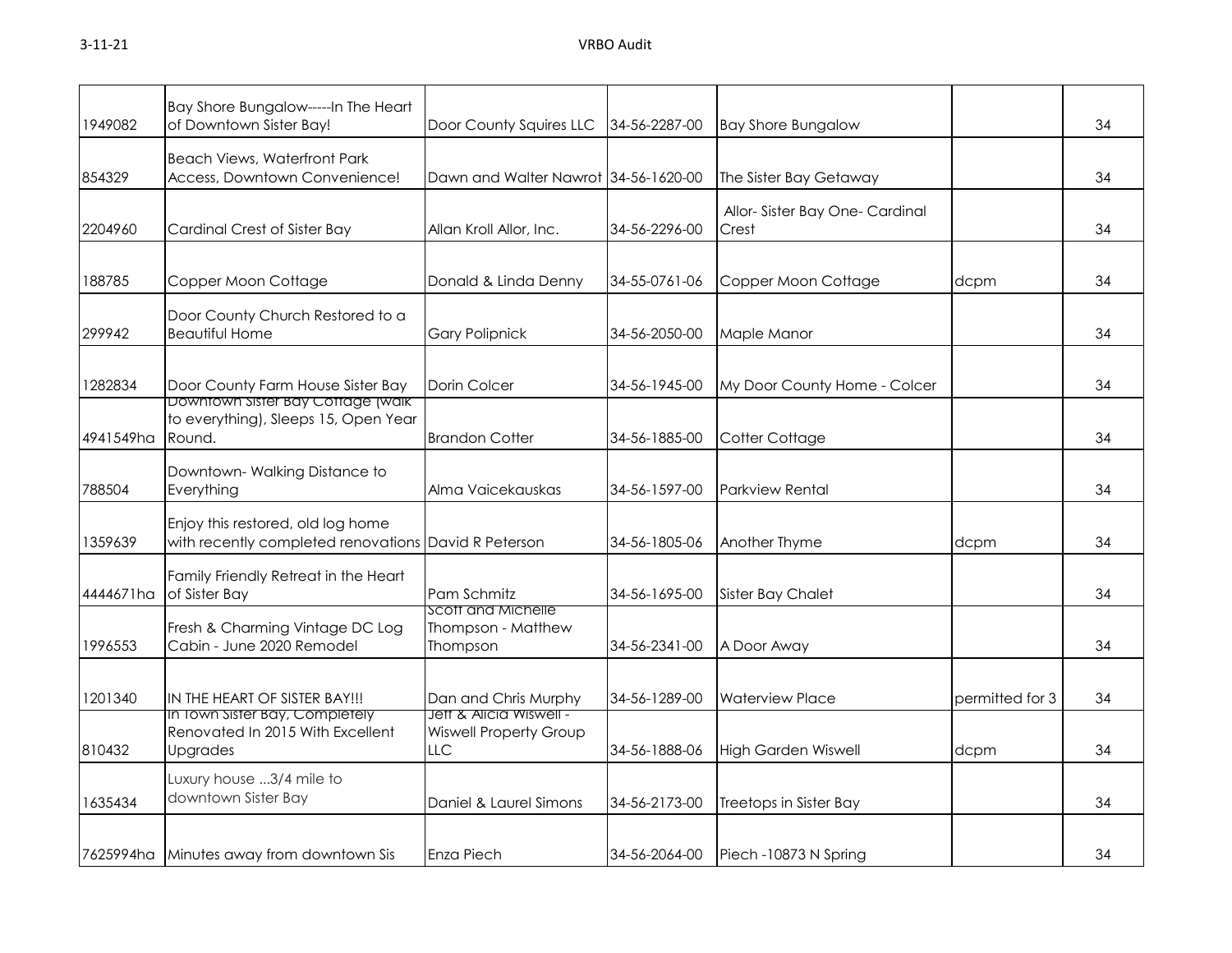| | | | | | | |
|---|---|---|---|---|---|---|
| 1949082 | Bay Shore Bungalow-----In The Heart of Downtown Sister Bay! | Door County Squires LLC | 34-56-2287-00 | Bay Shore Bungalow | | 34 |
| 854329 | Beach Views, Waterfront Park Access, Downtown Convenience! | Dawn and Walter Nawrot | 34-56-1620-00 | The Sister Bay Getaway | | 34 |
| 2204960 | Cardinal Crest of Sister Bay | Allan Kroll Allor, Inc. | 34-56-2296-00 | Allor- Sister Bay One- Cardinal Crest | | 34 |
| 188785 | Copper Moon Cottage | Donald & Linda Denny | 34-55-0761-06 | Copper Moon Cottage | dcpm | 34 |
| 299942 | Door County Church Restored to a Beautiful Home | Gary Polipnick | 34-56-2050-00 | Maple Manor | | 34 |
| 1282834 | Door County Farm House Sister Bay | Dorin Colcer | 34-56-1945-00 | My Door County Home - Colcer | | 34 |
| 4941549ha | Downtown Sister Bay Cottage (walk to everything), Sleeps 15, Open Year Round. | Brandon Cotter | 34-56-1885-00 | Cotter Cottage | | 34 |
| 788504 | Downtown- Walking Distance to Everything | Alma Vaicekauskas | 34-56-1597-00 | Parkview Rental | | 34 |
| 1359639 | Enjoy this restored, old log home with recently completed renovations | David R Peterson | 34-56-1805-06 | Another Thyme | dcpm | 34 |
| 4444671ha | Family Friendly Retreat in the Heart of Sister Bay | Pam Schmitz | 34-56-1695-00 | Sister Bay Chalet | | 34 |
| 1996553 | Fresh & Charming Vintage DC Log Cabin - June 2020 Remodel | Scott and Michelle Thompson - Matthew Thompson | 34-56-2341-00 | A Door Away | | 34 |
| 1201340 | IN THE HEART OF SISTER BAY!!! | Dan and Chris Murphy | 34-56-1289-00 | Waterview Place | permitted for 3 | 34 |
| 810432 | In Town Sister Bay, Completely Renovated In 2015 With Excellent Upgrades | Jeff & Alicia Wiswell - Wiswell Property Group LLC | 34-56-1888-06 | High Garden Wiswell | dcpm | 34 |
| 1635434 | Luxury house ...3/4 mile to downtown Sister Bay | Daniel & Laurel Simons | 34-56-2173-00 | Treetops in Sister Bay | | 34 |
| 7625994ha | Minutes away from downtown Sis | Enza Piech | 34-56-2064-00 | Piech -10873 N Spring | | 34 |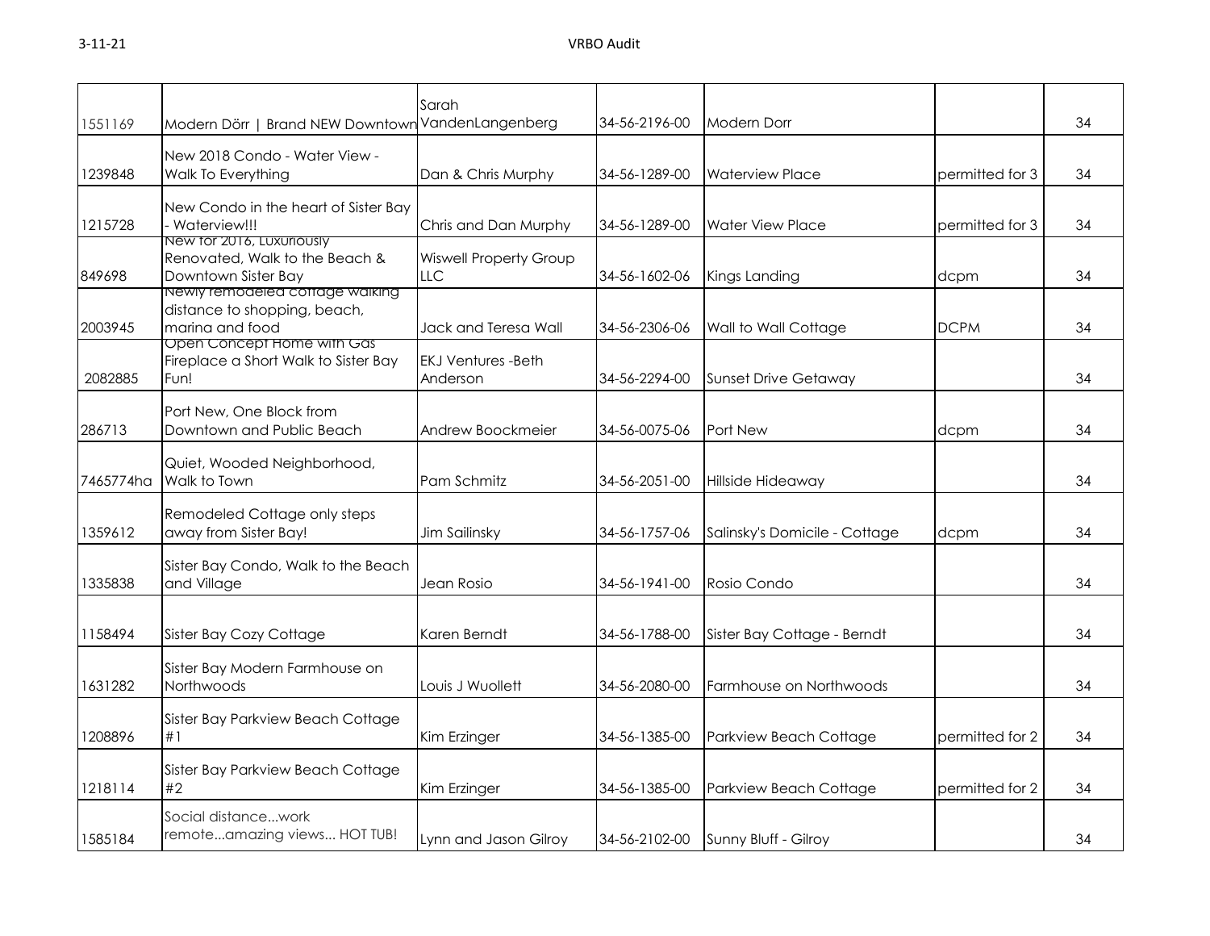| | | | | | | |
|---|---|---|---|---|---|---|
| 1551169 | Modern Dörr \| Brand NEW Downtown | Sarah VandenLangenberg | 34-56-2196-00 | Modern Dorr | | 34 |
| 1239848 | New 2018 Condo - Water View - Walk To Everything | Dan & Chris Murphy | 34-56-1289-00 | Waterview Place | permitted for 3 | 34 |
| 1215728 | New Condo in the heart of Sister Bay - Waterview!!! | Chris and Dan Murphy | 34-56-1289-00 | Water View Place | permitted for 3 | 34 |
| 849698 | New for 2016, Luxuriously Renovated, Walk to the Beach & Downtown Sister Bay | Wiswell Property Group LLC | 34-56-1602-06 | Kings Landing | dcpm | 34 |
| 2003945 | Newly remodeled cottage walking distance to shopping, beach, marina and food | Jack and Teresa Wall | 34-56-2306-06 | Wall to Wall Cottage | DCPM | 34 |
| 2082885 | Open Concept Home with Gas Fireplace a Short Walk to Sister Bay Fun! | EKJ Ventures -Beth Anderson | 34-56-2294-00 | Sunset Drive Getaway | | 34 |
| 286713 | Port New, One Block from Downtown and Public Beach | Andrew Boockmeier | 34-56-0075-06 | Port New | dcpm | 34 |
| 7465774ha | Quiet, Wooded Neighborhood, Walk to Town | Pam Schmitz | 34-56-2051-00 | Hillside Hideaway | | 34 |
| 1359612 | Remodeled Cottage only steps away from Sister Bay! | Jim Sailinsky | 34-56-1757-06 | Salinsky's Domicile - Cottage | dcpm | 34 |
| 1335838 | Sister Bay Condo, Walk to the Beach and Village | Jean Rosio | 34-56-1941-00 | Rosio Condo | | 34 |
| 1158494 | Sister Bay Cozy Cottage | Karen Berndt | 34-56-1788-00 | Sister Bay Cottage - Berndt | | 34 |
| 1631282 | Sister Bay Modern Farmhouse on Northwoods | Louis J Wuollett | 34-56-2080-00 | Farmhouse on Northwoods | | 34 |
| 1208896 | Sister Bay Parkview Beach Cottage #1 | Kim Erzinger | 34-56-1385-00 | Parkview Beach Cottage | permitted for 2 | 34 |
| 1218114 | Sister Bay Parkview Beach Cottage #2 | Kim Erzinger | 34-56-1385-00 | Parkview Beach Cottage | permitted for 2 | 34 |
| 1585184 | Social distance...work remote...amazing views... HOT TUB! | Lynn and Jason Gilroy | 34-56-2102-00 | Sunny Bluff - Gilroy | | 34 |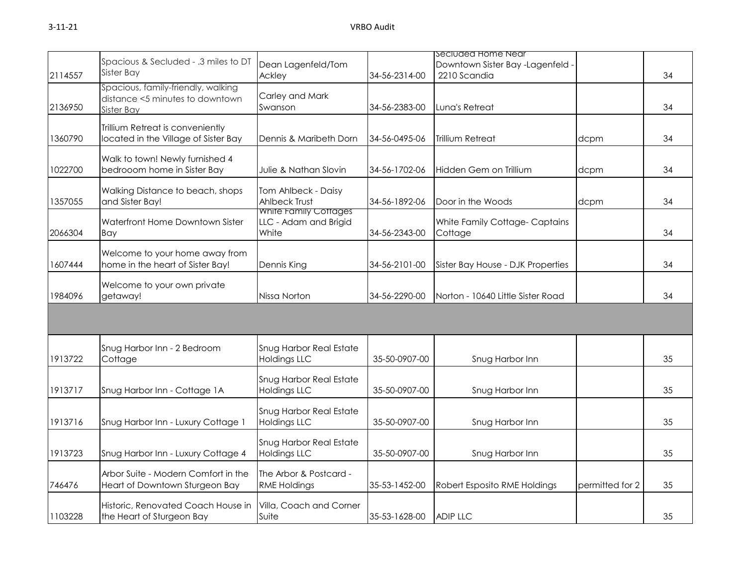| | | | | | | |
|---|---|---|---|---|---|---|
| 2114557 | Spacious & Secluded - .3 miles to DT Sister Bay | Dean Lagenfeld/Tom Ackley | 34-56-2314-00 | Secluded Home Near Downtown Sister Bay -Lagenfeld - 2210 Scandia | | 34 |
| 2136950 | Spacious, family-friendly, walking distance <5 minutes to downtown Sister Bay | Carley and Mark Swanson | 34-56-2383-00 | Luna's Retreat | | 34 |
| 1360790 | Trillium Retreat is conveniently located in the Village of Sister Bay | Dennis & Maribeth Dorn | 34-56-0495-06 | Trillium Retreat | dcpm | 34 |
| 1022700 | Walk to town! Newly furnished 4 bedrooom home in Sister Bay | Julie & Nathan Slovin | 34-56-1702-06 | Hidden Gem on Trillium | dcpm | 34 |
| 1357055 | Walking Distance to beach, shops and Sister Bay! | Tom Ahlbeck - Daisy Ahlbeck Trust | 34-56-1892-06 | Door in the Woods | dcpm | 34 |
| 2066304 | Waterfront Home Downtown Sister Bay | White Family Cottages LLC - Adam and Brigid White | 34-56-2343-00 | White Family Cottage- Captains Cottage | | 34 |
| 1607444 | Welcome to your home away from home in the heart of Sister Bay! | Dennis King | 34-56-2101-00 | Sister Bay House - DJK Properties | | 34 |
| 1984096 | Welcome to your own private getaway! | Nissa Norton | 34-56-2290-00 | Norton - 10640 Little Sister Road | | 34 |
| | | | | | | |
| 1913722 | Snug Harbor Inn - 2 Bedroom Cottage | Snug Harbor Real Estate Holdings LLC | 35-50-0907-00 | Snug Harbor Inn | | 35 |
| 1913717 | Snug Harbor Inn - Cottage 1A | Snug Harbor Real Estate Holdings LLC | 35-50-0907-00 | Snug Harbor Inn | | 35 |
| 1913716 | Snug Harbor Inn - Luxury Cottage 1 | Snug Harbor Real Estate Holdings LLC | 35-50-0907-00 | Snug Harbor Inn | | 35 |
| 1913723 | Snug Harbor Inn - Luxury Cottage 4 | Snug Harbor Real Estate Holdings LLC | 35-50-0907-00 | Snug Harbor Inn | | 35 |
| 746476 | Arbor Suite - Modern Comfort in the Heart of Downtown Sturgeon Bay | The Arbor & Postcard - RME Holdings | 35-53-1452-00 | Robert Esposito RME Holdings | permitted for 2 | 35 |
| 1103228 | Historic, Renovated Coach House in the Heart of Sturgeon Bay | Villa, Coach and Corner Suite | 35-53-1628-00 | ADIP LLC | | 35 |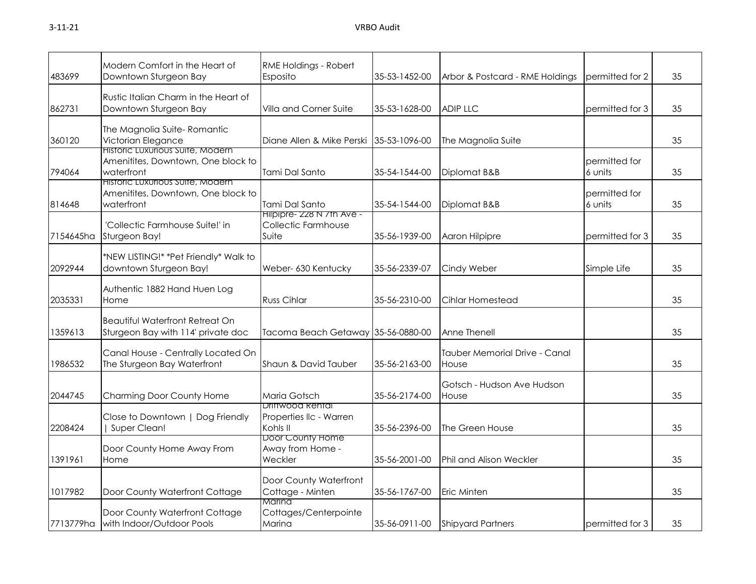| | | | | | | |
|---|---|---|---|---|---|---|
| 483699 | Modern Comfort in the Heart of Downtown Sturgeon Bay | RME Holdings - Robert Esposito | 35-53-1452-00 | Arbor & Postcard - RME Holdings | permitted for 2 | 35 |
| 862731 | Rustic Italian Charm in the Heart of Downtown Sturgeon Bay | Villa and Corner Suite | 35-53-1628-00 | ADIP LLC | permitted for 3 | 35 |
| 360120 | The Magnolia Suite- Romantic Victorian Elegance | Diane Allen & Mike Perski | 35-53-1096-00 | The Magnolia Suite | | 35 |
| 794064 | Historic Luxurious Suite, Modern Amenitites, Downtown, One block to waterfront | Tami Dal Santo | 35-54-1544-00 | Diplomat B&B | permitted for 6 units | 35 |
| 814648 | Historic Luxurious Suite, Modern Amenitites, Downtown, One block to waterfront | Tami Dal Santo | 35-54-1544-00 | Diplomat B&B | permitted for 6 units | 35 |
| 7154645ha | 'Collectic Farmhouse Suite!' in Sturgeon Bay! | Hilpipre- 228 N 7th Ave - Collectic Farmhouse Suite | 35-56-1939-00 | Aaron Hilpipre | permitted for 3 | 35 |
| 2092944 | *NEW LISTING!* *Pet Friendly* Walk to downtown Sturgeon Bay! | Weber- 630 Kentucky | 35-56-2339-07 | Cindy Weber | Simple Life | 35 |
| 2035331 | Authentic 1882 Hand Huen Log Home | Russ Cihlar | 35-56-2310-00 | Cihlar Homestead | | 35 |
| 1359613 | Beautiful Waterfront Retreat On Sturgeon Bay with 114' private doc | Tacoma Beach Getaway | 35-56-0880-00 | Anne Thenell | | 35 |
| 1986532 | Canal House - Centrally Located On The Sturgeon Bay Waterfront | Shaun & David Tauber | 35-56-2163-00 | Tauber Memorial Drive - Canal House | | 35 |
| 2044745 | Charming Door County Home | Maria Gotsch | 35-56-2174-00 | Gotsch - Hudson Ave Hudson House | | 35 |
| 2208424 | Close to Downtown \| Dog Friendly \| Super Clean! | Driftwood Rental Properties llc - Warren Kohls II | 35-56-2396-00 | The Green House | | 35 |
| 1391961 | Door County Home Away From Home | Door County Home Away from Home - Weckler | 35-56-2001-00 | Phil and Alison Weckler | | 35 |
| 1017982 | Door County Waterfront Cottage | Door County Waterfront Cottage - Minten | 35-56-1767-00 | Eric Minten | | 35 |
| 7713779ha | Door County Waterfront Cottage with Indoor/Outdoor Pools | Marina Cottages/Centerpointe Marina | 35-56-0911-00 | Shipyard Partners | permitted for 3 | 35 |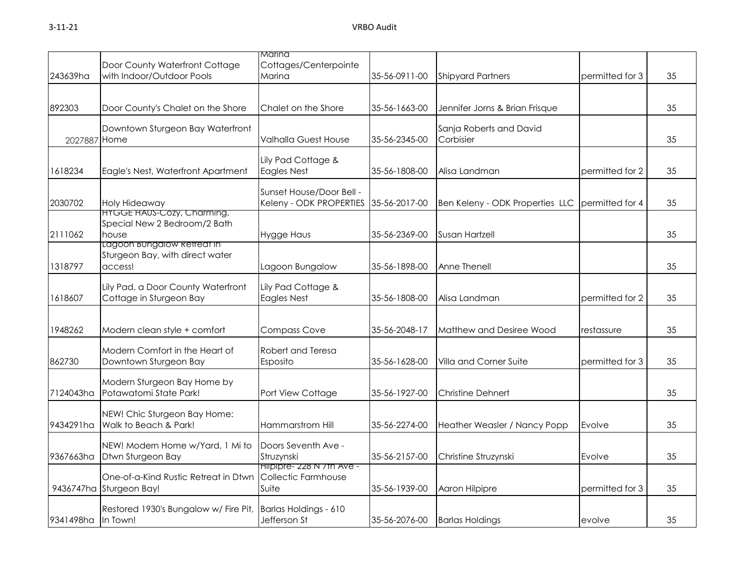| | | | | | | |
|---|---|---|---|---|---|---|
| 243639ha | Door County Waterfront Cottage with Indoor/Outdoor Pools | Marina Cottages/Centerpointe Marina | 35-56-0911-00 | Shipyard Partners | permitted for 3 | 35 |
| 892303 | Door County's Chalet on the Shore | Chalet on the Shore | 35-56-1663-00 | Jennifer Jorns & Brian Frisque | | 35 |
| 2027887 | Downtown Sturgeon Bay Waterfront Home | Valhalla Guest House | 35-56-2345-00 | Sanja Roberts and David Corbisier | | 35 |
| 1618234 | Eagle's Nest, Waterfront Apartment | Lily Pad Cottage & Eagles Nest | 35-56-1808-00 | Alisa Landman | permitted for 2 | 35 |
| 2030702 | Holy Hideaway | Sunset House/Door Bell - Keleny - ODK PROPERTIES | 35-56-2017-00 | Ben Keleny - ODK Properties LLC | permitted for 4 | 35 |
| 2111062 | HYGGE HAUS-Cozy, Charming, Special New 2 Bedroom/2 Bath house | Hygge Haus | 35-56-2369-00 | Susan Hartzell | | 35 |
| 1318797 | Lagoon Bungalow Retreat in Sturgeon Bay, with direct water access! | Lagoon Bungalow | 35-56-1898-00 | Anne Thenell | | 35 |
| 1618607 | Lily Pad, a Door County Waterfront Cottage in Sturgeon Bay | Lily Pad Cottage & Eagles Nest | 35-56-1808-00 | Alisa Landman | permitted for 2 | 35 |
| 1948262 | Modern clean style + comfort | Compass Cove | 35-56-2048-17 | Matthew and Desiree Wood | restassure | 35 |
| 862730 | Modern Comfort in the Heart of Downtown Sturgeon Bay | Robert and Teresa Esposito | 35-56-1628-00 | Villa and Corner Suite | permitted for 3 | 35 |
| 7124043ha | Modern Sturgeon Bay Home by Potawatomi State Park! | Port View Cottage | 35-56-1927-00 | Christine Dehnert | | 35 |
| 9434291ha | NEW! Chic Sturgeon Bay Home: Walk to Beach & Park! | Hammarstrom Hill | 35-56-2274-00 | Heather Weasler / Nancy Popp | Evolve | 35 |
| 9367663ha | NEW! Modern Home w/Yard, 1 Mi to Dtwn Sturgeon Bay | Doors Seventh Ave - Struzynski | 35-56-2157-00 | Christine Struzynski | Evolve | 35 |
| 9436747ha | One-of-a-Kind Rustic Retreat in Dtwn Sturgeon Bay! | Hilpipre- 228 N 7th Ave - Collectic Farmhouse Suite | 35-56-1939-00 | Aaron Hilpipre | permitted for 3 | 35 |
| 9341498ha | Restored 1930's Bungalow w/ Fire Pit, In Town! | Barlas Holdings - 610 Jefferson St | 35-56-2076-00 | Barlas Holdings | evolve | 35 |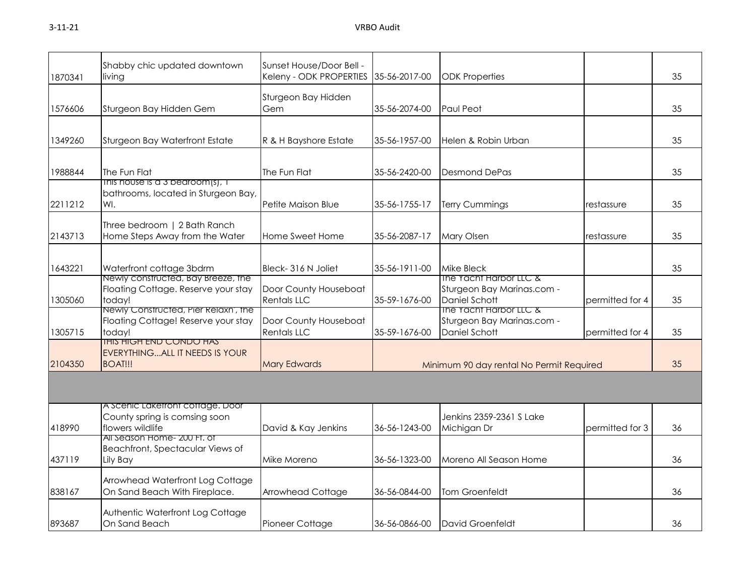| | | | | | | |
|---|---|---|---|---|---|---|
| 1870341 | Shabby chic updated downtown living | Sunset House/Door Bell - Keleny - ODK PROPERTIES | 35-56-2017-00 | ODK Properties | | 35 |
| 1576606 | Sturgeon Bay Hidden Gem | Sturgeon Bay Hidden Gem | 35-56-2074-00 | Paul Peot | | 35 |
| 1349260 | Sturgeon Bay Waterfront Estate | R & H Bayshore Estate | 35-56-1957-00 | Helen & Robin Urban | | 35 |
| 1988844 | The Fun Flat | The Fun Flat | 35-56-2420-00 | Desmond DePas | | 35 |
| 2211212 | This house is a 3 bedroom(s), 1 bathrooms, located in Sturgeon Bay, WI. | Petite Maison Blue | 35-56-1755-17 | Terry Cummings | restassure | 35 |
| 2143713 | Three bedroom \| 2 Bath Ranch Home Steps Away from the Water | Home Sweet Home | 35-56-2087-17 | Mary Olsen | restassure | 35 |
| 1643221 | Waterfront cottage 3bdrm | Bleck- 316 N Joliet | 35-56-1911-00 | Mike Bleck | | 35 |
| 1305060 | Newly constructed, Bay Breeze, the Floating Cottage. Reserve your stay today! | Door County Houseboat Rentals LLC | 35-59-1676-00 | The Yacht Harbor LLC & Sturgeon Bay Marinas.com - Daniel Schott | permitted for 4 | 35 |
| 1305715 | Newly Constructed, Pier Relaxn', the Floating Cottage! Reserve your stay today! | Door County Houseboat Rentals LLC | 35-59-1676-00 | The Yacht Harbor LLC & Sturgeon Bay Marinas.com - Daniel Schott | permitted for 4 | 35 |
| 2104350 | THIS HIGH END CONDO HAS EVERYTHING...ALL IT NEEDS IS YOUR BOAT!!! | Mary Edwards | Minimum 90 day rental No Permit Required | | | 35 |
| | | | | | | |
| 418990 | A Scenic Lakefront cottage. Door County spring is comsing soon flowers wildlife | David & Kay Jenkins | 36-56-1243-00 | Jenkins 2359-2361 S Lake Michigan Dr | permitted for 3 | 36 |
| 437119 | All Season Home- 200 Ft. of Beachfront, Spectacular Views of Lily Bay | Mike Moreno | 36-56-1323-00 | Moreno All Season Home | | 36 |
| 838167 | Arrowhead Waterfront Log Cottage On Sand Beach With Fireplace. | Arrowhead Cottage | 36-56-0844-00 | Tom Groenfeldt | | 36 |
| 893687 | Authentic Waterfront Log Cottage On Sand Beach | Pioneer Cottage | 36-56-0866-00 | David Groenfeldt | | 36 |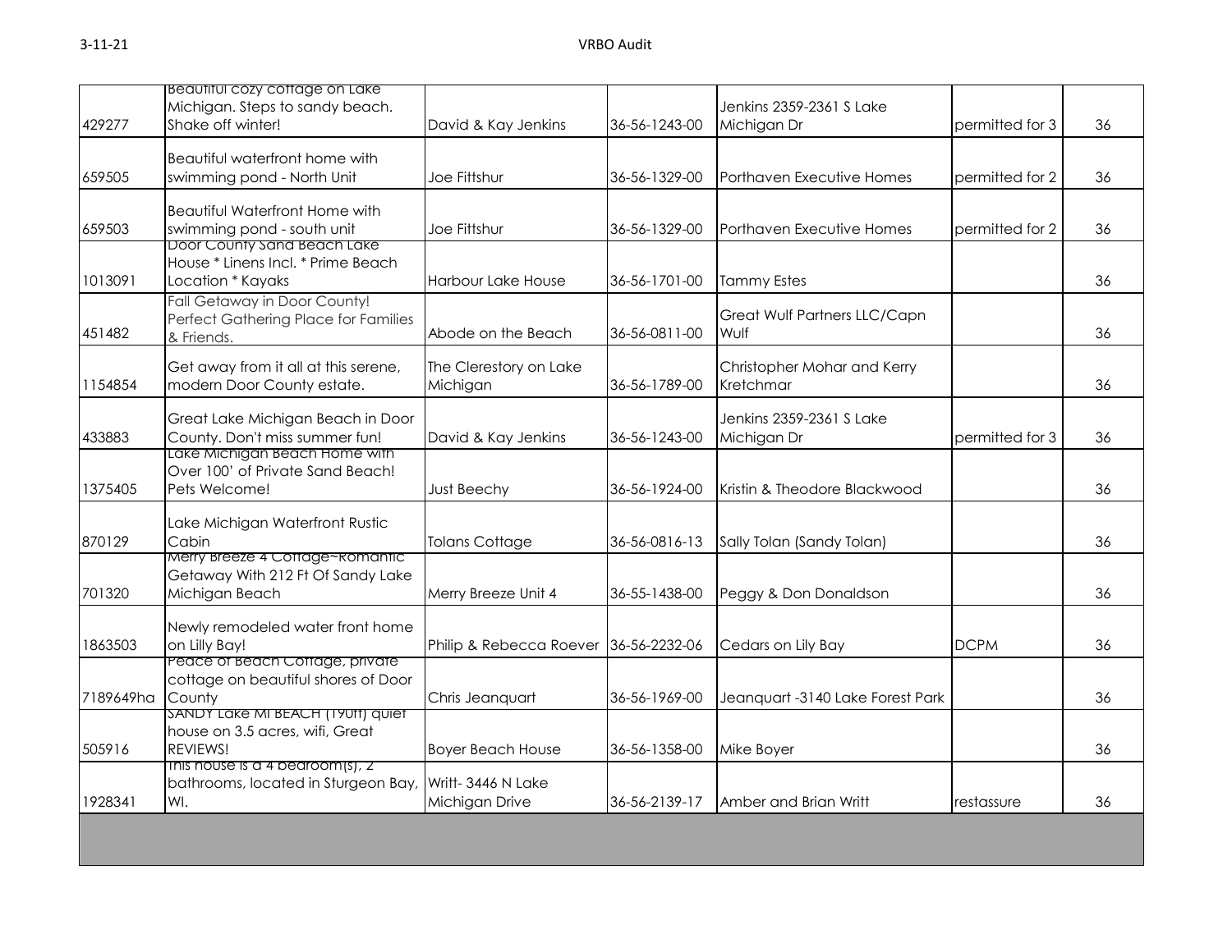| | | | | | | |
|---|---|---|---|---|---|---|
| 429277 | Beautiful cozy cottage on Lake Michigan. Steps to sandy beach. Shake off winter! | David & Kay Jenkins | 36-56-1243-00 | Jenkins 2359-2361 S Lake Michigan Dr | permitted for 3 | 36 |
| 659505 | Beautiful waterfront home with swimming pond - North Unit | Joe Fittshur | 36-56-1329-00 | Porthaven Executive Homes | permitted for 2 | 36 |
| 659503 | Beautiful Waterfront Home with swimming pond - south unit | Joe Fittshur | 36-56-1329-00 | Porthaven Executive Homes | permitted for 2 | 36 |
| 1013091 | Door County Sand Beach Lake House * Linens Incl. * Prime Beach Location * Kayaks | Harbour Lake House | 36-56-1701-00 | Tammy Estes | | 36 |
| 451482 | Fall Getaway in Door County! Perfect Gathering Place for Families & Friends. | Abode on the Beach | 36-56-0811-00 | Great Wulf Partners LLC/Capn Wulf | | 36 |
| 1154854 | Get away from it all at this serene, modern Door County estate. | The Clerestory on Lake Michigan | 36-56-1789-00 | Christopher Mohar and Kerry Kretchmar | | 36 |
| 433883 | Great Lake Michigan Beach in Door County. Don't miss summer fun! | David & Kay Jenkins | 36-56-1243-00 | Jenkins 2359-2361 S Lake Michigan Dr | permitted for 3 | 36 |
| 1375405 | Lake Michigan Beach Home with Over 100' of Private Sand Beach! Pets Welcome! | Just Beechy | 36-56-1924-00 | Kristin & Theodore Blackwood | | 36 |
| 870129 | Lake Michigan Waterfront Rustic Cabin | Tolans Cottage | 36-56-0816-13 | Sally Tolan (Sandy Tolan) | | 36 |
| 701320 | Merry Breeze 4 Cottage~Romantic Getaway With 212 Ft Of Sandy Lake Michigan Beach | Merry Breeze Unit 4 | 36-55-1438-00 | Peggy & Don Donaldson | | 36 |
| 1863503 | Newly remodeled water front home on Lilly Bay! | Philip & Rebecca Roever | 36-56-2232-06 | Cedars on Lily Bay | DCPM | 36 |
| 7189649ha | Peace of Beach Cottage, private cottage on beautiful shores of Door County | Chris Jeanquart | 36-56-1969-00 | Jeanquart -3140 Lake Forest Park | | 36 |
| 505916 | SANDY Lake MI BEACH (190ft) quiet house on 3.5 acres, wifi, Great REVIEWS! | Boyer Beach House | 36-56-1358-00 | Mike Boyer | | 36 |
| 1928341 | This house is a 4 bedroom(s), 2 bathrooms, located in Sturgeon Bay, WI. | Writt- 3446 N Lake Michigan Drive | 36-56-2139-17 | Amber and Brian Writt | restassure | 36 |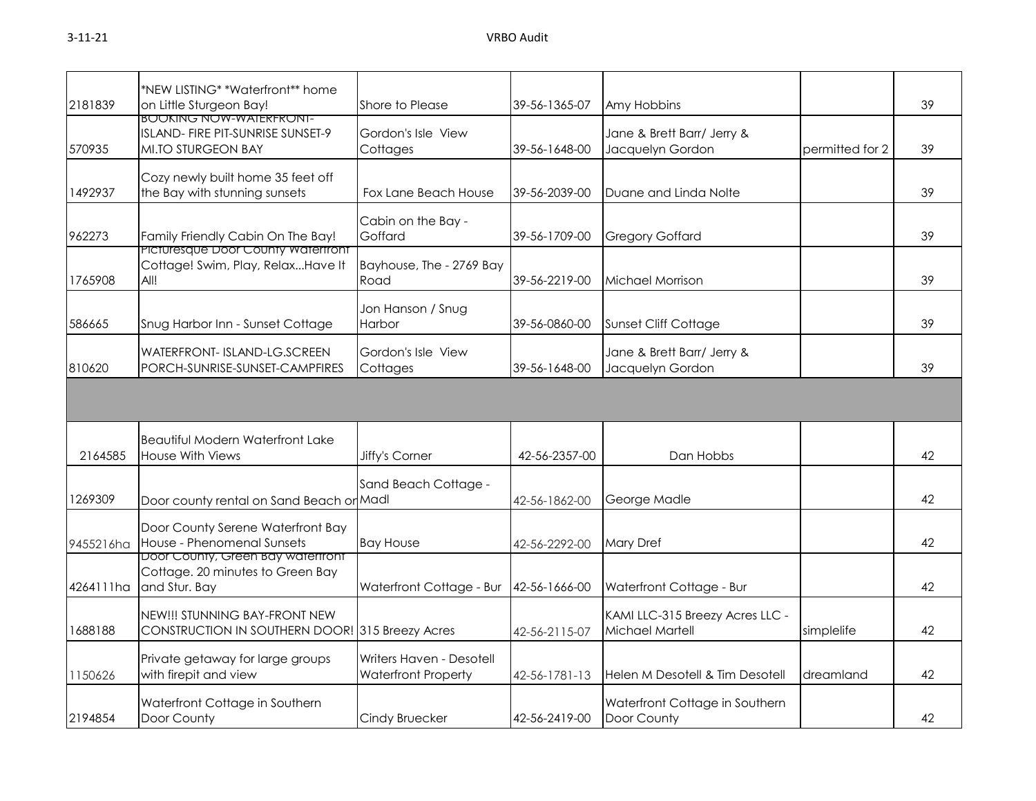| | | | | | | |
|---|---|---|---|---|---|---|
| 2181839 | *NEW LISTING* *Waterfront** home on Little Sturgeon Bay! | Shore to Please | 39-56-1365-07 | Amy Hobbins | | 39 |
| 570935 | BOOKING NOW-WATERFRONT-ISLAND- FIRE PIT-SUNRISE SUNSET-9 MI.TO STURGEON BAY | Gordon's Isle View Cottages | 39-56-1648-00 | Jane & Brett Barr/ Jerry & Jacquelyn Gordon | permitted for 2 | 39 |
| 1492937 | Cozy newly built home 35 feet off the Bay with stunning sunsets | Fox Lane Beach House | 39-56-2039-00 | Duane and Linda Nolte | | 39 |
| 962273 | Family Friendly Cabin On The Bay! | Cabin on the Bay - Goffard | 39-56-1709-00 | Gregory Goffard | | 39 |
| 1765908 | Picturesque Door County Waterfront Cottage! Swim, Play, Relax...Have It All! | Bayhouse, The - 2769 Bay Road | 39-56-2219-00 | Michael Morrison | | 39 |
| 586665 | Snug Harbor Inn - Sunset Cottage | Jon Hanson / Snug Harbor | 39-56-0860-00 | Sunset Cliff Cottage | | 39 |
| 810620 | WATERFRONT- ISLAND-LG.SCREEN PORCH-SUNRISE-SUNSET-CAMPFIRES | Gordon's Isle View Cottages | 39-56-1648-00 | Jane & Brett Barr/ Jerry & Jacquelyn Gordon | | 39 |
| | | | | | | |
| 2164585 | Beautiful Modern Waterfront Lake House With Views | Jiffy's Corner | 42-56-2357-00 | Dan Hobbs | | 42 |
| 1269309 | Door county rental on Sand Beach or | Sand Beach Cottage - Madl | 42-56-1862-00 | George Madle | | 42 |
| 9455216ha | Door County Serene Waterfront Bay House - Phenomenal Sunsets | Bay House | 42-56-2292-00 | Mary Dref | | 42 |
| 4264111ha | Door County, Green Bay waterfront Cottage. 20 minutes to Green Bay and Stur. Bay | Waterfront Cottage - Bur | 42-56-1666-00 | Waterfront Cottage - Bur | | 42 |
| 1688188 | NEW!!! STUNNING BAY-FRONT NEW CONSTRUCTION IN SOUTHERN DOOR! | 315 Breezy Acres | 42-56-2115-07 | KAMI LLC-315 Breezy Acres LLC - Michael Martell | simplelife | 42 |
| 1150626 | Private getaway for large groups with firepit and view | Writers Haven - Desotell Waterfront Property | 42-56-1781-13 | Helen M Desotell & Tim Desotell | dreamland | 42 |
| 2194854 | Waterfront Cottage in Southern Door County | Cindy Bruecker | 42-56-2419-00 | Waterfront Cottage in Southern Door County | | 42 |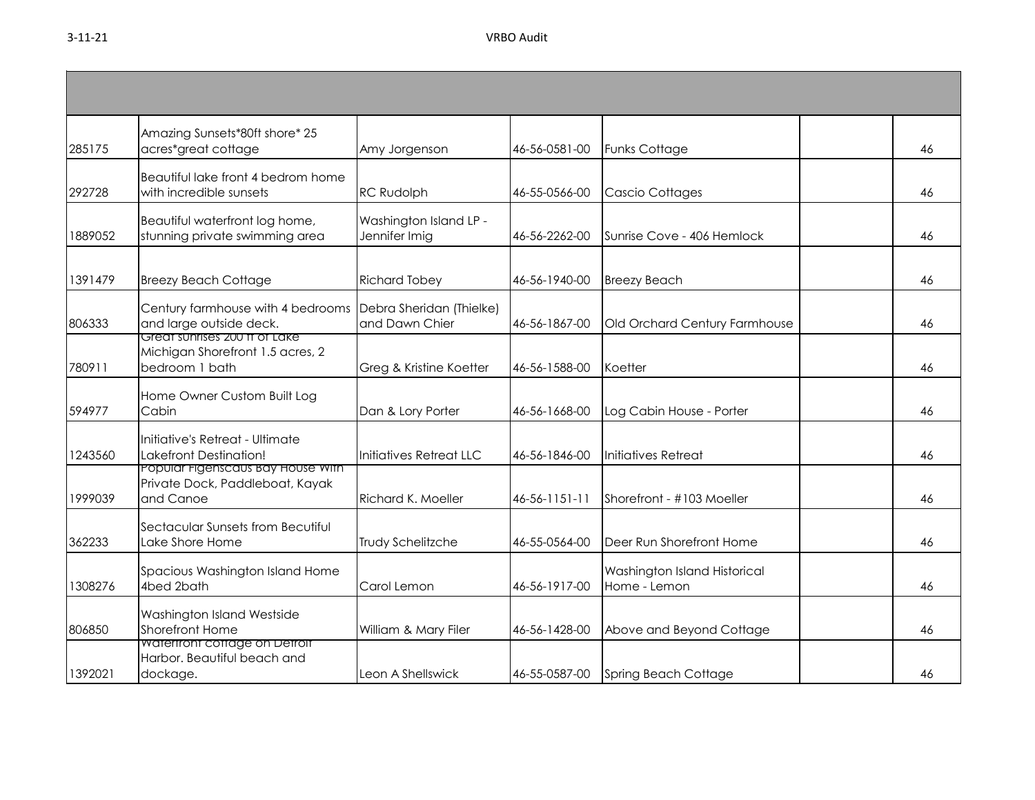| | | | | | | |
|---|---|---|---|---|---|---|
| 285175 | Amazing Sunsets*80ft shore* 25 acres*great cottage | Amy Jorgenson | 46-56-0581-00 | Funks Cottage | | 46 |
| 292728 | Beautiful lake front 4 bedrom home with incredible sunsets | RC Rudolph | 46-55-0566-00 | Cascio Cottages | | 46 |
| 1889052 | Beautiful waterfront log home, stunning private swimming area | Washington Island LP - Jennifer Imig | 46-56-2262-00 | Sunrise Cove - 406 Hemlock | | 46 |
| 1391479 | Breezy Beach Cottage | Richard Tobey | 46-56-1940-00 | Breezy Beach | | 46 |
| 806333 | Century farmhouse with 4 bedrooms and large outside deck. | Debra Sheridan (Thielke) and Dawn Chier | 46-56-1867-00 | Old Orchard Century Farmhouse | | 46 |
| 780911 | Great sunrises 200 ft of Lake Michigan Shorefront 1.5 acres, 2 bedroom 1 bath | Greg & Kristine Koetter | 46-56-1588-00 | Koetter | | 46 |
| 594977 | Home Owner Custom Built Log Cabin | Dan & Lory Porter | 46-56-1668-00 | Log Cabin House - Porter | | 46 |
| 1243560 | Initiative's Retreat - Ultimate Lakefront Destination! | Initiatives Retreat LLC | 46-56-1846-00 | Initiatives Retreat | | 46 |
| 1999039 | Popular Figenscaus Bay House With Private Dock, Paddleboat, Kayak and Canoe | Richard K. Moeller | 46-56-1151-11 | Shorefront - #103 Moeller | | 46 |
| 362233 | Sectacular Sunsets from Becutiful Lake Shore Home | Trudy Schelitzche | 46-55-0564-00 | Deer Run Shorefront Home | | 46 |
| 1308276 | Spacious Washington Island Home 4bed 2bath | Carol Lemon | 46-56-1917-00 | Washington Island Historical Home - Lemon | | 46 |
| 806850 | Washington Island Westside Shorefront Home | William & Mary Filer | 46-56-1428-00 | Above and Beyond Cottage | | 46 |
| 1392021 | Waterfront cottage on Detroit Harbor. Beautiful beach and dockage. | Leon A Shellswick | 46-55-0587-00 | Spring Beach Cottage | | 46 |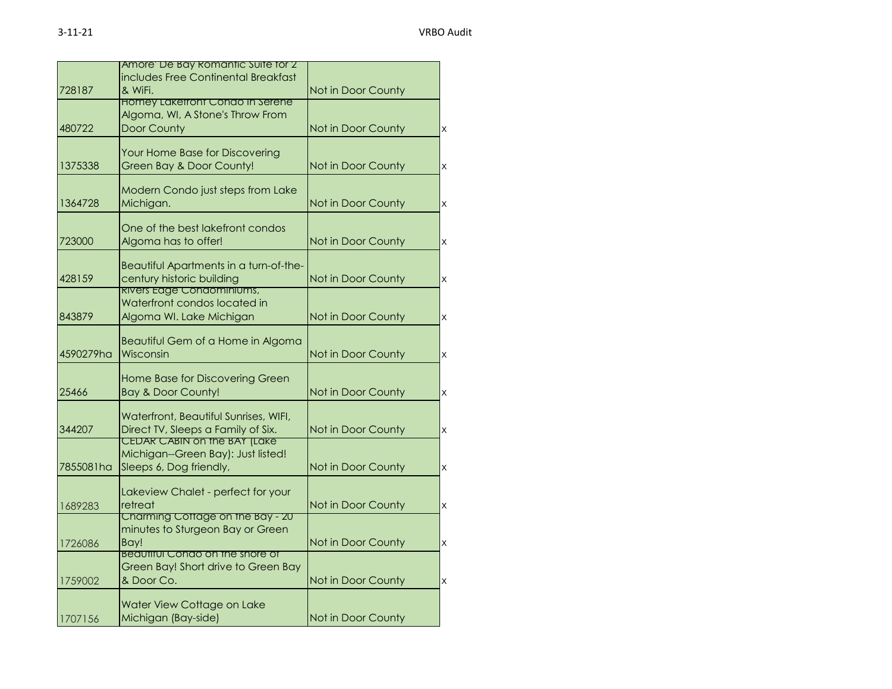| | | | |
|---|---|---|---|
| 728187 | Amore' De Bay Romantic Suite for 2 includes Free Continental Breakfast & WiFi. | Not in Door County | |
| 480722 | Homey Lakefront Condo in Serene Algoma, WI, A Stone's Throw From Door County | Not in Door County | x |
| 1375338 | Your Home Base for Discovering Green Bay & Door County! | Not in Door County | x |
| 1364728 | Modern Condo just steps from Lake Michigan. | Not in Door County | x |
| 723000 | One of the best lakefront condos Algoma has to offer! | Not in Door County | x |
| 428159 | Beautiful Apartments in a turn-of-the-century historic building | Not in Door County | x |
| 843879 | Rivers Edge Condominiums, Waterfront condos located in Algoma WI. Lake Michigan | Not in Door County | x |
| 4590279ha | Beautiful Gem of a Home in Algoma Wisconsin | Not in Door County | x |
| 25466 | Home Base for Discovering Green Bay & Door County! | Not in Door County | x |
| 344207 | Waterfront, Beautiful Sunrises, WIFI, Direct TV, Sleeps a Family of Six. | Not in Door County | x |
| 7855081ha | CEDAR CABIN on the BAY (Lake Michigan--Green Bay): Just listed! Sleeps 6, Dog friendly, | Not in Door County | x |
| 1689283 | Lakeview Chalet - perfect for your retreat | Not in Door County | x |
| 1726086 | Charming Cottage on the Bay - 20 minutes to Sturgeon Bay or Green Bay! | Not in Door County | x |
| 1759002 | Beautiful Condo on the shore of Green Bay! Short drive to Green Bay & Door Co. | Not in Door County | x |
| 1707156 | Water View Cottage on Lake Michigan (Bay-side) | Not in Door County | |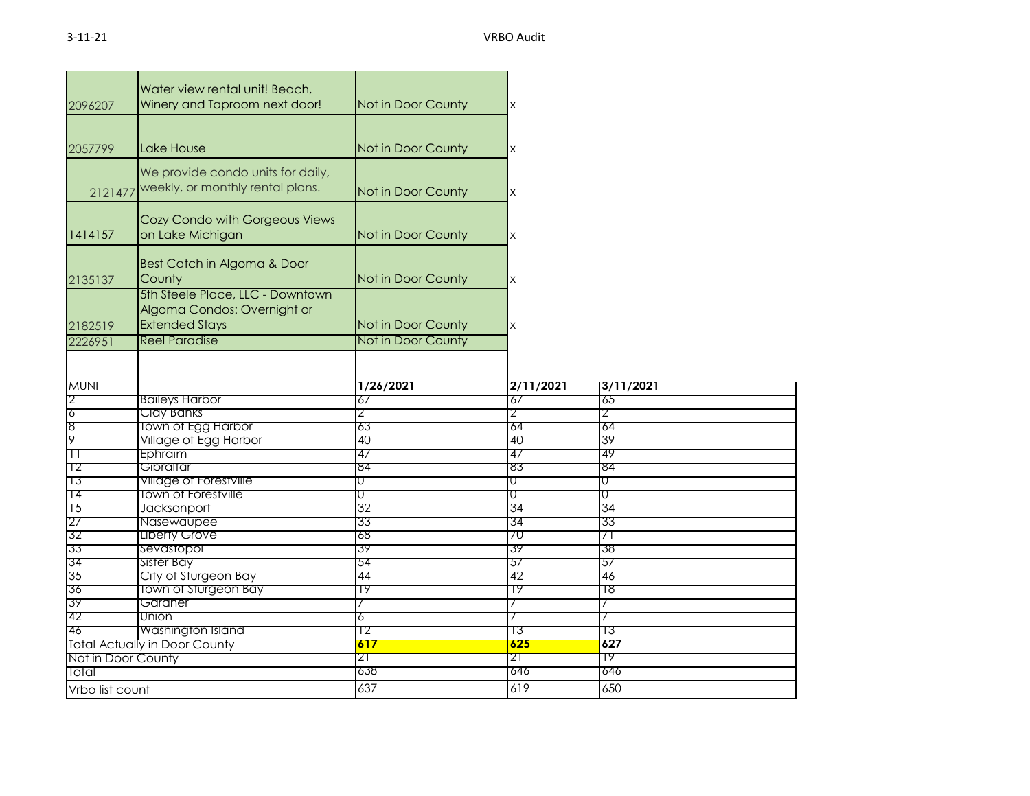| | | | |
|---|---|---|---|
| 2096207 | Water view rental unit! Beach, Winery and Taproom next door! | Not in Door County | x |
| 2057799 | Lake House | Not in Door County | x |
| 2121477 | We provide condo units for daily, weekly, or monthly rental plans. | Not in Door County | x |
| 1414157 | Cozy Condo with Gorgeous Views on Lake Michigan | Not in Door County | x |
| 2135137 | Best Catch in Algoma & Door County | Not in Door County | x |
| 2182519 | 5th Steele Place, LLC - Downtown Algoma Condos: Overnight or Extended Stays | Not in Door County | x |
| 2226951 | Reel Paradise | Not in Door County | |

| MUNI | | 1/26/2021 | 2/11/2021 | 3/11/2021 |
|---|---|---|---|---|
| 2 | Baileys Harbor | 67 | 67 | 65 |
| 6 | Clay Banks | 2 | 2 | 2 |
| 8 | Town of Egg Harbor | 63 | 64 | 64 |
| 9 | Village of Egg Harbor | 40 | 40 | 39 |
| 11 | Ephraim | 47 | 47 | 49 |
| 12 | Gibraltar | 84 | 83 | 84 |
| 13 | Village of Forestville | 0 | 0 | 0 |
| 14 | Town of Forestville | 0 | 0 | 0 |
| 15 | Jacksonport | 32 | 34 | 34 |
| 27 | Nasewaupee | 33 | 34 | 33 |
| 32 | Liberty Grove | 68 | 70 | 71 |
| 33 | Sevastopol | 39 | 39 | 38 |
| 34 | Sister Bay | 54 | 57 | 57 |
| 35 | City of Sturgeon Bay | 44 | 42 | 46 |
| 36 | Town of Sturgeon Bay | 19 | 19 | 18 |
| 39 | Gardner | 7 | 7 | 7 |
| 42 | Union | 6 | 7 | 7 |
| 46 | Washington Island | 12 | 13 | 13 |
| Total Actually in Door County | | **617** | **625** | **627** |
| Not in Door County | | 21 | 21 | 19 |
| Total | | 638 | 646 | 646 |
| Vrbo list count | | 637 | 619 | 650 |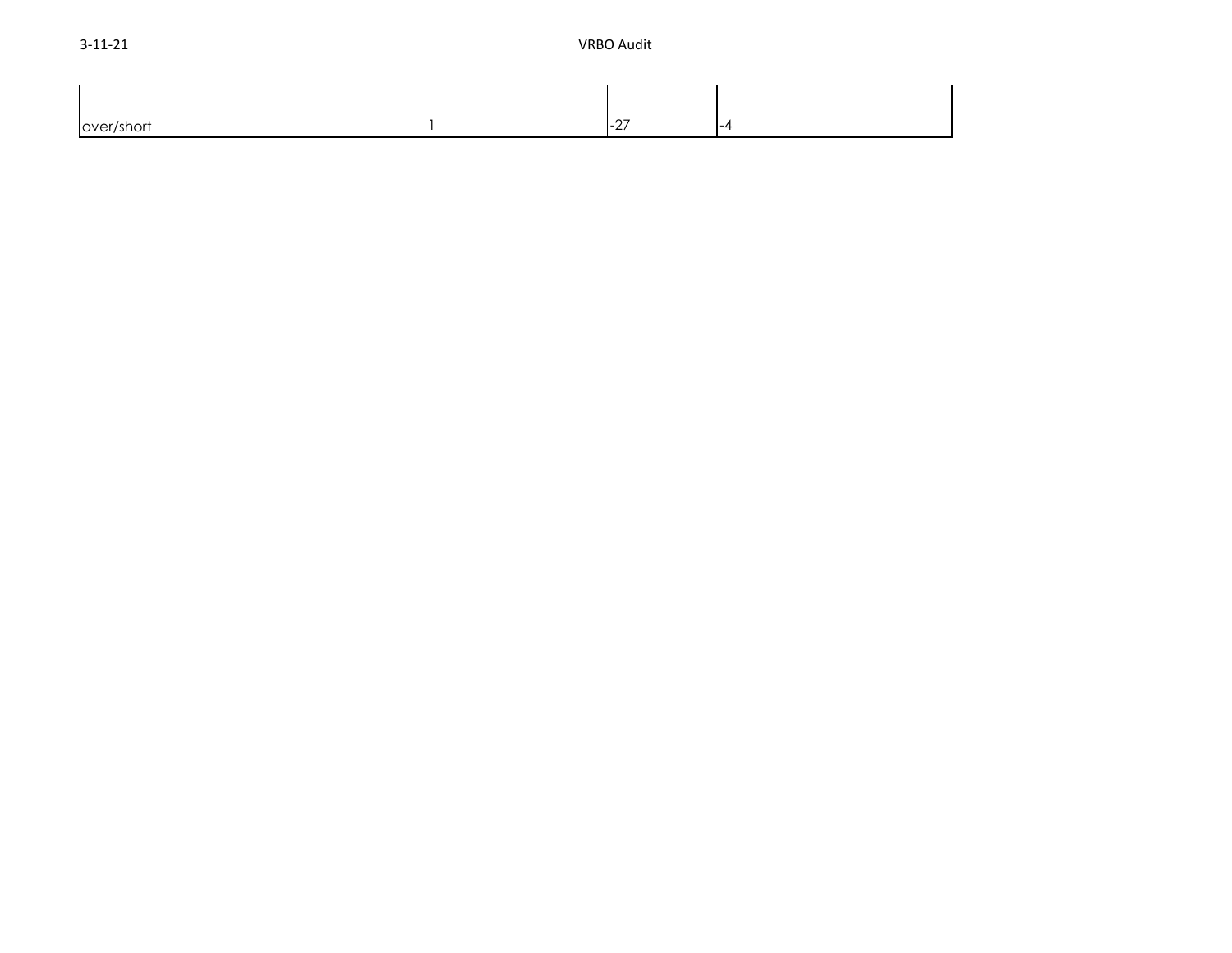| | | | |
|---|---|---|---|
| over/short | 1 | -27 | -4 |